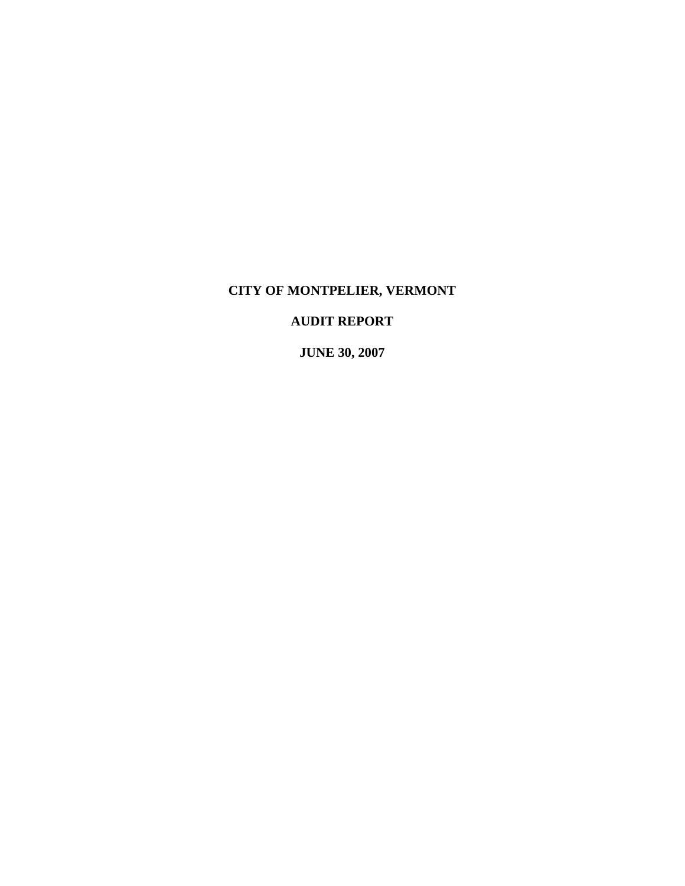# CITY OF MONTPELIER, VERMONT

## AUDIT REPORT

## JUNE 30, 2007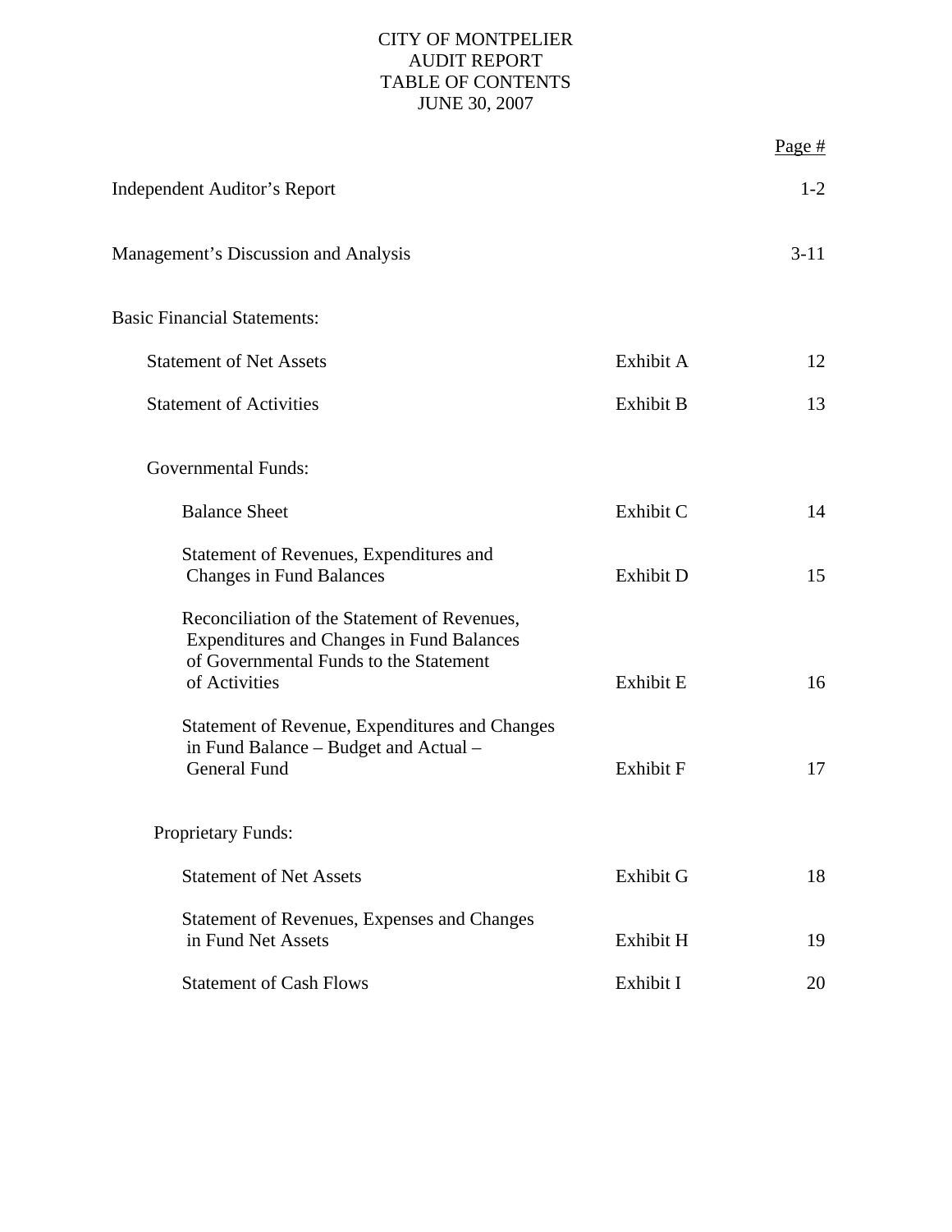# CITY OF MONTPELIER
## AUDIT REPORT
## TABLE OF CONTENTS
## JUNE 30, 2007

| | | Page # |
|---|---|---|
| Independent Auditor's Report | | 1-2 |
| Management's Discussion and Analysis | | 3-11 |
| Basic Financial Statements: | | |
| Statement of Net Assets | Exhibit A | 12 |
| Statement of Activities | Exhibit B | 13 |
| Governmental Funds: | | |
| Balance Sheet | Exhibit C | 14 |
| Statement of Revenues, Expenditures and Changes in Fund Balances | Exhibit D | 15 |
| Reconciliation of the Statement of Revenues, Expenditures and Changes in Fund Balances of Governmental Funds to the Statement of Activities | Exhibit E | 16 |
| Statement of Revenue, Expenditures and Changes in Fund Balance – Budget and Actual – General Fund | Exhibit F | 17 |
| Proprietary Funds: | | |
| Statement of Net Assets | Exhibit G | 18 |
| Statement of Revenues, Expenses and Changes in Fund Net Assets | Exhibit H | 19 |
| Statement of Cash Flows | Exhibit I | 20 |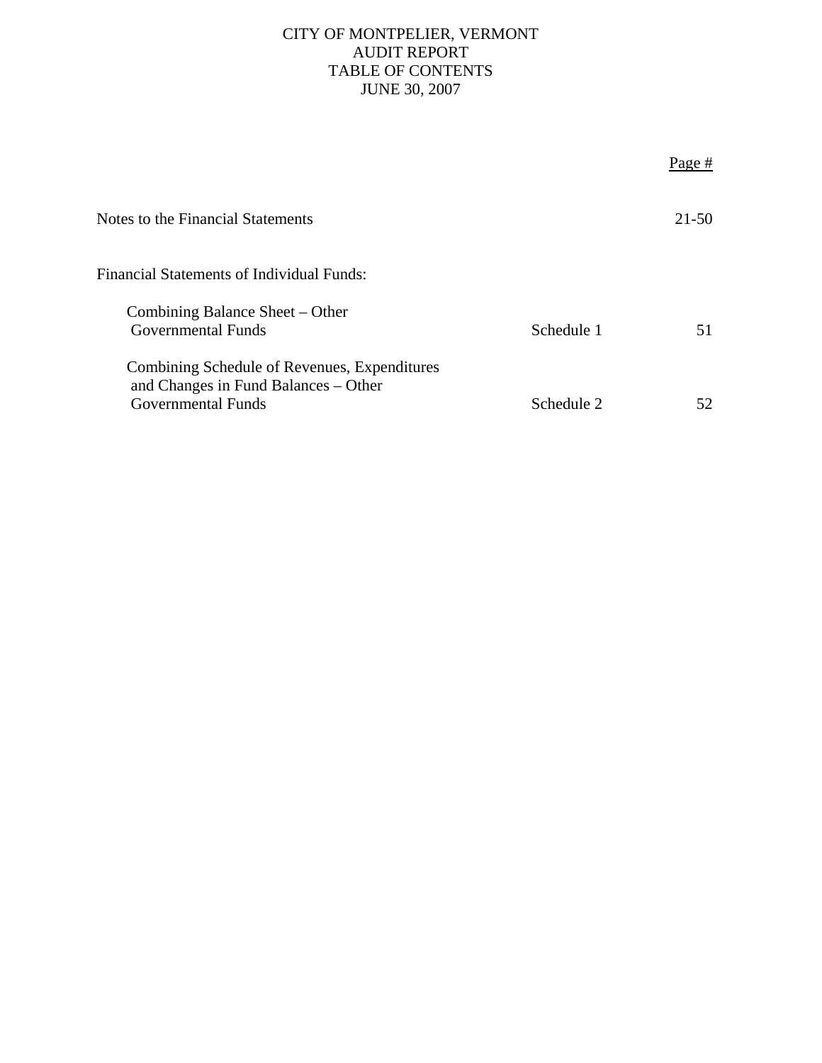# CITY OF MONTPELIER, VERMONT
## AUDIT REPORT
## TABLE OF CONTENTS
## JUNE 30, 2007

| | | Page # |
|---|---|---|
| Notes to the Financial Statements | | 21-50 |
| Financial Statements of Individual Funds: | | |
| Combining Balance Sheet – Other Governmental Funds | Schedule 1 | 51 |
| Combining Schedule of Revenues, Expenditures and Changes in Fund Balances – Other Governmental Funds | Schedule 2 | 52 |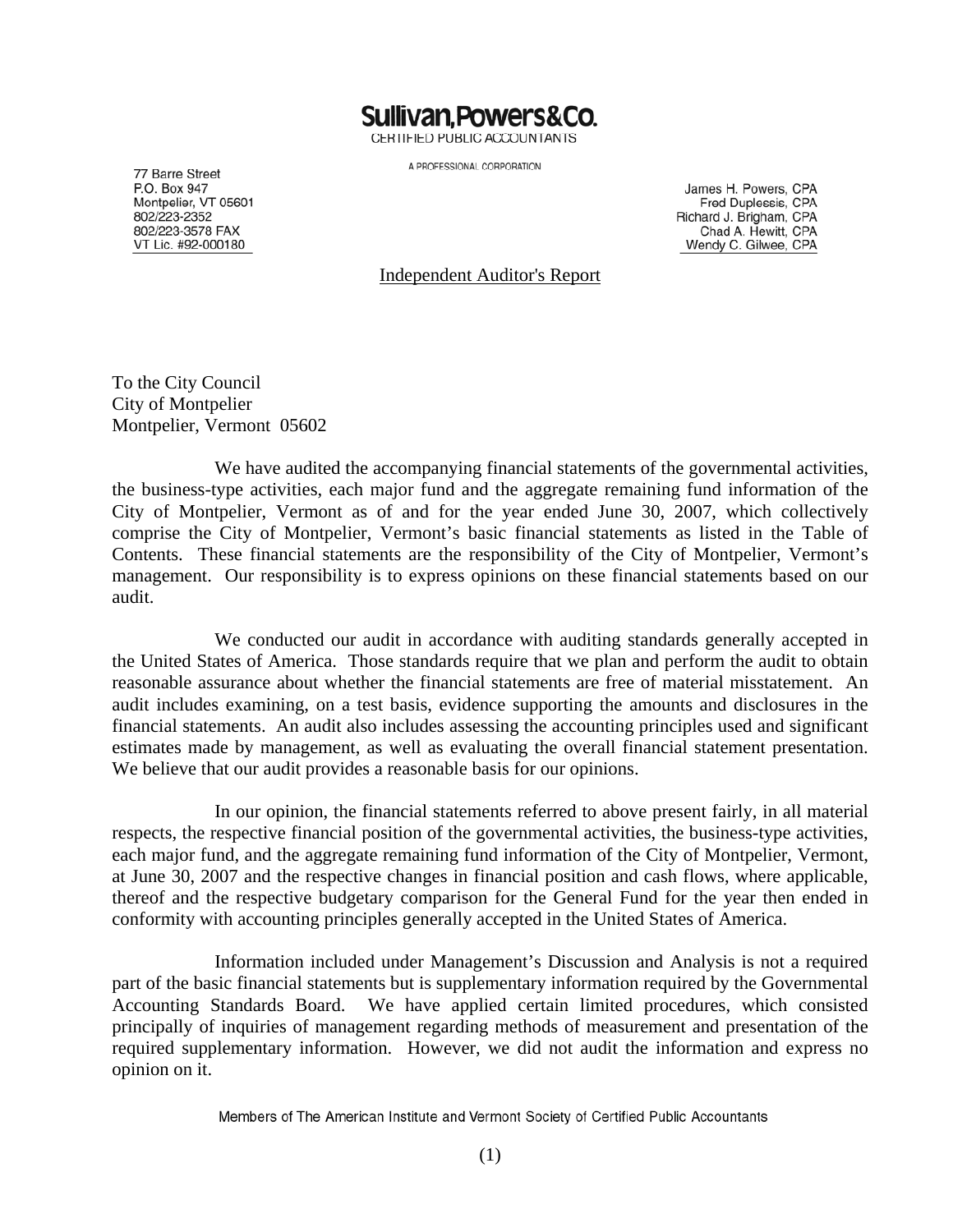# Sullivan, Powers & Co.

CERTIFIED PUBLIC ACCOUNTANTS

A PROFESSIONAL CORPORATION

77 Barre Street
P.O. Box 947
Montpelier, VT 05601
802/223-2352
802/223-3578 FAX
VT Lic. #92-000180

James H. Powers, CPA
Fred Duplessis, CPA
Richard J. Brigham, CPA
Chad A. Hewitt, CPA
Wendy C. Gilwee, CPA

## Independent Auditor's Report

To the City Council
City of Montpelier
Montpelier, Vermont 05602

We have audited the accompanying financial statements of the governmental activities, the business-type activities, each major fund and the aggregate remaining fund information of the City of Montpelier, Vermont as of and for the year ended June 30, 2007, which collectively comprise the City of Montpelier, Vermont's basic financial statements as listed in the Table of Contents. These financial statements are the responsibility of the City of Montpelier, Vermont's management. Our responsibility is to express opinions on these financial statements based on our audit.

We conducted our audit in accordance with auditing standards generally accepted in the United States of America. Those standards require that we plan and perform the audit to obtain reasonable assurance about whether the financial statements are free of material misstatement. An audit includes examining, on a test basis, evidence supporting the amounts and disclosures in the financial statements. An audit also includes assessing the accounting principles used and significant estimates made by management, as well as evaluating the overall financial statement presentation. We believe that our audit provides a reasonable basis for our opinions.

In our opinion, the financial statements referred to above present fairly, in all material respects, the respective financial position of the governmental activities, the business-type activities, each major fund, and the aggregate remaining fund information of the City of Montpelier, Vermont, at June 30, 2007 and the respective changes in financial position and cash flows, where applicable, thereof and the respective budgetary comparison for the General Fund for the year then ended in conformity with accounting principles generally accepted in the United States of America.

Information included under Management's Discussion and Analysis is not a required part of the basic financial statements but is supplementary information required by the Governmental Accounting Standards Board. We have applied certain limited procedures, which consisted principally of inquiries of management regarding methods of measurement and presentation of the required supplementary information. However, we did not audit the information and express no opinion on it.

Members of The American Institute and Vermont Society of Certified Public Accountants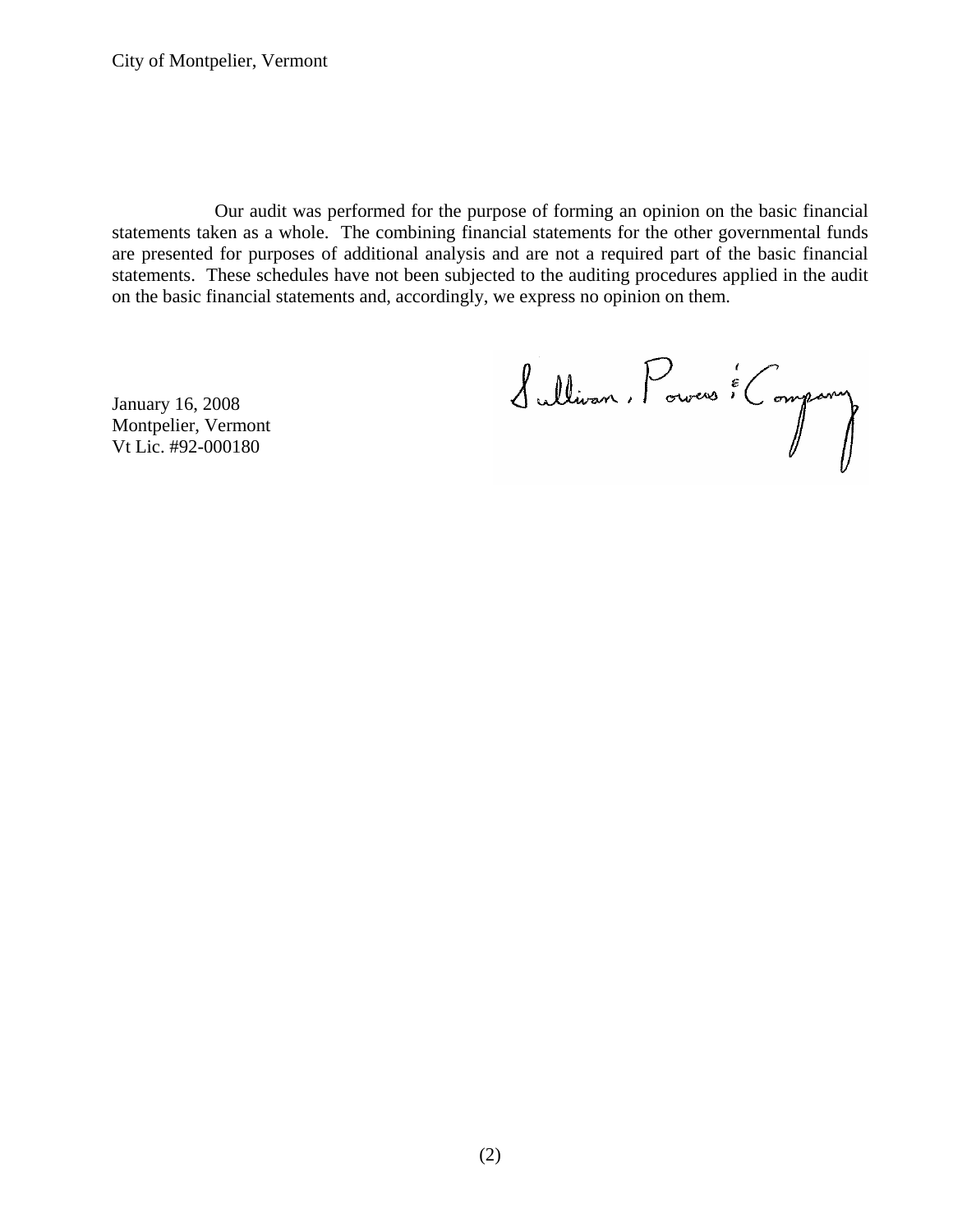Our audit was performed for the purpose of forming an opinion on the basic financial statements taken as a whole. The combining financial statements for the other governmental funds are presented for purposes of additional analysis and are not a required part of the basic financial statements. These schedules have not been subjected to the auditing procedures applied in the audit on the basic financial statements and, accordingly, we express no opinion on them.

January 16, 2008
Montpelier, Vermont
Vt Lic. #92-000180

Sullivan, Powers & Company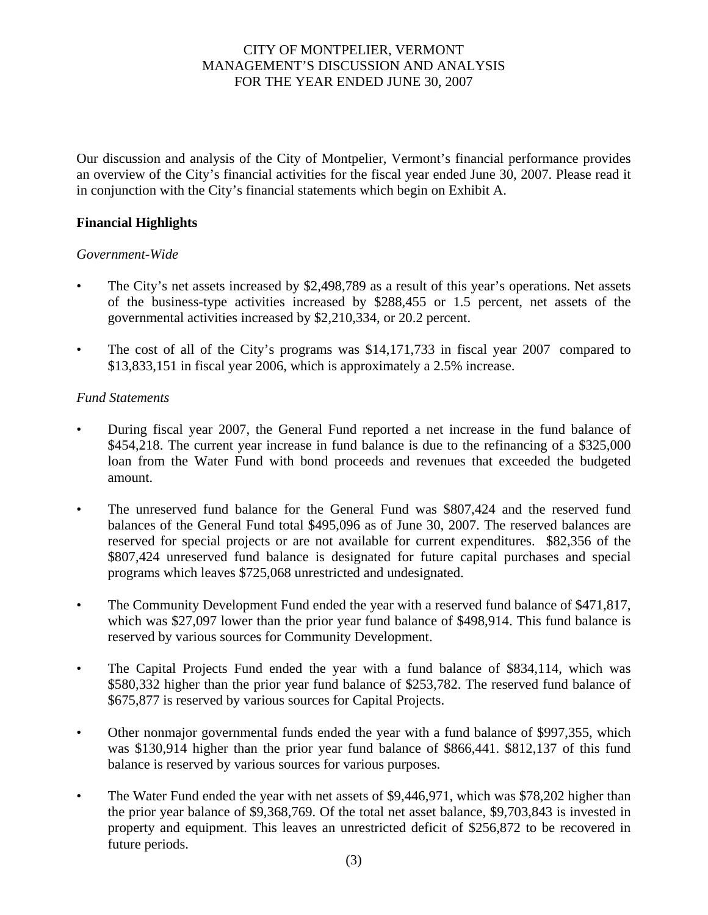CITY OF MONTPELIER, VERMONT
MANAGEMENT'S DISCUSSION AND ANALYSIS
FOR THE YEAR ENDED JUNE 30, 2007

Our discussion and analysis of the City of Montpelier, Vermont's financial performance provides an overview of the City's financial activities for the fiscal year ended June 30, 2007. Please read it in conjunction with the City's financial statements which begin on Exhibit A.

## Financial Highlights

*Government-Wide*

- The City's net assets increased by $2,498,789 as a result of this year's operations. Net assets of the business-type activities increased by $288,455 or 1.5 percent, net assets of the governmental activities increased by $2,210,334, or 20.2 percent.
- The cost of all of the City's programs was $14,171,733 in fiscal year 2007 compared to $13,833,151 in fiscal year 2006, which is approximately a 2.5% increase.

*Fund Statements*

- During fiscal year 2007, the General Fund reported a net increase in the fund balance of $454,218. The current year increase in fund balance is due to the refinancing of a $325,000 loan from the Water Fund with bond proceeds and revenues that exceeded the budgeted amount.
- The unreserved fund balance for the General Fund was $807,424 and the reserved fund balances of the General Fund total $495,096 as of June 30, 2007. The reserved balances are reserved for special projects or are not available for current expenditures. $82,356 of the $807,424 unreserved fund balance is designated for future capital purchases and special programs which leaves $725,068 unrestricted and undesignated.
- The Community Development Fund ended the year with a reserved fund balance of $471,817, which was $27,097 lower than the prior year fund balance of $498,914. This fund balance is reserved by various sources for Community Development.
- The Capital Projects Fund ended the year with a fund balance of $834,114, which was $580,332 higher than the prior year fund balance of $253,782. The reserved fund balance of $675,877 is reserved by various sources for Capital Projects.
- Other nonmajor governmental funds ended the year with a fund balance of $997,355, which was $130,914 higher than the prior year fund balance of $866,441. $812,137 of this fund balance is reserved by various sources for various purposes.
- The Water Fund ended the year with net assets of $9,446,971, which was $78,202 higher than the prior year balance of $9,368,769. Of the total net asset balance, $9,703,843 is invested in property and equipment. This leaves an unrestricted deficit of $256,872 to be recovered in future periods.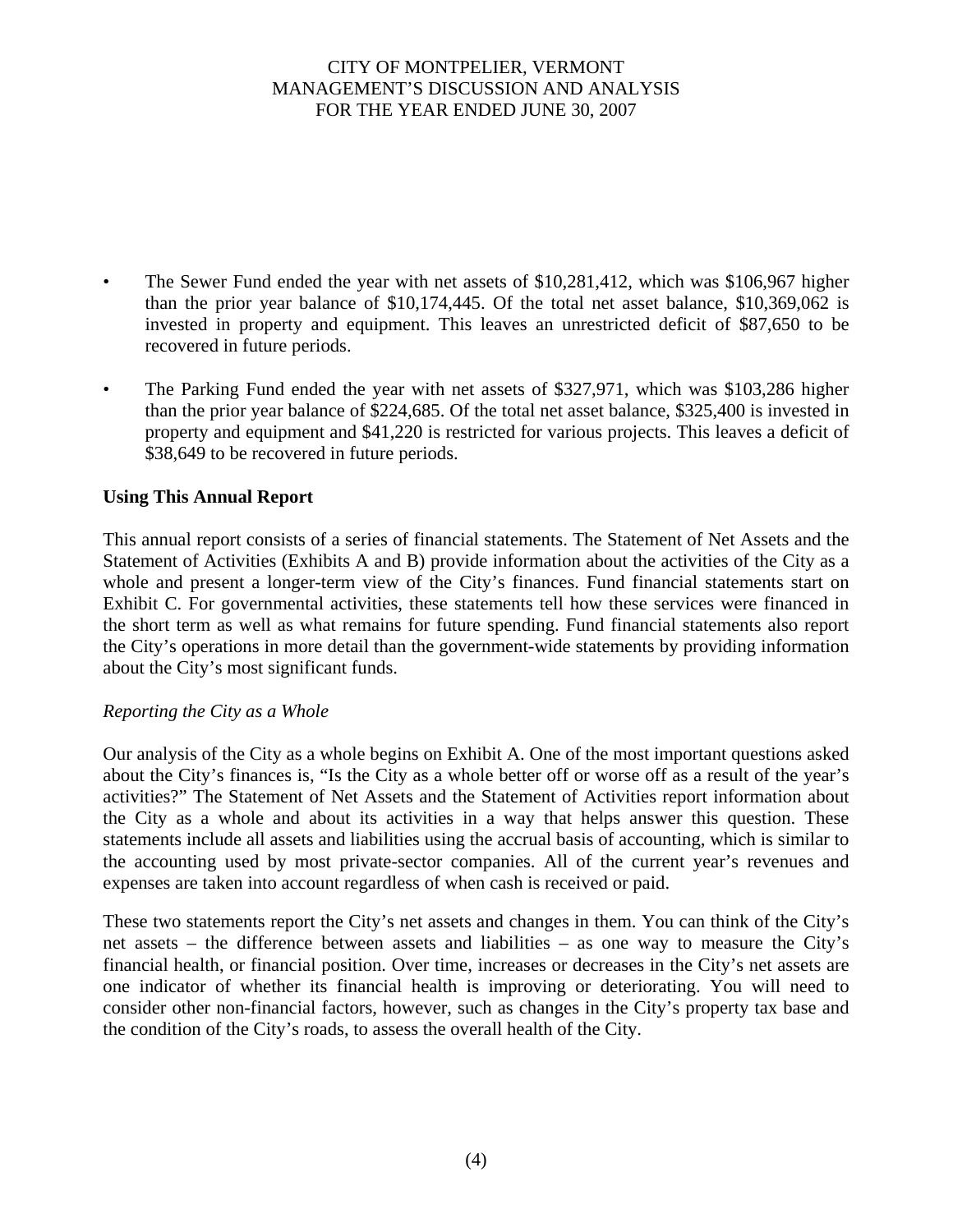- The Sewer Fund ended the year with net assets of $10,281,412, which was $106,967 higher than the prior year balance of $10,174,445. Of the total net asset balance, $10,369,062 is invested in property and equipment. This leaves an unrestricted deficit of $87,650 to be recovered in future periods.

- The Parking Fund ended the year with net assets of $327,971, which was $103,286 higher than the prior year balance of $224,685. Of the total net asset balance, $325,400 is invested in property and equipment and $41,220 is restricted for various projects. This leaves a deficit of $38,649 to be recovered in future periods.

**Using This Annual Report**

This annual report consists of a series of financial statements. The Statement of Net Assets and the Statement of Activities (Exhibits A and B) provide information about the activities of the City as a whole and present a longer-term view of the City's finances. Fund financial statements start on Exhibit C. For governmental activities, these statements tell how these services were financed in the short term as well as what remains for future spending. Fund financial statements also report the City's operations in more detail than the government-wide statements by providing information about the City's most significant funds.

*Reporting the City as a Whole*

Our analysis of the City as a whole begins on Exhibit A. One of the most important questions asked about the City's finances is, "Is the City as a whole better off or worse off as a result of the year's activities?" The Statement of Net Assets and the Statement of Activities report information about the City as a whole and about its activities in a way that helps answer this question. These statements include all assets and liabilities using the accrual basis of accounting, which is similar to the accounting used by most private-sector companies. All of the current year's revenues and expenses are taken into account regardless of when cash is received or paid.

These two statements report the City's net assets and changes in them. You can think of the City's net assets – the difference between assets and liabilities – as one way to measure the City's financial health, or financial position. Over time, increases or decreases in the City's net assets are one indicator of whether its financial health is improving or deteriorating. You will need to consider other non-financial factors, however, such as changes in the City's property tax base and the condition of the City's roads, to assess the overall health of the City.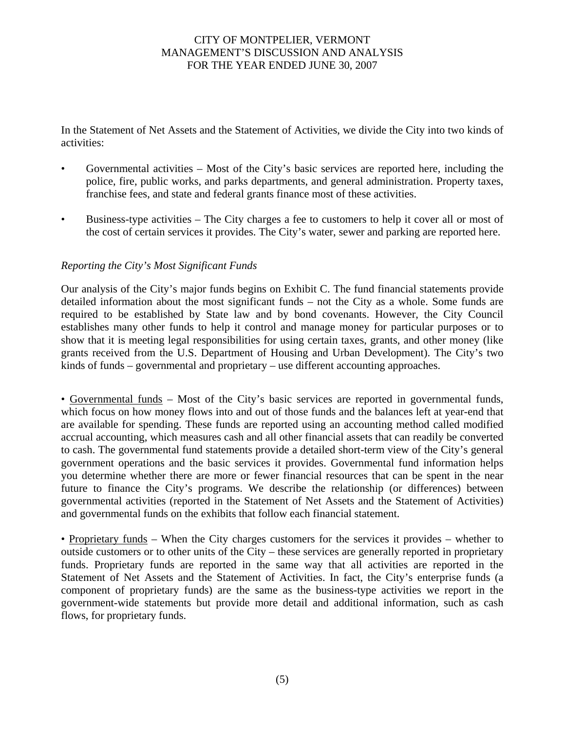In the Statement of Net Assets and the Statement of Activities, we divide the City into two kinds of activities:

- Governmental activities – Most of the City's basic services are reported here, including the police, fire, public works, and parks departments, and general administration. Property taxes, franchise fees, and state and federal grants finance most of these activities.
- Business-type activities – The City charges a fee to customers to help it cover all or most of the cost of certain services it provides. The City's water, sewer and parking are reported here.

*Reporting the City's Most Significant Funds*

Our analysis of the City's major funds begins on Exhibit C. The fund financial statements provide detailed information about the most significant funds – not the City as a whole. Some funds are required to be established by State law and by bond covenants. However, the City Council establishes many other funds to help it control and manage money for particular purposes or to show that it is meeting legal responsibilities for using certain taxes, grants, and other money (like grants received from the U.S. Department of Housing and Urban Development). The City's two kinds of funds – governmental and proprietary – use different accounting approaches.

- Governmental funds – Most of the City's basic services are reported in governmental funds, which focus on how money flows into and out of those funds and the balances left at year-end that are available for spending. These funds are reported using an accounting method called modified accrual accounting, which measures cash and all other financial assets that can readily be converted to cash. The governmental fund statements provide a detailed short-term view of the City's general government operations and the basic services it provides. Governmental fund information helps you determine whether there are more or fewer financial resources that can be spent in the near future to finance the City's programs. We describe the relationship (or differences) between governmental activities (reported in the Statement of Net Assets and the Statement of Activities) and governmental funds on the exhibits that follow each financial statement.

- Proprietary funds – When the City charges customers for the services it provides – whether to outside customers or to other units of the City – these services are generally reported in proprietary funds. Proprietary funds are reported in the same way that all activities are reported in the Statement of Net Assets and the Statement of Activities. In fact, the City's enterprise funds (a component of proprietary funds) are the same as the business-type activities we report in the government-wide statements but provide more detail and additional information, such as cash flows, for proprietary funds.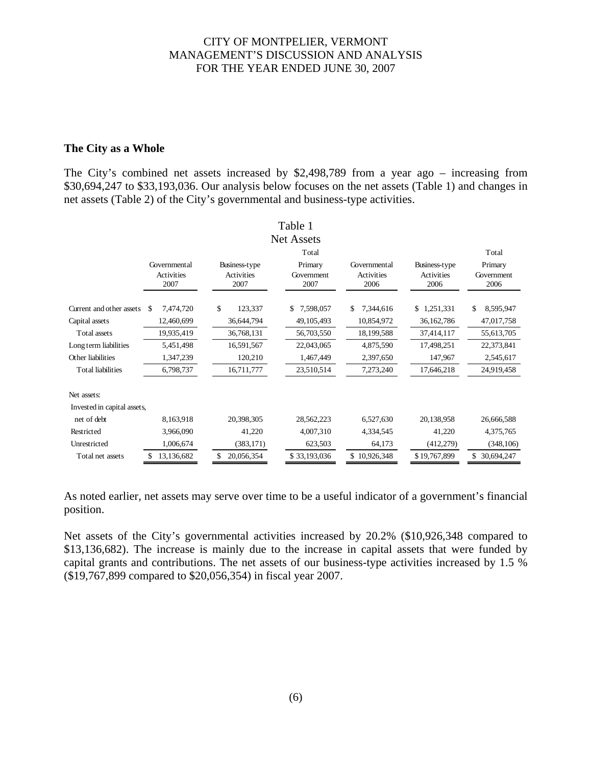## The City as a Whole

The City's combined net assets increased by $2,498,789 from a year ago – increasing from $30,694,247 to $33,193,036. Our analysis below focuses on the net assets (Table 1) and changes in net assets (Table 2) of the City's governmental and business-type activities.

Table 1
Net Assets

| | Governmental Activities 2007 | Business-type Activities 2007 | Total Primary Government 2007 | Governmental Activities 2006 | Business-type Activities 2006 | Total Primary Government 2006 |
|---|---|---|---|---|---|---|
| Current and other assets | $ 7,474,720 | $ 123,337 | $ 7,598,057 | $ 7,344,616 | $ 1,251,331 | $ 8,595,947 |
| Capital assets | 12,460,699 | 36,644,794 | 49,105,493 | 10,854,972 | 36,162,786 | 47,017,758 |
| Total assets | 19,935,419 | 36,768,131 | 56,703,550 | 18,199,588 | 37,414,117 | 55,613,705 |
| Long term liabilities | 5,451,498 | 16,591,567 | 22,043,065 | 4,875,590 | 17,498,251 | 22,373,841 |
| Other liabilities | 1,347,239 | 120,210 | 1,467,449 | 2,397,650 | 147,967 | 2,545,617 |
| Total liabilities | 6,798,737 | 16,711,777 | 23,510,514 | 7,273,240 | 17,646,218 | 24,919,458 |
| Net assets: | | | | | | |
| Invested in capital assets, net of debt | 8,163,918 | 20,398,305 | 28,562,223 | 6,527,630 | 20,138,958 | 26,666,588 |
| Restricted | 3,966,090 | 41,220 | 4,007,310 | 4,334,545 | 41,220 | 4,375,765 |
| Unrestricted | 1,006,674 | (383,171) | 623,503 | 64,173 | (412,279) | (348,106) |
| Total net assets | $ 13,136,682 | $ 20,056,354 | $ 33,193,036 | $ 10,926,348 | $ 19,767,899 | $ 30,694,247 |

As noted earlier, net assets may serve over time to be a useful indicator of a government's financial position.

Net assets of the City's governmental activities increased by 20.2% ($10,926,348 compared to $13,136,682). The increase is mainly due to the increase in capital assets that were funded by capital grants and contributions. The net assets of our business-type activities increased by 1.5 % ($19,767,899 compared to $20,056,354) in fiscal year 2007.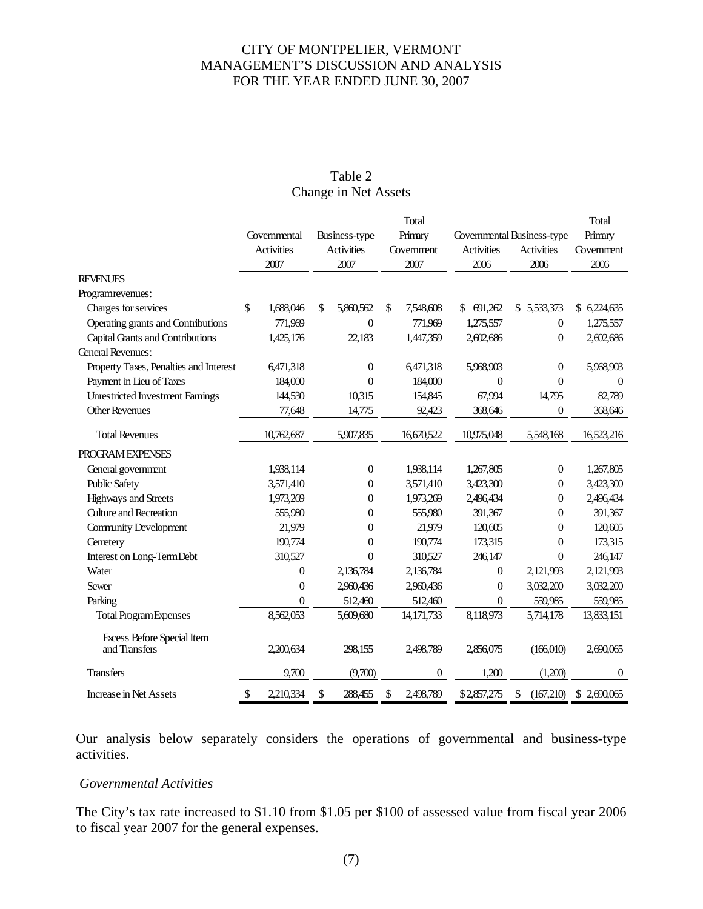# CITY OF MONTPELIER, VERMONT
## MANAGEMENT'S DISCUSSION AND ANALYSIS
## FOR THE YEAR ENDED JUNE 30, 2007

### Table 2
### Change in Net Assets

| | Governmental Activities 2007 | Business-type Activities 2007 | Total Primary Government 2007 | Governmental Activities 2006 | Business-type Activities 2006 | Total Primary Government 2006 |
|---|---|---|---|---|---|---|
| **REVENUES** | | | | | | |
| Program revenues: | | | | | | |
| Charges for services | $ 1,688,046 | $ 5,860,562 | $ 7,548,608 | $ 691,262 | $ 5,533,373 | $ 6,224,635 |
| Operating grants and Contributions | 771,969 | 0 | 771,969 | 1,275,557 | 0 | 1,275,557 |
| Capital Grants and Contributions | 1,425,176 | 22,183 | 1,447,359 | 2,602,686 | 0 | 2,602,686 |
| General Revenues: | | | | | | |
| Property Taxes, Penalties and Interest | 6,471,318 | 0 | 6,471,318 | 5,968,903 | 0 | 5,968,903 |
| Payment in Lieu of Taxes | 184,000 | 0 | 184,000 | 0 | 0 | 0 |
| Unrestricted Investment Earnings | 144,530 | 10,315 | 154,845 | 67,994 | 14,795 | 82,789 |
| Other Revenues | 77,648 | 14,775 | 92,423 | 368,646 | 0 | 368,646 |
| Total Revenues | 10,762,687 | 5,907,835 | 16,670,522 | 10,975,048 | 5,548,168 | 16,523,216 |
| **PROGRAM EXPENSES** | | | | | | |
| General government | 1,938,114 | 0 | 1,938,114 | 1,267,805 | 0 | 1,267,805 |
| Public Safety | 3,571,410 | 0 | 3,571,410 | 3,423,300 | 0 | 3,423,300 |
| Highways and Streets | 1,973,269 | 0 | 1,973,269 | 2,496,434 | 0 | 2,496,434 |
| Culture and Recreation | 555,980 | 0 | 555,980 | 391,367 | 0 | 391,367 |
| Community Development | 21,979 | 0 | 21,979 | 120,605 | 0 | 120,605 |
| Cemetery | 190,774 | 0 | 190,774 | 173,315 | 0 | 173,315 |
| Interest on Long-Term Debt | 310,527 | 0 | 310,527 | 246,147 | 0 | 246,147 |
| Water | 0 | 2,136,784 | 2,136,784 | 0 | 2,121,993 | 2,121,993 |
| Sewer | 0 | 2,960,436 | 2,960,436 | 0 | 3,032,200 | 3,032,200 |
| Parking | 0 | 512,460 | 512,460 | 0 | 559,985 | 559,985 |
| Total Program Expenses | 8,562,053 | 5,609,680 | 14,171,733 | 8,118,973 | 5,714,178 | 13,833,151 |
| Excess Before Special Item and Transfers | 2,200,634 | 298,155 | 2,498,789 | 2,856,075 | (166,010) | 2,690,065 |
| Transfers | 9,700 | (9,700) | 0 | 1,200 | (1,200) | 0 |
| Increase in Net Assets | $ 2,210,334 | $ 288,455 | $ 2,498,789 | $ 2,857,275 | $ (167,210) | $ 2,690,065 |

Our analysis below separately considers the operations of governmental and business-type activities.

*Governmental Activities*

The City's tax rate increased to $1.10 from $1.05 per $100 of assessed value from fiscal year 2006 to fiscal year 2007 for the general expenses.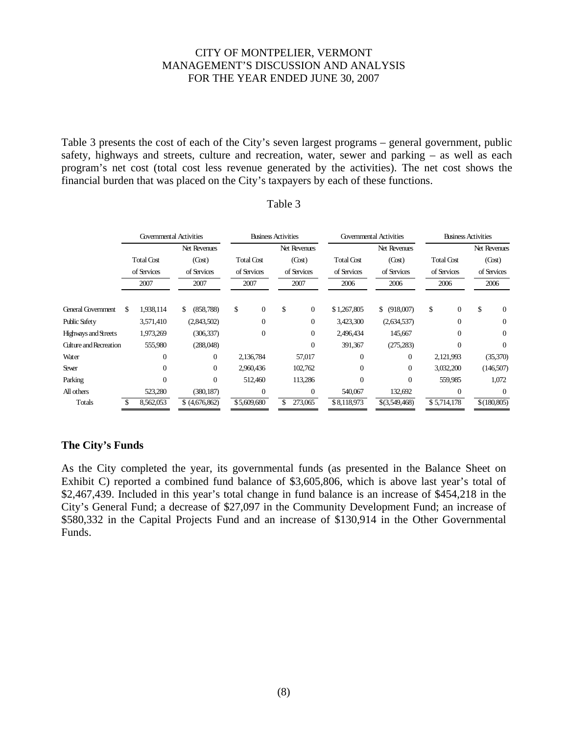Table 3 presents the cost of each of the City's seven largest programs – general government, public safety, highways and streets, culture and recreation, water, sewer and parking – as well as each program's net cost (total cost less revenue generated by the activities). The net cost shows the financial burden that was placed on the City's taxpayers by each of these functions.

Table 3

| | Governmental Activities | | Business Activities | | Governmental Activities | | Business Activities | |
|---|---|---|---|---|---|---|---|---|
| | Total Cost of Services 2007 | Net Revenues (Cost) of Services 2007 | Total Cost of Services 2007 | Net Revenues (Cost) of Services 2007 | Total Cost of Services 2006 | Net Revenues (Cost) of Services 2006 | Total Cost of Services 2006 | Net Revenues (Cost) of Services 2006 |
| General Government | $ 1,938,114 | $ (858,788) | $ 0 | $ 0 | $ 1,267,805 | $ (918,007) | $ 0 | $ 0 |
| Public Safety | 3,571,410 | (2,843,502) | 0 | 0 | 3,423,300 | (2,634,537) | 0 | 0 |
| Highways and Streets | 1,973,269 | (306,337) | 0 | 0 | 2,496,434 | 145,667 | 0 | 0 |
| Culture and Recreation | 555,980 | (288,048) | | 0 | 391,367 | (275,283) | 0 | 0 |
| Water | 0 | 0 | 2,136,784 | 57,017 | 0 | 0 | 2,121,993 | (35,370) |
| Sewer | 0 | 0 | 2,960,436 | 102,762 | 0 | 0 | 3,032,200 | (146,507) |
| Parking | 0 | 0 | 512,460 | 113,286 | 0 | 0 | 559,985 | 1,072 |
| All others | 523,280 | (380,187) | 0 | 0 | 540,067 | 132,692 | 0 | 0 |
| Totals | $ 8,562,053 | $ (4,676,862) | $ 5,609,680 | $ 273,065 | $ 8,118,973 | $ (3,549,468) | $ 5,714,178 | $ (180,805) |

## The City's Funds

As the City completed the year, its governmental funds (as presented in the Balance Sheet on Exhibit C) reported a combined fund balance of $3,605,806, which is above last year's total of $2,467,439. Included in this year's total change in fund balance is an increase of $454,218 in the City's General Fund; a decrease of $27,097 in the Community Development Fund; an increase of $580,332 in the Capital Projects Fund and an increase of $130,914 in the Other Governmental Funds.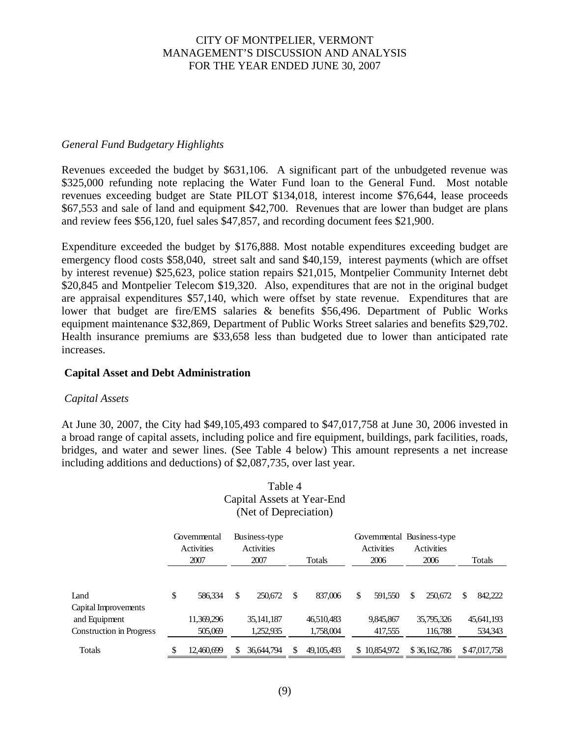*General Fund Budgetary Highlights*

Revenues exceeded the budget by $631,106. A significant part of the unbudgeted revenue was $325,000 refunding note replacing the Water Fund loan to the General Fund. Most notable revenues exceeding budget are State PILOT $134,018, interest income $76,644, lease proceeds $67,553 and sale of land and equipment $42,700. Revenues that are lower than budget are plans and review fees $56,120, fuel sales $47,857, and recording document fees $21,900.

Expenditure exceeded the budget by $176,888. Most notable expenditures exceeding budget are emergency flood costs $58,040, street salt and sand $40,159, interest payments (which are offset by interest revenue) $25,623, police station repairs $21,015, Montpelier Community Internet debt $20,845 and Montpelier Telecom $19,320. Also, expenditures that are not in the original budget are appraisal expenditures $57,140, which were offset by state revenue. Expenditures that are lower that budget are fire/EMS salaries & benefits $56,496. Department of Public Works equipment maintenance $32,869, Department of Public Works Street salaries and benefits $29,702. Health insurance premiums are $33,658 less than budgeted due to lower than anticipated rate increases.

## Capital Asset and Debt Administration

*Capital Assets*

At June 30, 2007, the City had $49,105,493 compared to $47,017,758 at June 30, 2006 invested in a broad range of capital assets, including police and fire equipment, buildings, park facilities, roads, bridges, and water and sewer lines. (See Table 4 below) This amount represents a net increase including additions and deductions) of $2,087,735, over last year.

Table 4
Capital Assets at Year-End
(Net of Depreciation)

| | Governmental Activities 2007 | Business-type Activities 2007 | Totals | Governmental Activities 2006 | Business-type Activities 2006 | Totals |
|---|---|---|---|---|---|---|
| Land | $ 586,334 | $ 250,672 | $ 837,006 | $ 591,550 | $ 250,672 | $ 842,222 |
| Capital Improvements and Equipment | 11,369,296 | 35,141,187 | 46,510,483 | 9,845,867 | 35,795,326 | 45,641,193 |
| Construction in Progress | 505,069 | 1,252,935 | 1,758,004 | 417,555 | 116,788 | 534,343 |
| Totals | $ 12,460,699 | $ 36,644,794 | $ 49,105,493 | $ 10,854,972 | $ 36,162,786 | $ 47,017,758 |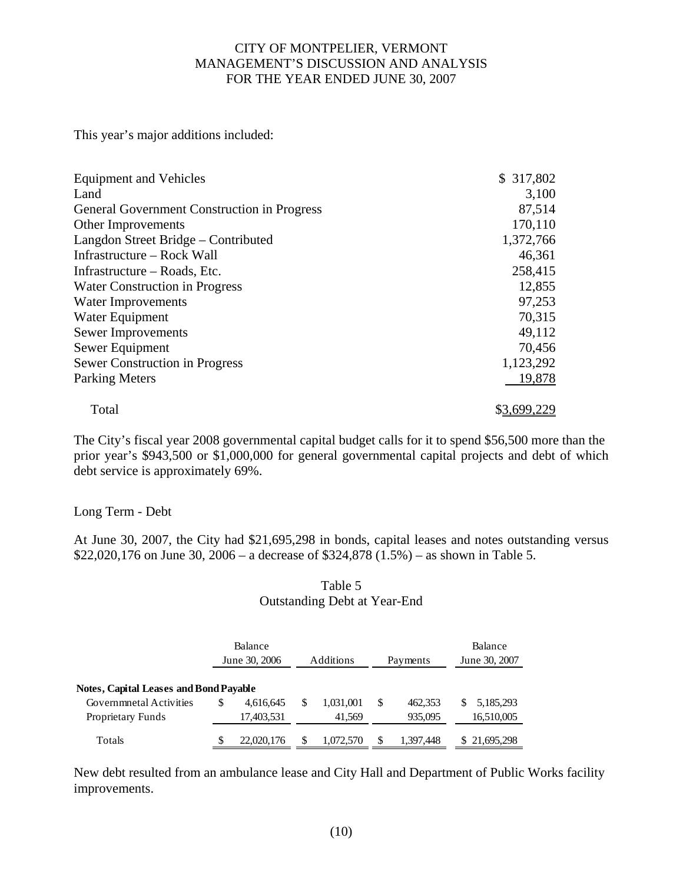This year's major additions included:

| | |
|---|---|
| Equipment and Vehicles | $ 317,802 |
| Land | 3,100 |
| General Government Construction in Progress | 87,514 |
| Other Improvements | 170,110 |
| Langdon Street Bridge – Contributed | 1,372,766 |
| Infrastructure – Rock Wall | 46,361 |
| Infrastructure – Roads, Etc. | 258,415 |
| Water Construction in Progress | 12,855 |
| Water Improvements | 97,253 |
| Water Equipment | 70,315 |
| Sewer Improvements | 49,112 |
| Sewer Equipment | 70,456 |
| Sewer Construction in Progress | 1,123,292 |
| Parking Meters | 19,878 |
| Total | $3,699,229 |

The City's fiscal year 2008 governmental capital budget calls for it to spend $56,500 more than the prior year's $943,500 or $1,000,000 for general governmental capital projects and debt of which debt service is approximately 69%.

Long Term - Debt

At June 30, 2007, the City had $21,695,298 in bonds, capital leases and notes outstanding versus $22,020,176 on June 30, 2006 – a decrease of $324,878 (1.5%) – as shown in Table 5.

Table 5
Outstanding Debt at Year-End

| | Balance June 30, 2006 | Additions | Payments | Balance June 30, 2007 |
|---|---|---|---|---|
| **Notes, Capital Leases and Bond Payable** | | | | |
| Governmnetal Activities | $ 4,616,645 | $ 1,031,001 | $ 462,353 | $ 5,185,293 |
| Proprietary Funds | 17,403,531 | 41,569 | 935,095 | 16,510,005 |
| Totals | $ 22,020,176 | $ 1,072,570 | $ 1,397,448 | $ 21,695,298 |

New debt resulted from an ambulance lease and City Hall and Department of Public Works facility improvements.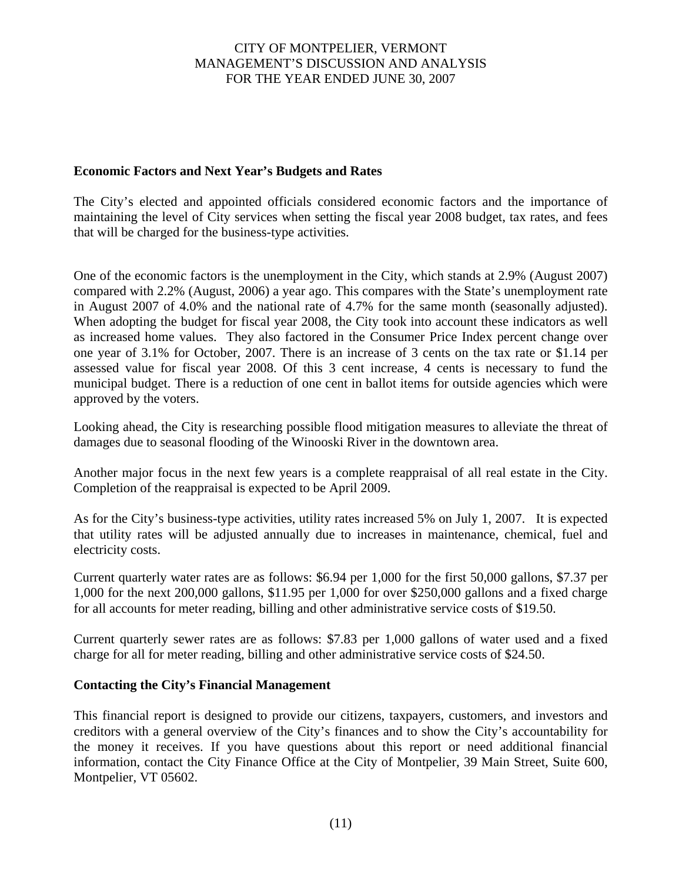## Economic Factors and Next Year's Budgets and Rates

The City's elected and appointed officials considered economic factors and the importance of maintaining the level of City services when setting the fiscal year 2008 budget, tax rates, and fees that will be charged for the business-type activities.

One of the economic factors is the unemployment in the City, which stands at 2.9% (August 2007) compared with 2.2% (August, 2006) a year ago. This compares with the State's unemployment rate in August 2007 of 4.0% and the national rate of 4.7% for the same month (seasonally adjusted). When adopting the budget for fiscal year 2008, the City took into account these indicators as well as increased home values. They also factored in the Consumer Price Index percent change over one year of 3.1% for October, 2007. There is an increase of 3 cents on the tax rate or $1.14 per assessed value for fiscal year 2008. Of this 3 cent increase, 4 cents is necessary to fund the municipal budget. There is a reduction of one cent in ballot items for outside agencies which were approved by the voters.

Looking ahead, the City is researching possible flood mitigation measures to alleviate the threat of damages due to seasonal flooding of the Winooski River in the downtown area.

Another major focus in the next few years is a complete reappraisal of all real estate in the City. Completion of the reappraisal is expected to be April 2009.

As for the City's business-type activities, utility rates increased 5% on July 1, 2007. It is expected that utility rates will be adjusted annually due to increases in maintenance, chemical, fuel and electricity costs.

Current quarterly water rates are as follows: $6.94 per 1,000 for the first 50,000 gallons, $7.37 per 1,000 for the next 200,000 gallons, $11.95 per 1,000 for over $250,000 gallons and a fixed charge for all accounts for meter reading, billing and other administrative service costs of $19.50.

Current quarterly sewer rates are as follows: $7.83 per 1,000 gallons of water used and a fixed charge for all for meter reading, billing and other administrative service costs of $24.50.

## Contacting the City's Financial Management

This financial report is designed to provide our citizens, taxpayers, customers, and investors and creditors with a general overview of the City's finances and to show the City's accountability for the money it receives. If you have questions about this report or need additional financial information, contact the City Finance Office at the City of Montpelier, 39 Main Street, Suite 600, Montpelier, VT 05602.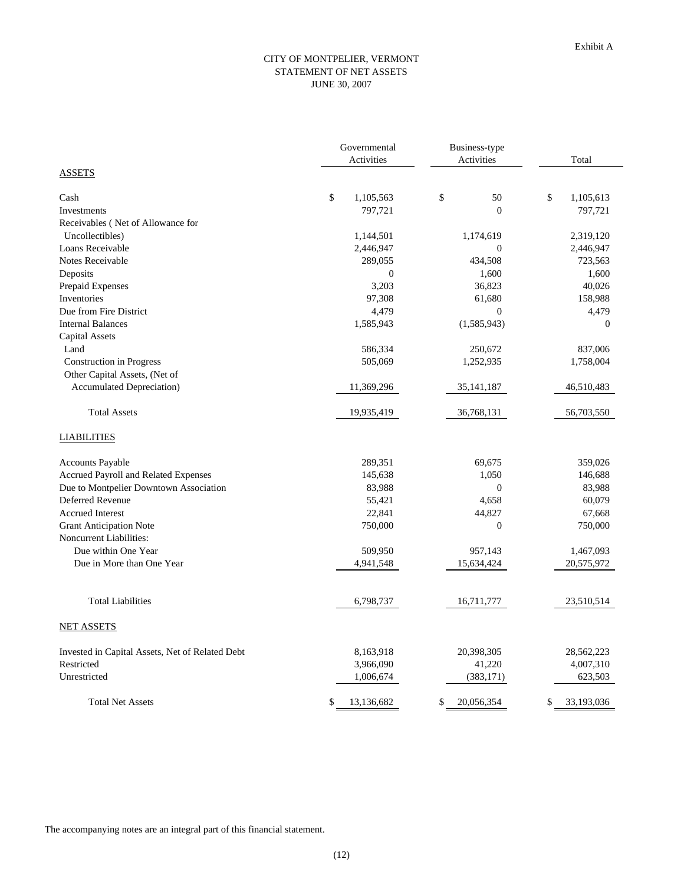Exhibit A

# CITY OF MONTPELIER, VERMONT
## STATEMENT OF NET ASSETS
### JUNE 30, 2007

| | Governmental Activities | Business-type Activities | Total |
|---|---|---|---|
| ASSETS | | | |
| Cash | $ 1,105,563 | $ 50 | $ 1,105,613 |
| Investments | 797,721 | 0 | 797,721 |
| Receivables ( Net of Allowance for Uncollectibles) | 1,144,501 | 1,174,619 | 2,319,120 |
| Loans Receivable | 2,446,947 | 0 | 2,446,947 |
| Notes Receivable | 289,055 | 434,508 | 723,563 |
| Deposits | 0 | 1,600 | 1,600 |
| Prepaid Expenses | 3,203 | 36,823 | 40,026 |
| Inventories | 97,308 | 61,680 | 158,988 |
| Due from Fire District | 4,479 | 0 | 4,479 |
| Internal Balances | 1,585,943 | (1,585,943) | 0 |
| Capital Assets | | | |
| Land | 586,334 | 250,672 | 837,006 |
| Construction in Progress | 505,069 | 1,252,935 | 1,758,004 |
| Other Capital Assets, (Net of Accumulated Depreciation) | 11,369,296 | 35,141,187 | 46,510,483 |
| Total Assets | 19,935,419 | 36,768,131 | 56,703,550 |
| LIABILITIES | | | |
| Accounts Payable | 289,351 | 69,675 | 359,026 |
| Accrued Payroll and Related Expenses | 145,638 | 1,050 | 146,688 |
| Due to Montpelier Downtown Association | 83,988 | 0 | 83,988 |
| Deferred Revenue | 55,421 | 4,658 | 60,079 |
| Accrued Interest | 22,841 | 44,827 | 67,668 |
| Grant Anticipation Note | 750,000 | 0 | 750,000 |
| Noncurrent Liabilities: | | | |
| Due within One Year | 509,950 | 957,143 | 1,467,093 |
| Due in More than One Year | 4,941,548 | 15,634,424 | 20,575,972 |
| Total Liabilities | 6,798,737 | 16,711,777 | 23,510,514 |
| NET ASSETS | | | |
| Invested in Capital Assets, Net of Related Debt | 8,163,918 | 20,398,305 | 28,562,223 |
| Restricted | 3,966,090 | 41,220 | 4,007,310 |
| Unrestricted | 1,006,674 | (383,171) | 623,503 |
| Total Net Assets | $ 13,136,682 | $ 20,056,354 | $ 33,193,036 |

The accompanying notes are an integral part of this financial statement.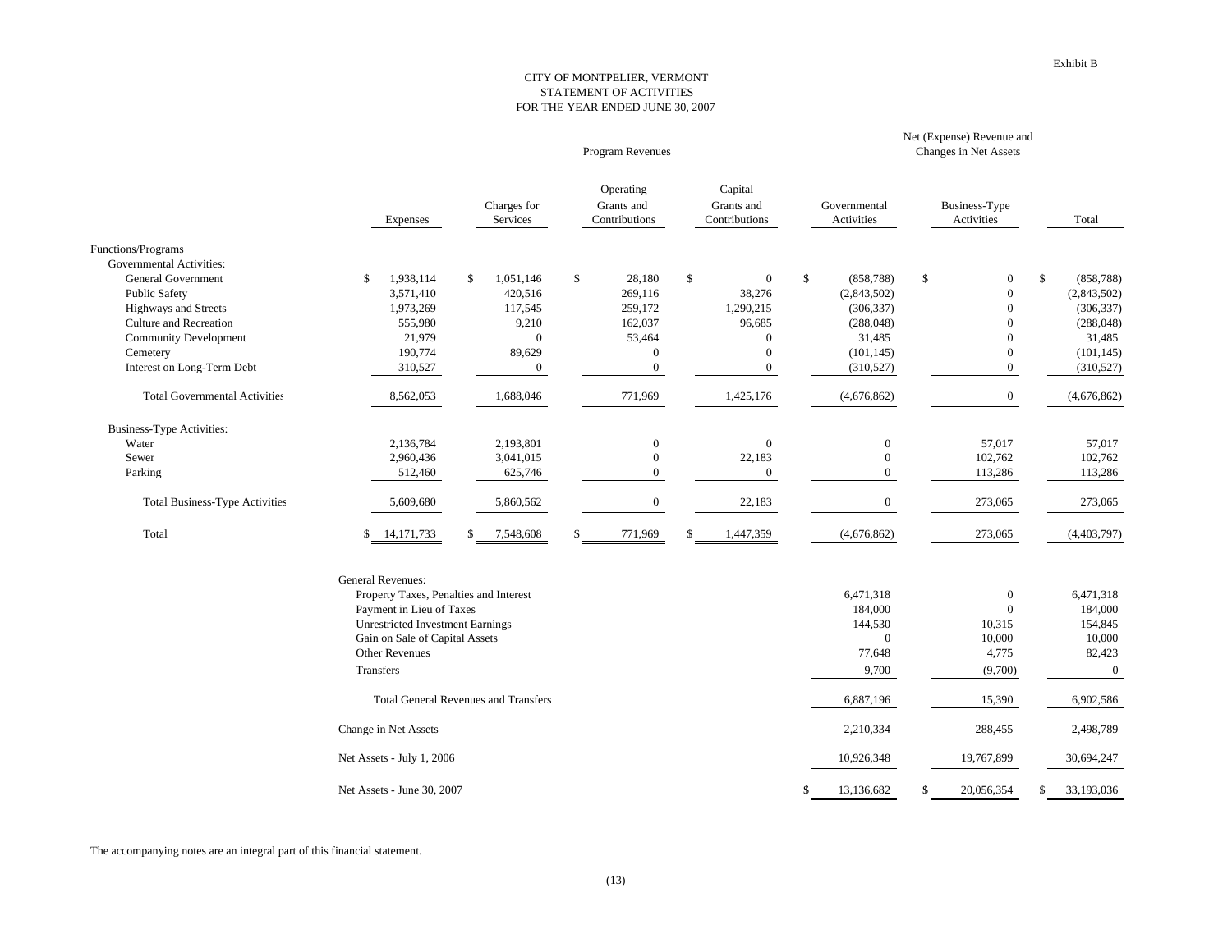Exhibit B

# CITY OF MONTPELIER, VERMONT
## STATEMENT OF ACTIVITIES
### FOR THE YEAR ENDED JUNE 30, 2007

| | | Program Revenues | | | Net (Expense) Revenue and Changes in Net Assets | | |
|---|---|---|---|---|---|---|---|
| | Expenses | Charges for Services | Operating Grants and Contributions | Capital Grants and Contributions | Governmental Activities | Business-Type Activities | Total |
| Functions/Programs | | | | | | | |
| Governmental Activities: | | | | | | | |
| General Government | $ 1,938,114 | $ 1,051,146 | $ 28,180 | $ 0 | $ (858,788) | $ 0 | $ (858,788) |
| Public Safety | 3,571,410 | 420,516 | 269,116 | 38,276 | (2,843,502) | 0 | (2,843,502) |
| Highways and Streets | 1,973,269 | 117,545 | 259,172 | 1,290,215 | (306,337) | 0 | (306,337) |
| Culture and Recreation | 555,980 | 9,210 | 162,037 | 96,685 | (288,048) | 0 | (288,048) |
| Community Development | 21,979 | 0 | 53,464 | 0 | 31,485 | 0 | 31,485 |
| Cemetery | 190,774 | 89,629 | 0 | 0 | (101,145) | 0 | (101,145) |
| Interest on Long-Term Debt | 310,527 | 0 | 0 | 0 | (310,527) | 0 | (310,527) |
| Total Governmental Activities | 8,562,053 | 1,688,046 | 771,969 | 1,425,176 | (4,676,862) | 0 | (4,676,862) |
| Business-Type Activities: | | | | | | | |
| Water | 2,136,784 | 2,193,801 | 0 | 0 | 0 | 57,017 | 57,017 |
| Sewer | 2,960,436 | 3,041,015 | 0 | 22,183 | 0 | 102,762 | 102,762 |
| Parking | 512,460 | 625,746 | 0 | 0 | 0 | 113,286 | 113,286 |
| Total Business-Type Activities | 5,609,680 | 5,860,562 | 0 | 22,183 | 0 | 273,065 | 273,065 |
| Total | $ 14,171,733 | $ 7,548,608 | $ 771,969 | $ 1,447,359 | (4,676,862) | 273,065 | (4,403,797) |
| General Revenues: | | | | | | | |
| Property Taxes, Penalties and Interest | | | | | 6,471,318 | 0 | 6,471,318 |
| Payment in Lieu of Taxes | | | | | 184,000 | 0 | 184,000 |
| Unrestricted Investment Earnings | | | | | 144,530 | 10,315 | 154,845 |
| Gain on Sale of Capital Assets | | | | | 0 | 10,000 | 10,000 |
| Other Revenues | | | | | 77,648 | 4,775 | 82,423 |
| Transfers | | | | | 9,700 | (9,700) | 0 |
| Total General Revenues and Transfers | | | | | 6,887,196 | 15,390 | 6,902,586 |
| Change in Net Assets | | | | | 2,210,334 | 288,455 | 2,498,789 |
| Net Assets - July 1, 2006 | | | | | 10,926,348 | 19,767,899 | 30,694,247 |
| Net Assets - June 30, 2007 | | | | | $ 13,136,682 | $ 20,056,354 | $ 33,193,036 |

The accompanying notes are an integral part of this financial statement.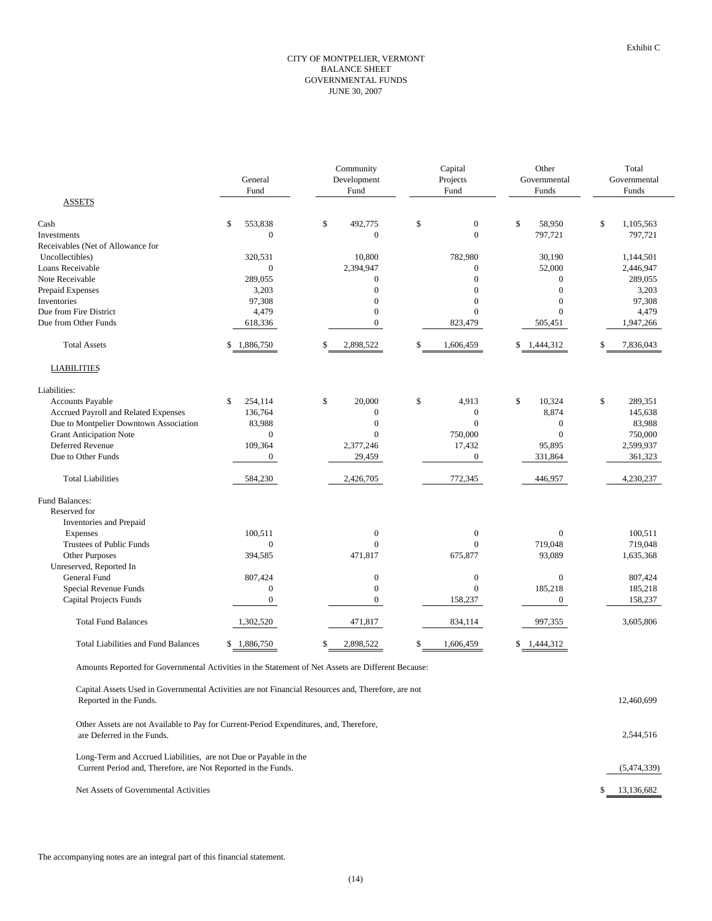Exhibit C

# CITY OF MONTPELIER, VERMONT
## BALANCE SHEET
## GOVERNMENTAL FUNDS
## JUNE 30, 2007

| | General Fund | Community Development Fund | Capital Projects Fund | Other Governmental Funds | Total Governmental Funds |
|---|---|---|---|---|---|
| ASSETS | | | | | |
| Cash | $ 553,838 | $ 492,775 | $ 0 | $ 58,950 | $ 1,105,563 |
| Investments | 0 | 0 | 0 | 797,721 | 797,721 |
| Receivables (Net of Allowance for Uncollectibles) | 320,531 | 10,800 | 782,980 | 30,190 | 1,144,501 |
| Loans Receivable | 0 | 2,394,947 | 0 | 52,000 | 2,446,947 |
| Note Receivable | 289,055 | 0 | 0 | 0 | 289,055 |
| Prepaid Expenses | 3,203 | 0 | 0 | 0 | 3,203 |
| Inventories | 97,308 | 0 | 0 | 0 | 97,308 |
| Due from Fire District | 4,479 | 0 | 0 | 0 | 4,479 |
| Due from Other Funds | 618,336 | 0 | 823,479 | 505,451 | 1,947,266 |
| Total Assets | $ 1,886,750 | $ 2,898,522 | $ 1,606,459 | $ 1,444,312 | $ 7,836,043 |
| LIABILITIES | | | | | |
| Liabilities: | | | | | |
| Accounts Payable | $ 254,114 | $ 20,000 | $ 4,913 | $ 10,324 | $ 289,351 |
| Accrued Payroll and Related Expenses | 136,764 | 0 | 0 | 8,874 | 145,638 |
| Due to Montpelier Downtown Association | 83,988 | 0 | 0 | 0 | 83,988 |
| Grant Anticipation Note | 0 | 0 | 750,000 | 0 | 750,000 |
| Deferred Revenue | 109,364 | 2,377,246 | 17,432 | 95,895 | 2,599,937 |
| Due to Other Funds | 0 | 29,459 | 0 | 331,864 | 361,323 |
| Total Liabilities | 584,230 | 2,426,705 | 772,345 | 446,957 | 4,230,237 |
| Fund Balances: | | | | | |
| Reserved for | | | | | |
| Inventories and Prepaid Expenses | 100,511 | 0 | 0 | 0 | 100,511 |
| Trustees of Public Funds | 0 | 0 | 0 | 719,048 | 719,048 |
| Other Purposes | 394,585 | 471,817 | 675,877 | 93,089 | 1,635,368 |
| Unreserved, Reported In | | | | | |
| General Fund | 807,424 | 0 | 0 | 0 | 807,424 |
| Special Revenue Funds | 0 | 0 | 0 | 185,218 | 185,218 |
| Capital Projects Funds | 0 | 0 | 158,237 | 0 | 158,237 |
| Total Fund Balances | 1,302,520 | 471,817 | 834,114 | 997,355 | 3,605,806 |
| Total Liabilities and Fund Balances | $ 1,886,750 | $ 2,898,522 | $ 1,606,459 | $ 1,444,312 | |
| Amounts Reported for Governmental Activities in the Statement of Net Assets are Different Because: | | | | | |
| Capital Assets Used in Governmental Activities are not Financial Resources and, Therefore, are not Reported in the Funds. | | | | | 12,460,699 |
| Other Assets are not Available to Pay for Current-Period Expenditures, and, Therefore, are Deferred in the Funds. | | | | | 2,544,516 |
| Long-Term and Accrued Liabilities, are not Due or Payable in the Current Period and, Therefore, are Not Reported in the Funds. | | | | | (5,474,339) |
| Net Assets of Governmental Activities | | | | | $ 13,136,682 |

The accompanying notes are an integral part of this financial statement.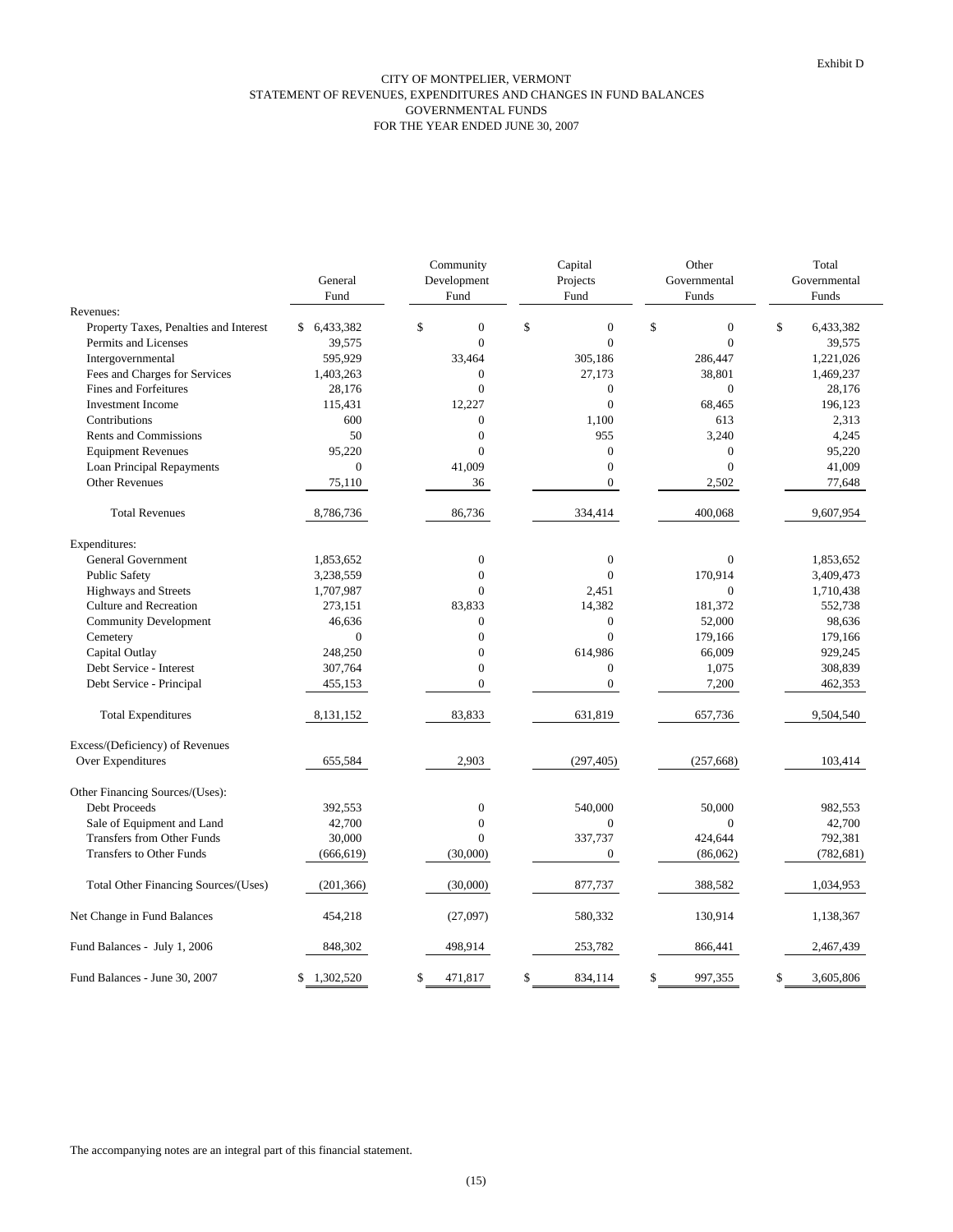Exhibit D

# CITY OF MONTPELIER, VERMONT
## STATEMENT OF REVENUES, EXPENDITURES AND CHANGES IN FUND BALANCES
## GOVERNMENTAL FUNDS
## FOR THE YEAR ENDED JUNE 30, 2007

| | General Fund | Community Development Fund | Capital Projects Fund | Other Governmental Funds | Total Governmental Funds |
|---|---|---|---|---|---|
| Revenues: | | | | | |
| Property Taxes, Penalties and Interest | $ 6,433,382 | $ 0 | $ 0 | $ 0 | $ 6,433,382 |
| Permits and Licenses | 39,575 | 0 | 0 | 0 | 39,575 |
| Intergovernmental | 595,929 | 33,464 | 305,186 | 286,447 | 1,221,026 |
| Fees and Charges for Services | 1,403,263 | 0 | 27,173 | 38,801 | 1,469,237 |
| Fines and Forfeitures | 28,176 | 0 | 0 | 0 | 28,176 |
| Investment Income | 115,431 | 12,227 | 0 | 68,465 | 196,123 |
| Contributions | 600 | 0 | 1,100 | 613 | 2,313 |
| Rents and Commissions | 50 | 0 | 955 | 3,240 | 4,245 |
| Equipment Revenues | 95,220 | 0 | 0 | 0 | 95,220 |
| Loan Principal Repayments | 0 | 41,009 | 0 | 0 | 41,009 |
| Other Revenues | 75,110 | 36 | 0 | 2,502 | 77,648 |
| Total Revenues | 8,786,736 | 86,736 | 334,414 | 400,068 | 9,607,954 |
| Expenditures: | | | | | |
| General Government | 1,853,652 | 0 | 0 | 0 | 1,853,652 |
| Public Safety | 3,238,559 | 0 | 0 | 170,914 | 3,409,473 |
| Highways and Streets | 1,707,987 | 0 | 2,451 | 0 | 1,710,438 |
| Culture and Recreation | 273,151 | 83,833 | 14,382 | 181,372 | 552,738 |
| Community Development | 46,636 | 0 | 0 | 52,000 | 98,636 |
| Cemetery | 0 | 0 | 0 | 179,166 | 179,166 |
| Capital Outlay | 248,250 | 0 | 614,986 | 66,009 | 929,245 |
| Debt Service - Interest | 307,764 | 0 | 0 | 1,075 | 308,839 |
| Debt Service - Principal | 455,153 | 0 | 0 | 7,200 | 462,353 |
| Total Expenditures | 8,131,152 | 83,833 | 631,819 | 657,736 | 9,504,540 |
| Excess/(Deficiency) of Revenues Over Expenditures | 655,584 | 2,903 | (297,405) | (257,668) | 103,414 |
| Other Financing Sources/(Uses): | | | | | |
| Debt Proceeds | 392,553 | 0 | 540,000 | 50,000 | 982,553 |
| Sale of Equipment and Land | 42,700 | 0 | 0 | 0 | 42,700 |
| Transfers from Other Funds | 30,000 | 0 | 337,737 | 424,644 | 792,381 |
| Transfers to Other Funds | (666,619) | (30,000) | 0 | (86,062) | (782,681) |
| Total Other Financing Sources/(Uses) | (201,366) | (30,000) | 877,737 | 388,582 | 1,034,953 |
| Net Change in Fund Balances | 454,218 | (27,097) | 580,332 | 130,914 | 1,138,367 |
| Fund Balances - July 1, 2006 | 848,302 | 498,914 | 253,782 | 866,441 | 2,467,439 |
| Fund Balances - June 30, 2007 | $ 1,302,520 | $ 471,817 | $ 834,114 | $ 997,355 | $ 3,605,806 |

The accompanying notes are an integral part of this financial statement.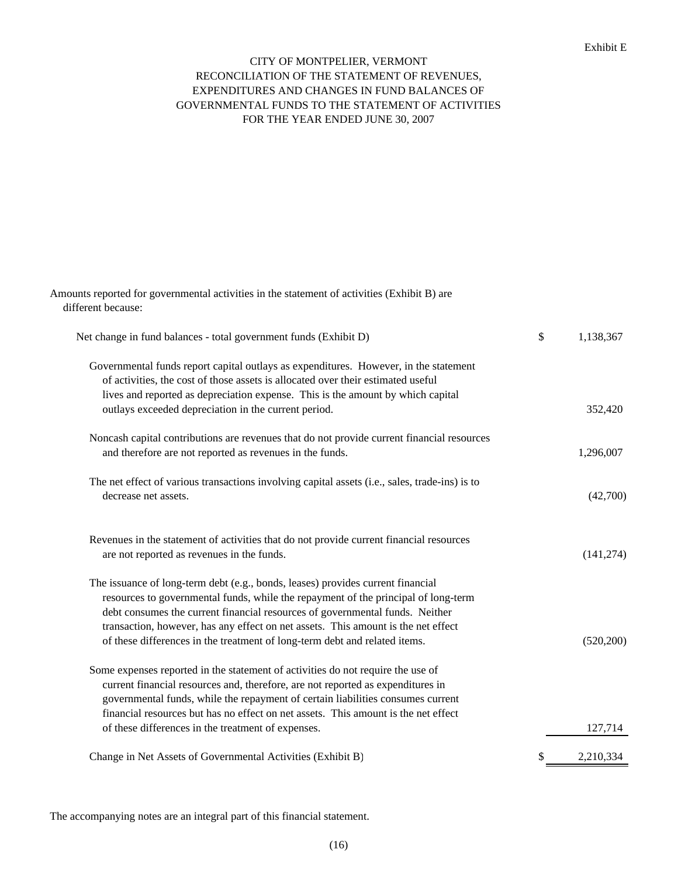Exhibit E

# CITY OF MONTPELIER, VERMONT
## RECONCILIATION OF THE STATEMENT OF REVENUES, EXPENDITURES AND CHANGES IN FUND BALANCES OF GOVERNMENTAL FUNDS TO THE STATEMENT OF ACTIVITIES
### FOR THE YEAR ENDED JUNE 30, 2007

Amounts reported for governmental activities in the statement of activities (Exhibit B) are different because:

| | | |
|---|---|---|
| Net change in fund balances - total government funds (Exhibit D) | $ | 1,138,367 |
| Governmental funds report capital outlays as expenditures. However, in the statement of activities, the cost of those assets is allocated over their estimated useful lives and reported as depreciation expense. This is the amount by which capital outlays exceeded depreciation in the current period. | | 352,420 |
| Noncash capital contributions are revenues that do not provide current financial resources and therefore are not reported as revenues in the funds. | | 1,296,007 |
| The net effect of various transactions involving capital assets (i.e., sales, trade-ins) is to decrease net assets. | | (42,700) |
| Revenues in the statement of activities that do not provide current financial resources are not reported as revenues in the funds. | | (141,274) |
| The issuance of long-term debt (e.g., bonds, leases) provides current financial resources to governmental funds, while the repayment of the principal of long-term debt consumes the current financial resources of governmental funds. Neither transaction, however, has any effect on net assets. This amount is the net effect of these differences in the treatment of long-term debt and related items. | | (520,200) |
| Some expenses reported in the statement of activities do not require the use of current financial resources and, therefore, are not reported as expenditures in governmental funds, while the repayment of certain liabilities consumes current financial resources but has no effect on net assets. This amount is the net effect of these differences in the treatment of expenses. | | 127,714 |
| Change in Net Assets of Governmental Activities (Exhibit B) | $ | 2,210,334 |

The accompanying notes are an integral part of this financial statement.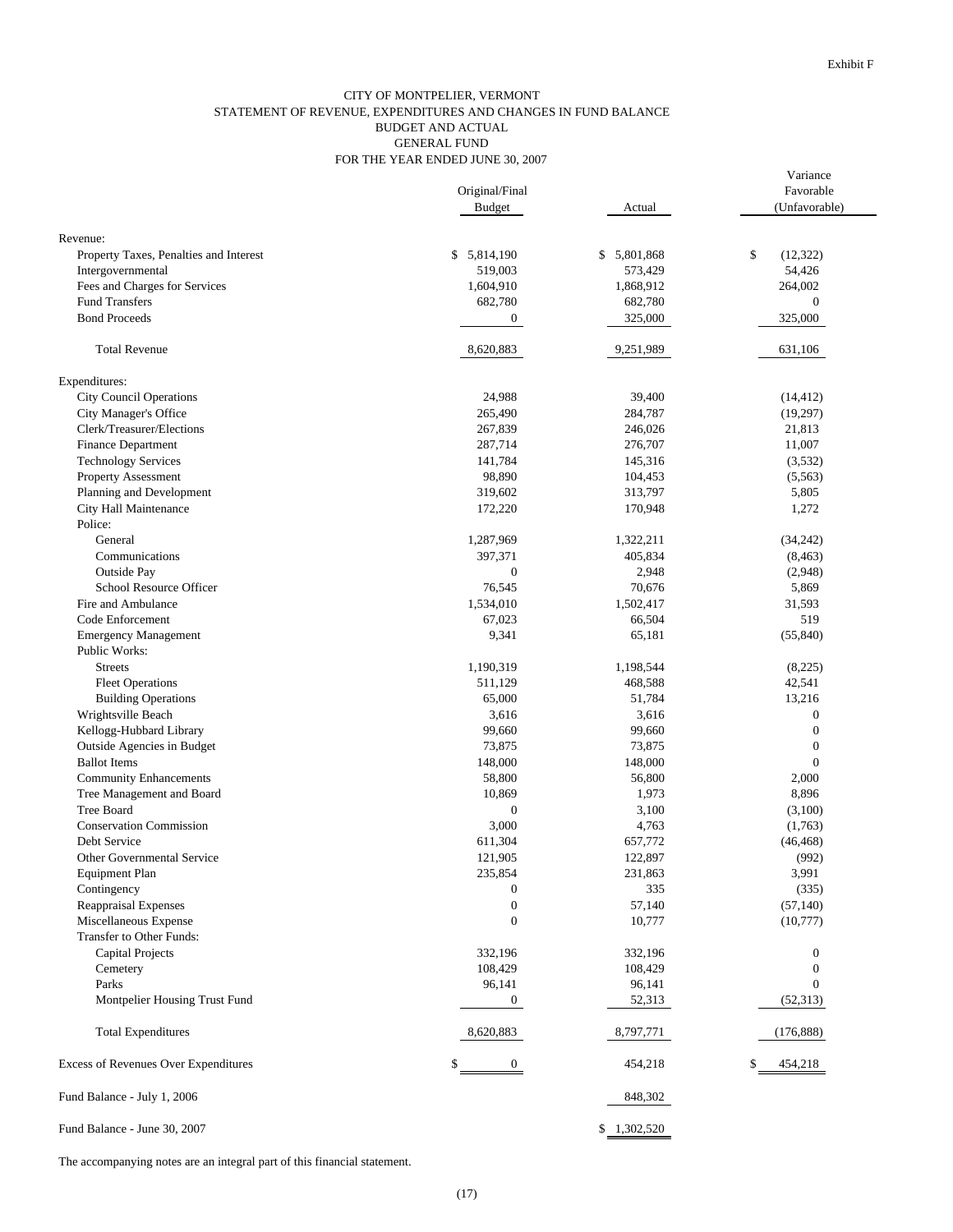Exhibit F

# CITY OF MONTPELIER, VERMONT
## STATEMENT OF REVENUE, EXPENDITURES AND CHANGES IN FUND BALANCE
## BUDGET AND ACTUAL
## GENERAL FUND
## FOR THE YEAR ENDED JUNE 30, 2007

| | Original/Final Budget | Actual | Variance Favorable (Unfavorable) |
|---|---|---|---|
| Revenue: | | | |
| Property Taxes, Penalties and Interest | $ 5,814,190 | $ 5,801,868 | $ (12,322) |
| Intergovernmental | 519,003 | 573,429 | 54,426 |
| Fees and Charges for Services | 1,604,910 | 1,868,912 | 264,002 |
| Fund Transfers | 682,780 | 682,780 | 0 |
| Bond Proceeds | 0 | 325,000 | 325,000 |
| Total Revenue | 8,620,883 | 9,251,989 | 631,106 |
| Expenditures: | | | |
| City Council Operations | 24,988 | 39,400 | (14,412) |
| City Manager's Office | 265,490 | 284,787 | (19,297) |
| Clerk/Treasurer/Elections | 267,839 | 246,026 | 21,813 |
| Finance Department | 287,714 | 276,707 | 11,007 |
| Technology Services | 141,784 | 145,316 | (3,532) |
| Property Assessment | 98,890 | 104,453 | (5,563) |
| Planning and Development | 319,602 | 313,797 | 5,805 |
| City Hall Maintenance | 172,220 | 170,948 | 1,272 |
| Police: | | | |
| General | 1,287,969 | 1,322,211 | (34,242) |
| Communications | 397,371 | 405,834 | (8,463) |
| Outside Pay | 0 | 2,948 | (2,948) |
| School Resource Officer | 76,545 | 70,676 | 5,869 |
| Fire and Ambulance | 1,534,010 | 1,502,417 | 31,593 |
| Code Enforcement | 67,023 | 66,504 | 519 |
| Emergency Management | 9,341 | 65,181 | (55,840) |
| Public Works: | | | |
| Streets | 1,190,319 | 1,198,544 | (8,225) |
| Fleet Operations | 511,129 | 468,588 | 42,541 |
| Building Operations | 65,000 | 51,784 | 13,216 |
| Wrightsville Beach | 3,616 | 3,616 | 0 |
| Kellogg-Hubbard Library | 99,660 | 99,660 | 0 |
| Outside Agencies in Budget | 73,875 | 73,875 | 0 |
| Ballot Items | 148,000 | 148,000 | 0 |
| Community Enhancements | 58,800 | 56,800 | 2,000 |
| Tree Management and Board | 10,869 | 1,973 | 8,896 |
| Tree Board | 0 | 3,100 | (3,100) |
| Conservation Commission | 3,000 | 4,763 | (1,763) |
| Debt Service | 611,304 | 657,772 | (46,468) |
| Other Governmental Service | 121,905 | 122,897 | (992) |
| Equipment Plan | 235,854 | 231,863 | 3,991 |
| Contingency | 0 | 335 | (335) |
| Reappraisal Expenses | 0 | 57,140 | (57,140) |
| Miscellaneous Expense | 0 | 10,777 | (10,777) |
| Transfer to Other Funds: | | | |
| Capital Projects | 332,196 | 332,196 | 0 |
| Cemetery | 108,429 | 108,429 | 0 |
| Parks | 96,141 | 96,141 | 0 |
| Montpelier Housing Trust Fund | 0 | 52,313 | (52,313) |
| Total Expenditures | 8,620,883 | 8,797,771 | (176,888) |
| Excess of Revenues Over Expenditures | $ 0 | 454,218 | $ 454,218 |
| Fund Balance - July 1, 2006 | | 848,302 | |
| Fund Balance - June 30, 2007 | | $ 1,302,520 | |

The accompanying notes are an integral part of this financial statement.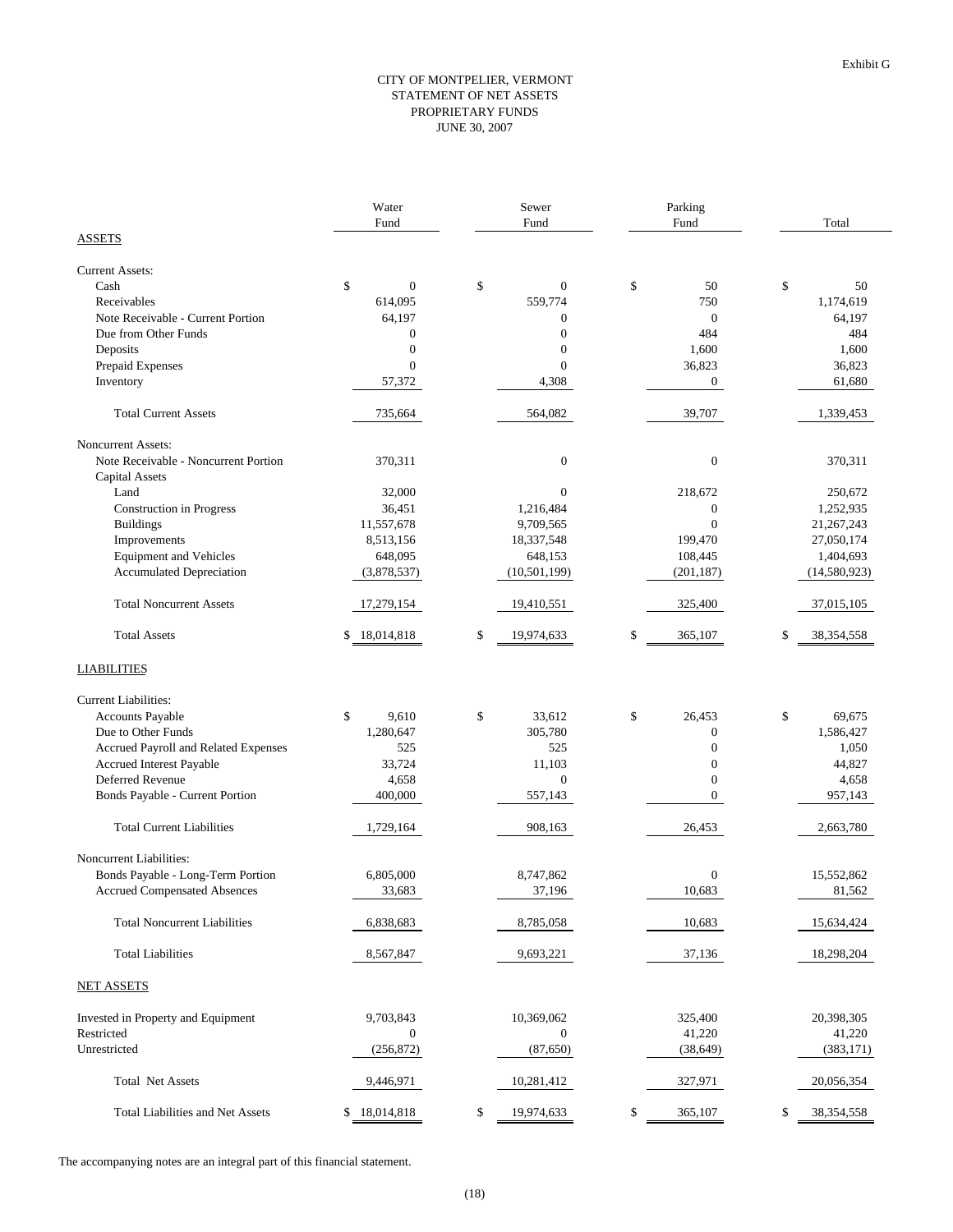Exhibit G

# CITY OF MONTPELIER, VERMONT
## STATEMENT OF NET ASSETS
## PROPRIETARY FUNDS
## JUNE 30, 2007

| | Water Fund | Sewer Fund | Parking Fund | Total |
|---|---|---|---|---|
| **ASSETS** | | | | |
| Current Assets: | | | | |
| Cash | $ 0 | $ 0 | $ 50 | $ 50 |
| Receivables | 614,095 | 559,774 | 750 | 1,174,619 |
| Note Receivable - Current Portion | 64,197 | 0 | 0 | 64,197 |
| Due from Other Funds | 0 | 0 | 484 | 484 |
| Deposits | 0 | 0 | 1,600 | 1,600 |
| Prepaid Expenses | 0 | 0 | 36,823 | 36,823 |
| Inventory | 57,372 | 4,308 | 0 | 61,680 |
| Total Current Assets | 735,664 | 564,082 | 39,707 | 1,339,453 |
| Noncurrent Assets: | | | | |
| Note Receivable - Noncurrent Portion | 370,311 | 0 | 0 | 370,311 |
| Capital Assets | | | | |
| Land | 32,000 | 0 | 218,672 | 250,672 |
| Construction in Progress | 36,451 | 1,216,484 | 0 | 1,252,935 |
| Buildings | 11,557,678 | 9,709,565 | 0 | 21,267,243 |
| Improvements | 8,513,156 | 18,337,548 | 199,470 | 27,050,174 |
| Equipment and Vehicles | 648,095 | 648,153 | 108,445 | 1,404,693 |
| Accumulated Depreciation | (3,878,537) | (10,501,199) | (201,187) | (14,580,923) |
| Total Noncurrent Assets | 17,279,154 | 19,410,551 | 325,400 | 37,015,105 |
| Total Assets | $ 18,014,818 | $ 19,974,633 | $ 365,107 | $ 38,354,558 |
| **LIABILITIES** | | | | |
| Current Liabilities: | | | | |
| Accounts Payable | $ 9,610 | $ 33,612 | $ 26,453 | $ 69,675 |
| Due to Other Funds | 1,280,647 | 305,780 | 0 | 1,586,427 |
| Accrued Payroll and Related Expenses | 525 | 525 | 0 | 1,050 |
| Accrued Interest Payable | 33,724 | 11,103 | 0 | 44,827 |
| Deferred Revenue | 4,658 | 0 | 0 | 4,658 |
| Bonds Payable - Current Portion | 400,000 | 557,143 | 0 | 957,143 |
| Total Current Liabilities | 1,729,164 | 908,163 | 26,453 | 2,663,780 |
| Noncurrent Liabilities: | | | | |
| Bonds Payable - Long-Term Portion | 6,805,000 | 8,747,862 | 0 | 15,552,862 |
| Accrued Compensated Absences | 33,683 | 37,196 | 10,683 | 81,562 |
| Total Noncurrent Liabilities | 6,838,683 | 8,785,058 | 10,683 | 15,634,424 |
| Total Liabilities | 8,567,847 | 9,693,221 | 37,136 | 18,298,204 |
| **NET ASSETS** | | | | |
| Invested in Property and Equipment | 9,703,843 | 10,369,062 | 325,400 | 20,398,305 |
| Restricted | 0 | 0 | 41,220 | 41,220 |
| Unrestricted | (256,872) | (87,650) | (38,649) | (383,171) |
| Total Net Assets | 9,446,971 | 10,281,412 | 327,971 | 20,056,354 |
| Total Liabilities and Net Assets | $ 18,014,818 | $ 19,974,633 | $ 365,107 | $ 38,354,558 |

The accompanying notes are an integral part of this financial statement.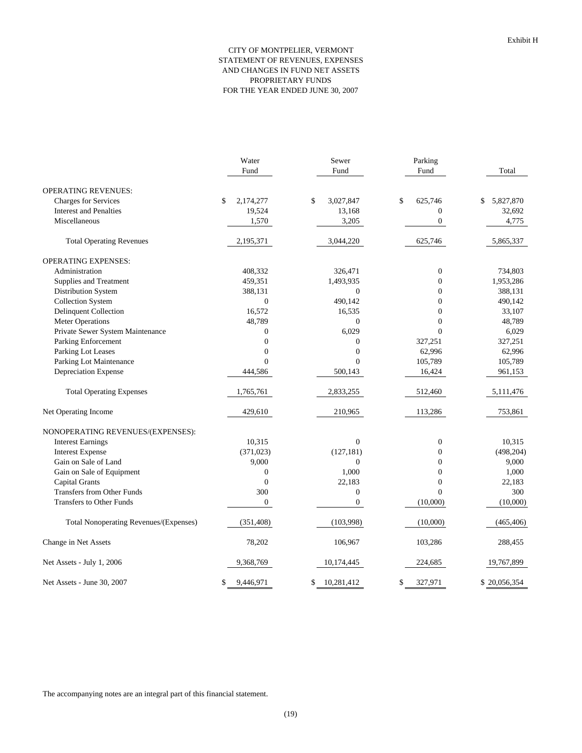Exhibit H

# CITY OF MONTPELIER, VERMONT
## STATEMENT OF REVENUES, EXPENSES AND CHANGES IN FUND NET ASSETS
## PROPRIETARY FUNDS
## FOR THE YEAR ENDED JUNE 30, 2007

| | Water Fund | Sewer Fund | Parking Fund | Total |
|---|---|---|---|---|
| OPERATING REVENUES: | | | | |
| Charges for Services | $ 2,174,277 | $ 3,027,847 | $ 625,746 | $ 5,827,870 |
| Interest and Penalties | 19,524 | 13,168 | 0 | 32,692 |
| Miscellaneous | 1,570 | 3,205 | 0 | 4,775 |
| Total Operating Revenues | 2,195,371 | 3,044,220 | 625,746 | 5,865,337 |
| OPERATING EXPENSES: | | | | |
| Administration | 408,332 | 326,471 | 0 | 734,803 |
| Supplies and Treatment | 459,351 | 1,493,935 | 0 | 1,953,286 |
| Distribution System | 388,131 | 0 | 0 | 388,131 |
| Collection System | 0 | 490,142 | 0 | 490,142 |
| Delinquent Collection | 16,572 | 16,535 | 0 | 33,107 |
| Meter Operations | 48,789 | 0 | 0 | 48,789 |
| Private Sewer System Maintenance | 0 | 6,029 | 0 | 6,029 |
| Parking Enforcement | 0 | 0 | 327,251 | 327,251 |
| Parking Lot Leases | 0 | 0 | 62,996 | 62,996 |
| Parking Lot Maintenance | 0 | 0 | 105,789 | 105,789 |
| Depreciation Expense | 444,586 | 500,143 | 16,424 | 961,153 |
| Total Operating Expenses | 1,765,761 | 2,833,255 | 512,460 | 5,111,476 |
| Net Operating Income | 429,610 | 210,965 | 113,286 | 753,861 |
| NONOPERATING REVENUES/(EXPENSES): | | | | |
| Interest Earnings | 10,315 | 0 | 0 | 10,315 |
| Interest Expense | (371,023) | (127,181) | 0 | (498,204) |
| Gain on Sale of Land | 9,000 | 0 | 0 | 9,000 |
| Gain on Sale of Equipment | 0 | 1,000 | 0 | 1,000 |
| Capital Grants | 0 | 22,183 | 0 | 22,183 |
| Transfers from Other Funds | 300 | 0 | 0 | 300 |
| Transfers to Other Funds | 0 | 0 | (10,000) | (10,000) |
| Total Nonoperating Revenues/(Expenses) | (351,408) | (103,998) | (10,000) | (465,406) |
| Change in Net Assets | 78,202 | 106,967 | 103,286 | 288,455 |
| Net Assets - July 1, 2006 | 9,368,769 | 10,174,445 | 224,685 | 19,767,899 |
| Net Assets - June 30, 2007 | $ 9,446,971 | $ 10,281,412 | $ 327,971 | $ 20,056,354 |

The accompanying notes are an integral part of this financial statement.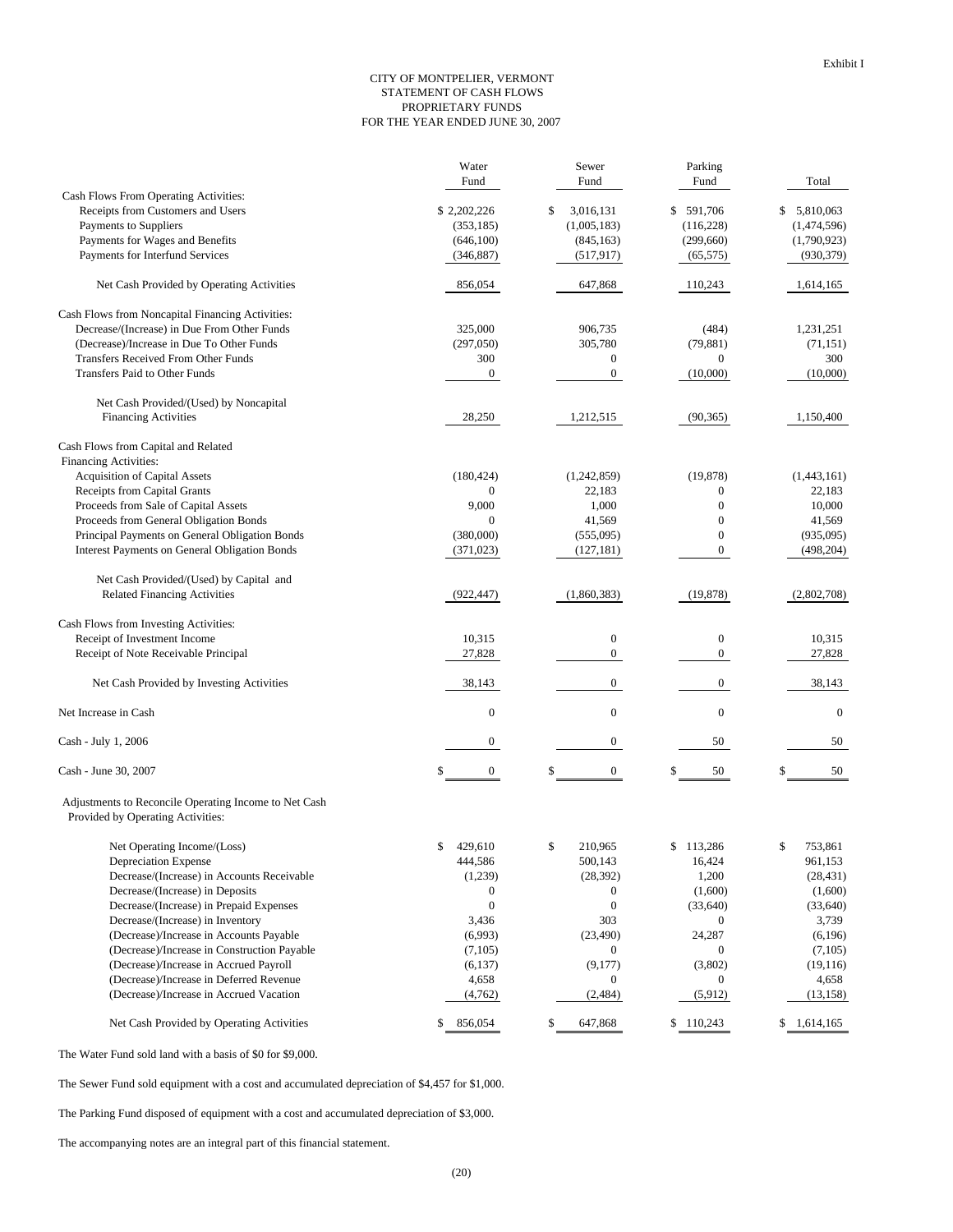Exhibit I

# CITY OF MONTPELIER, VERMONT
## STATEMENT OF CASH FLOWS
## PROPRIETARY FUNDS
## FOR THE YEAR ENDED JUNE 30, 2007

| | Water Fund | Sewer Fund | Parking Fund | Total |
|---|---|---|---|---|
| Cash Flows From Operating Activities: | | | | |
| Receipts from Customers and Users | $ 2,202,226 | $ 3,016,131 | $ 591,706 | $ 5,810,063 |
| Payments to Suppliers | (353,185) | (1,005,183) | (116,228) | (1,474,596) |
| Payments for Wages and Benefits | (646,100) | (845,163) | (299,660) | (1,790,923) |
| Payments for Interfund Services | (346,887) | (517,917) | (65,575) | (930,379) |
| Net Cash Provided by Operating Activities | 856,054 | 647,868 | 110,243 | 1,614,165 |
| Cash Flows from Noncapital Financing Activities: | | | | |
| Decrease/(Increase) in Due From Other Funds | 325,000 | 906,735 | (484) | 1,231,251 |
| (Decrease)/Increase in Due To Other Funds | (297,050) | 305,780 | (79,881) | (71,151) |
| Transfers Received From Other Funds | 300 | 0 | 0 | 300 |
| Transfers Paid to Other Funds | 0 | 0 | (10,000) | (10,000) |
| Net Cash Provided/(Used) by Noncapital Financing Activities | 28,250 | 1,212,515 | (90,365) | 1,150,400 |
| Cash Flows from Capital and Related Financing Activities: | | | | |
| Acquisition of Capital Assets | (180,424) | (1,242,859) | (19,878) | (1,443,161) |
| Receipts from Capital Grants | 0 | 22,183 | 0 | 22,183 |
| Proceeds from Sale of Capital Assets | 9,000 | 1,000 | 0 | 10,000 |
| Proceeds from General Obligation Bonds | 0 | 41,569 | 0 | 41,569 |
| Principal Payments on General Obligation Bonds | (380,000) | (555,095) | 0 | (935,095) |
| Interest Payments on General Obligation Bonds | (371,023) | (127,181) | 0 | (498,204) |
| Net Cash Provided/(Used) by Capital and Related Financing Activities | (922,447) | (1,860,383) | (19,878) | (2,802,708) |
| Cash Flows from Investing Activities: | | | | |
| Receipt of Investment Income | 10,315 | 0 | 0 | 10,315 |
| Receipt of Note Receivable Principal | 27,828 | 0 | 0 | 27,828 |
| Net Cash Provided by Investing Activities | 38,143 | 0 | 0 | 38,143 |
| Net Increase in Cash | 0 | 0 | 0 | 0 |
| Cash - July 1, 2006 | 0 | 0 | 50 | 50 |
| Cash - June 30, 2007 | $ 0 | $ 0 | $ 50 | $ 50 |
| Adjustments to Reconcile Operating Income to Net Cash Provided by Operating Activities: | | | | |
| Net Operating Income/(Loss) | $ 429,610 | $ 210,965 | $ 113,286 | $ 753,861 |
| Depreciation Expense | 444,586 | 500,143 | 16,424 | 961,153 |
| Decrease/(Increase) in Accounts Receivable | (1,239) | (28,392) | 1,200 | (28,431) |
| Decrease/(Increase) in Deposits | 0 | 0 | (1,600) | (1,600) |
| Decrease/(Increase) in Prepaid Expenses | 0 | 0 | (33,640) | (33,640) |
| Decrease/(Increase) in Inventory | 3,436 | 303 | 0 | 3,739 |
| (Decrease)/Increase in Accounts Payable | (6,993) | (23,490) | 24,287 | (6,196) |
| (Decrease)/Increase in Construction Payable | (7,105) | 0 | 0 | (7,105) |
| (Decrease)/Increase in Accrued Payroll | (6,137) | (9,177) | (3,802) | (19,116) |
| (Decrease)/Increase in Deferred Revenue | 4,658 | 0 | 0 | 4,658 |
| (Decrease)/Increase in Accrued Vacation | (4,762) | (2,484) | (5,912) | (13,158) |
| Net Cash Provided by Operating Activities | $ 856,054 | $ 647,868 | $ 110,243 | $ 1,614,165 |

The Water Fund sold land with a basis of $0 for $9,000.

The Sewer Fund sold equipment with a cost and accumulated depreciation of $4,457 for $1,000.

The Parking Fund disposed of equipment with a cost and accumulated depreciation of $3,000.

The accompanying notes are an integral part of this financial statement.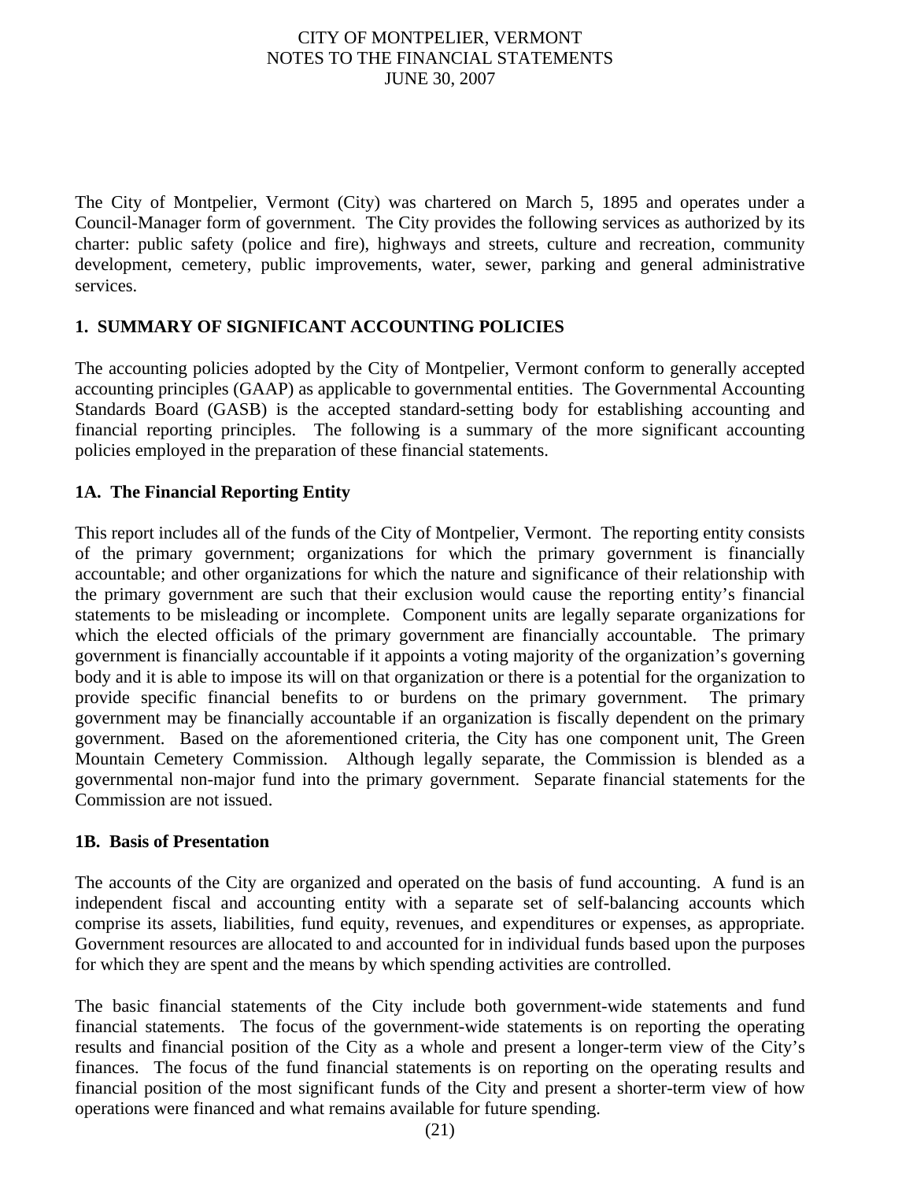The City of Montpelier, Vermont (City) was chartered on March 5, 1895 and operates under a Council-Manager form of government. The City provides the following services as authorized by its charter: public safety (police and fire), highways and streets, culture and recreation, community development, cemetery, public improvements, water, sewer, parking and general administrative services.

## 1. SUMMARY OF SIGNIFICANT ACCOUNTING POLICIES

The accounting policies adopted by the City of Montpelier, Vermont conform to generally accepted accounting principles (GAAP) as applicable to governmental entities. The Governmental Accounting Standards Board (GASB) is the accepted standard-setting body for establishing accounting and financial reporting principles. The following is a summary of the more significant accounting policies employed in the preparation of these financial statements.

### 1A. The Financial Reporting Entity

This report includes all of the funds of the City of Montpelier, Vermont. The reporting entity consists of the primary government; organizations for which the primary government is financially accountable; and other organizations for which the nature and significance of their relationship with the primary government are such that their exclusion would cause the reporting entity's financial statements to be misleading or incomplete. Component units are legally separate organizations for which the elected officials of the primary government are financially accountable. The primary government is financially accountable if it appoints a voting majority of the organization's governing body and it is able to impose its will on that organization or there is a potential for the organization to provide specific financial benefits to or burdens on the primary government. The primary government may be financially accountable if an organization is fiscally dependent on the primary government. Based on the aforementioned criteria, the City has one component unit, The Green Mountain Cemetery Commission. Although legally separate, the Commission is blended as a governmental non-major fund into the primary government. Separate financial statements for the Commission are not issued.

### 1B. Basis of Presentation

The accounts of the City are organized and operated on the basis of fund accounting. A fund is an independent fiscal and accounting entity with a separate set of self-balancing accounts which comprise its assets, liabilities, fund equity, revenues, and expenditures or expenses, as appropriate. Government resources are allocated to and accounted for in individual funds based upon the purposes for which they are spent and the means by which spending activities are controlled.

The basic financial statements of the City include both government-wide statements and fund financial statements. The focus of the government-wide statements is on reporting the operating results and financial position of the City as a whole and present a longer-term view of the City's finances. The focus of the fund financial statements is on reporting on the operating results and financial position of the most significant funds of the City and present a shorter-term view of how operations were financed and what remains available for future spending.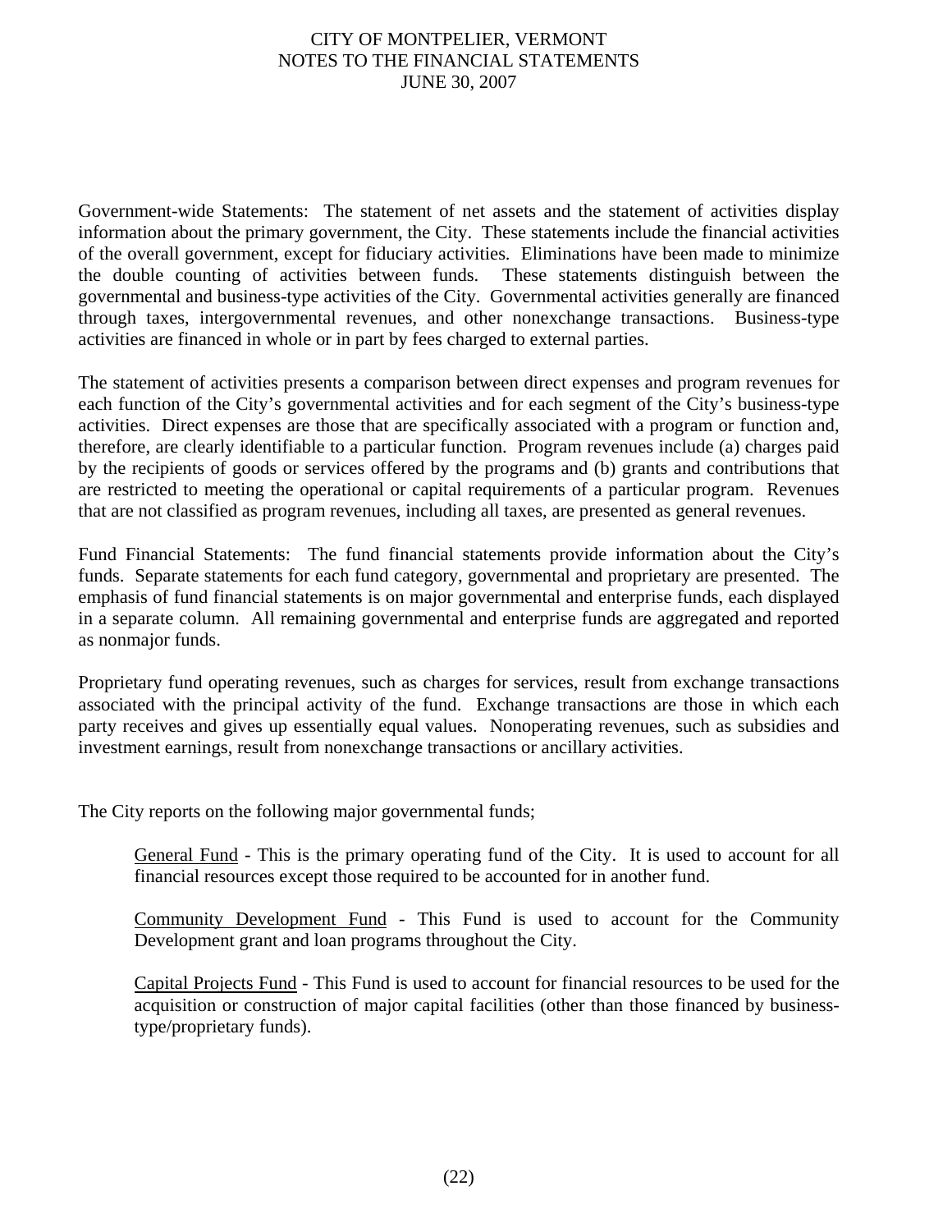Government-wide Statements: The statement of net assets and the statement of activities display information about the primary government, the City. These statements include the financial activities of the overall government, except for fiduciary activities. Eliminations have been made to minimize the double counting of activities between funds. These statements distinguish between the governmental and business-type activities of the City. Governmental activities generally are financed through taxes, intergovernmental revenues, and other nonexchange transactions. Business-type activities are financed in whole or in part by fees charged to external parties.

The statement of activities presents a comparison between direct expenses and program revenues for each function of the City's governmental activities and for each segment of the City's business-type activities. Direct expenses are those that are specifically associated with a program or function and, therefore, are clearly identifiable to a particular function. Program revenues include (a) charges paid by the recipients of goods or services offered by the programs and (b) grants and contributions that are restricted to meeting the operational or capital requirements of a particular program. Revenues that are not classified as program revenues, including all taxes, are presented as general revenues.

Fund Financial Statements: The fund financial statements provide information about the City's funds. Separate statements for each fund category, governmental and proprietary are presented. The emphasis of fund financial statements is on major governmental and enterprise funds, each displayed in a separate column. All remaining governmental and enterprise funds are aggregated and reported as nonmajor funds.

Proprietary fund operating revenues, such as charges for services, result from exchange transactions associated with the principal activity of the fund. Exchange transactions are those in which each party receives and gives up essentially equal values. Nonoperating revenues, such as subsidies and investment earnings, result from nonexchange transactions or ancillary activities.

The City reports on the following major governmental funds;

> General Fund - This is the primary operating fund of the City. It is used to account for all financial resources except those required to be accounted for in another fund.
>
> Community Development Fund - This Fund is used to account for the Community Development grant and loan programs throughout the City.
>
> Capital Projects Fund - This Fund is used to account for financial resources to be used for the acquisition or construction of major capital facilities (other than those financed by business-type/proprietary funds).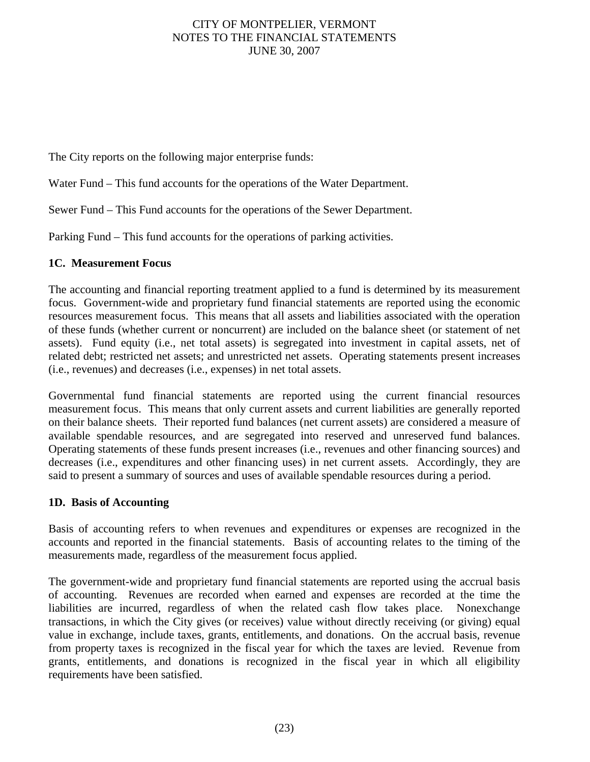The City reports on the following major enterprise funds:

Water Fund – This fund accounts for the operations of the Water Department.

Sewer Fund – This Fund accounts for the operations of the Sewer Department.

Parking Fund – This fund accounts for the operations of parking activities.

### 1C. Measurement Focus

The accounting and financial reporting treatment applied to a fund is determined by its measurement focus. Government-wide and proprietary fund financial statements are reported using the economic resources measurement focus. This means that all assets and liabilities associated with the operation of these funds (whether current or noncurrent) are included on the balance sheet (or statement of net assets). Fund equity (i.e., net total assets) is segregated into investment in capital assets, net of related debt; restricted net assets; and unrestricted net assets. Operating statements present increases (i.e., revenues) and decreases (i.e., expenses) in net total assets.

Governmental fund financial statements are reported using the current financial resources measurement focus. This means that only current assets and current liabilities are generally reported on their balance sheets. Their reported fund balances (net current assets) are considered a measure of available spendable resources, and are segregated into reserved and unreserved fund balances. Operating statements of these funds present increases (i.e., revenues and other financing sources) and decreases (i.e., expenditures and other financing uses) in net current assets. Accordingly, they are said to present a summary of sources and uses of available spendable resources during a period.

### 1D. Basis of Accounting

Basis of accounting refers to when revenues and expenditures or expenses are recognized in the accounts and reported in the financial statements. Basis of accounting relates to the timing of the measurements made, regardless of the measurement focus applied.

The government-wide and proprietary fund financial statements are reported using the accrual basis of accounting. Revenues are recorded when earned and expenses are recorded at the time the liabilities are incurred, regardless of when the related cash flow takes place. Nonexchange transactions, in which the City gives (or receives) value without directly receiving (or giving) equal value in exchange, include taxes, grants, entitlements, and donations. On the accrual basis, revenue from property taxes is recognized in the fiscal year for which the taxes are levied. Revenue from grants, entitlements, and donations is recognized in the fiscal year in which all eligibility requirements have been satisfied.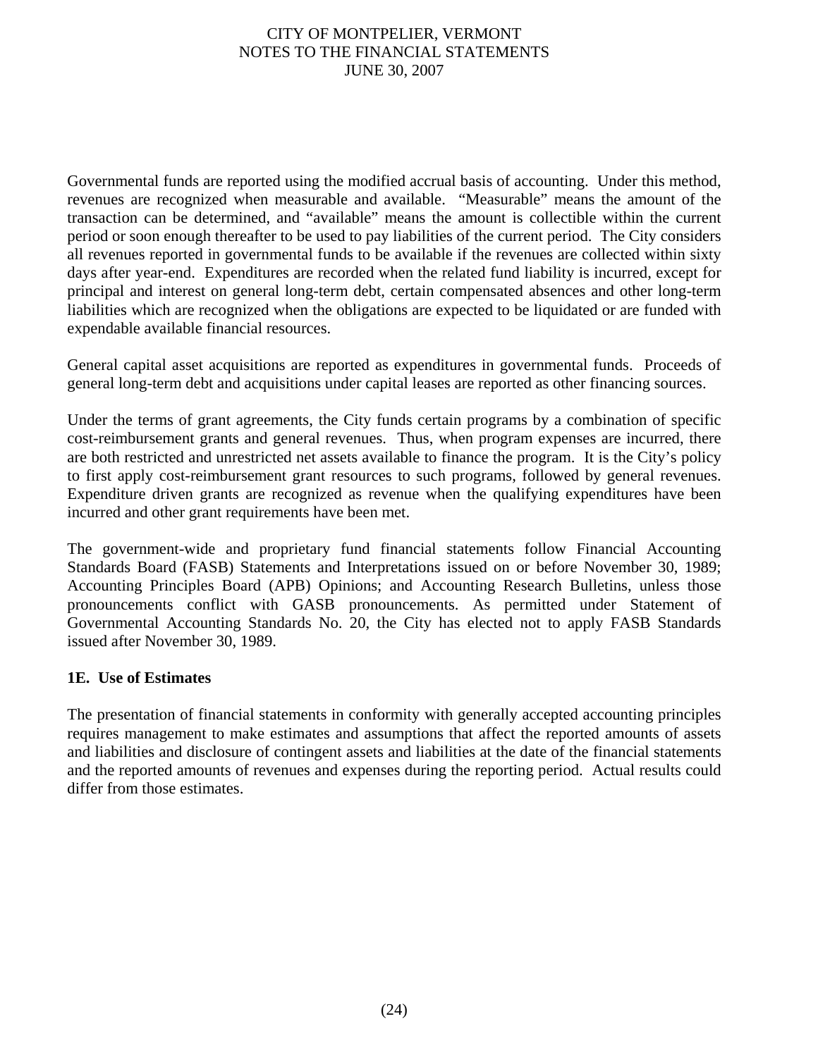Governmental funds are reported using the modified accrual basis of accounting. Under this method, revenues are recognized when measurable and available. "Measurable" means the amount of the transaction can be determined, and "available" means the amount is collectible within the current period or soon enough thereafter to be used to pay liabilities of the current period. The City considers all revenues reported in governmental funds to be available if the revenues are collected within sixty days after year-end. Expenditures are recorded when the related fund liability is incurred, except for principal and interest on general long-term debt, certain compensated absences and other long-term liabilities which are recognized when the obligations are expected to be liquidated or are funded with expendable available financial resources.

General capital asset acquisitions are reported as expenditures in governmental funds. Proceeds of general long-term debt and acquisitions under capital leases are reported as other financing sources.

Under the terms of grant agreements, the City funds certain programs by a combination of specific cost-reimbursement grants and general revenues. Thus, when program expenses are incurred, there are both restricted and unrestricted net assets available to finance the program. It is the City's policy to first apply cost-reimbursement grant resources to such programs, followed by general revenues. Expenditure driven grants are recognized as revenue when the qualifying expenditures have been incurred and other grant requirements have been met.

The government-wide and proprietary fund financial statements follow Financial Accounting Standards Board (FASB) Statements and Interpretations issued on or before November 30, 1989; Accounting Principles Board (APB) Opinions; and Accounting Research Bulletins, unless those pronouncements conflict with GASB pronouncements. As permitted under Statement of Governmental Accounting Standards No. 20, the City has elected not to apply FASB Standards issued after November 30, 1989.

**1E. Use of Estimates**

The presentation of financial statements in conformity with generally accepted accounting principles requires management to make estimates and assumptions that affect the reported amounts of assets and liabilities and disclosure of contingent assets and liabilities at the date of the financial statements and the reported amounts of revenues and expenses during the reporting period. Actual results could differ from those estimates.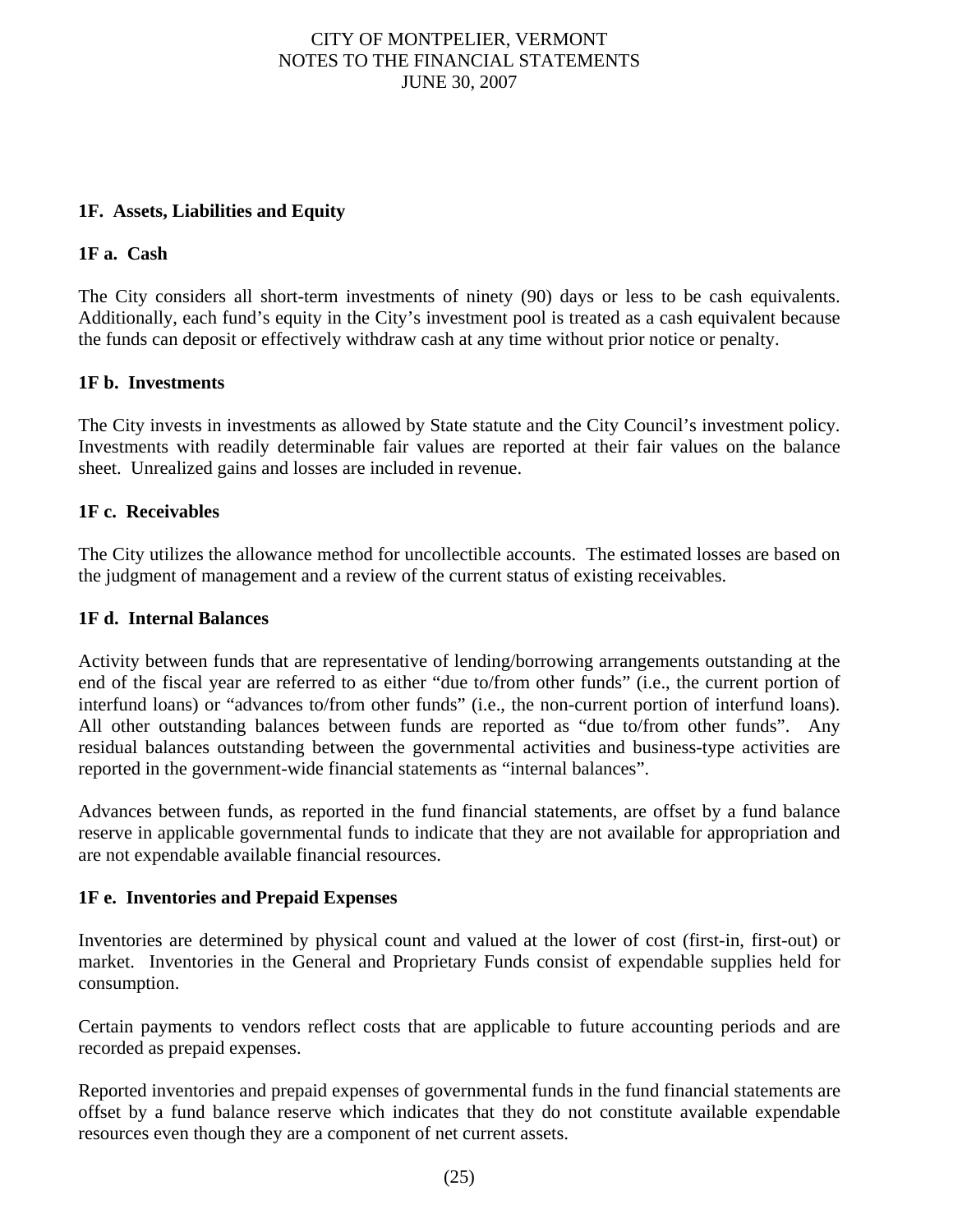### 1F. Assets, Liabilities and Equity

#### 1F a. Cash

The City considers all short-term investments of ninety (90) days or less to be cash equivalents. Additionally, each fund's equity in the City's investment pool is treated as a cash equivalent because the funds can deposit or effectively withdraw cash at any time without prior notice or penalty.

#### 1F b. Investments

The City invests in investments as allowed by State statute and the City Council's investment policy. Investments with readily determinable fair values are reported at their fair values on the balance sheet. Unrealized gains and losses are included in revenue.

#### 1F c. Receivables

The City utilizes the allowance method for uncollectible accounts. The estimated losses are based on the judgment of management and a review of the current status of existing receivables.

#### 1F d. Internal Balances

Activity between funds that are representative of lending/borrowing arrangements outstanding at the end of the fiscal year are referred to as either "due to/from other funds" (i.e., the current portion of interfund loans) or "advances to/from other funds" (i.e., the non-current portion of interfund loans). All other outstanding balances between funds are reported as "due to/from other funds". Any residual balances outstanding between the governmental activities and business-type activities are reported in the government-wide financial statements as "internal balances".

Advances between funds, as reported in the fund financial statements, are offset by a fund balance reserve in applicable governmental funds to indicate that they are not available for appropriation and are not expendable available financial resources.

#### 1F e. Inventories and Prepaid Expenses

Inventories are determined by physical count and valued at the lower of cost (first-in, first-out) or market. Inventories in the General and Proprietary Funds consist of expendable supplies held for consumption.

Certain payments to vendors reflect costs that are applicable to future accounting periods and are recorded as prepaid expenses.

Reported inventories and prepaid expenses of governmental funds in the fund financial statements are offset by a fund balance reserve which indicates that they do not constitute available expendable resources even though they are a component of net current assets.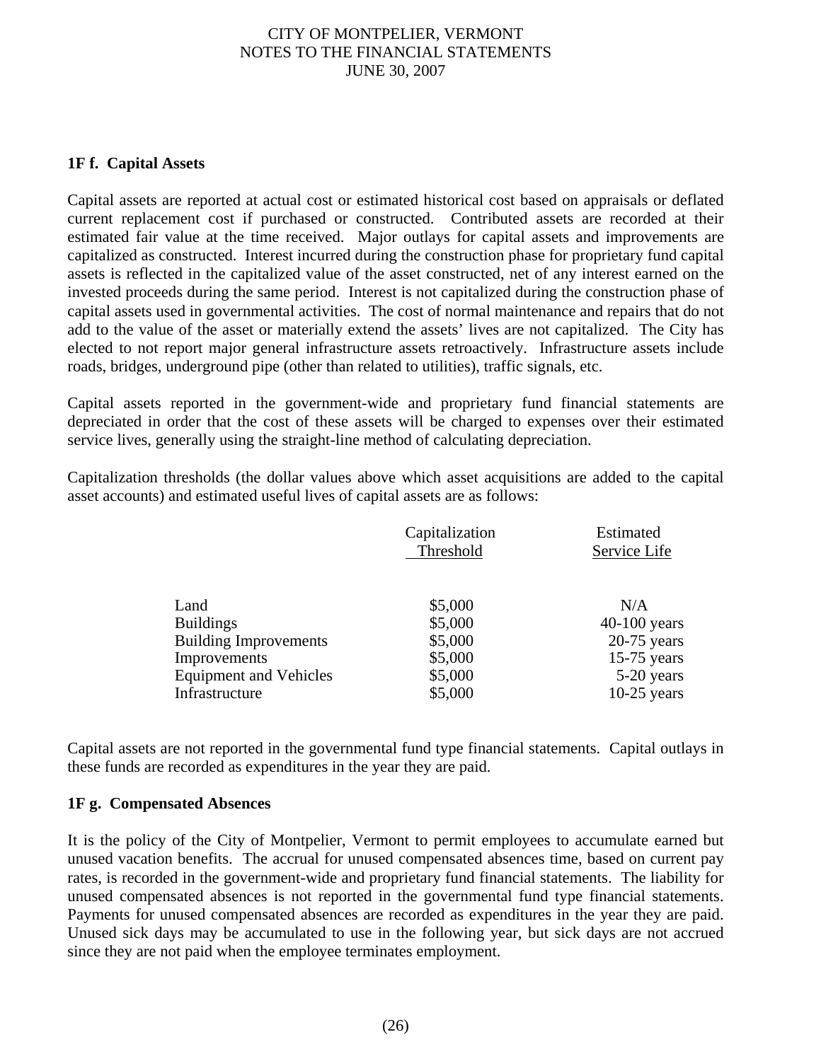#### 1F f. Capital Assets

Capital assets are reported at actual cost or estimated historical cost based on appraisals or deflated current replacement cost if purchased or constructed. Contributed assets are recorded at their estimated fair value at the time received. Major outlays for capital assets and improvements are capitalized as constructed. Interest incurred during the construction phase for proprietary fund capital assets is reflected in the capitalized value of the asset constructed, net of any interest earned on the invested proceeds during the same period. Interest is not capitalized during the construction phase of capital assets used in governmental activities. The cost of normal maintenance and repairs that do not add to the value of the asset or materially extend the assets' lives are not capitalized. The City has elected to not report major general infrastructure assets retroactively. Infrastructure assets include roads, bridges, underground pipe (other than related to utilities), traffic signals, etc.

Capital assets reported in the government-wide and proprietary fund financial statements are depreciated in order that the cost of these assets will be charged to expenses over their estimated service lives, generally using the straight-line method of calculating depreciation.

Capitalization thresholds (the dollar values above which asset acquisitions are added to the capital asset accounts) and estimated useful lives of capital assets are as follows:

| | Capitalization Threshold | Estimated Service Life |
|---|---|---|
| Land | $5,000 | N/A |
| Buildings | $5,000 | 40-100 years |
| Building Improvements | $5,000 | 20-75 years |
| Improvements | $5,000 | 15-75 years |
| Equipment and Vehicles | $5,000 | 5-20 years |
| Infrastructure | $5,000 | 10-25 years |

Capital assets are not reported in the governmental fund type financial statements. Capital outlays in these funds are recorded as expenditures in the year they are paid.

#### 1F g. Compensated Absences

It is the policy of the City of Montpelier, Vermont to permit employees to accumulate earned but unused vacation benefits. The accrual for unused compensated absences time, based on current pay rates, is recorded in the government-wide and proprietary fund financial statements. The liability for unused compensated absences is not reported in the governmental fund type financial statements. Payments for unused compensated absences are recorded as expenditures in the year they are paid. Unused sick days may be accumulated to use in the following year, but sick days are not accrued since they are not paid when the employee terminates employment.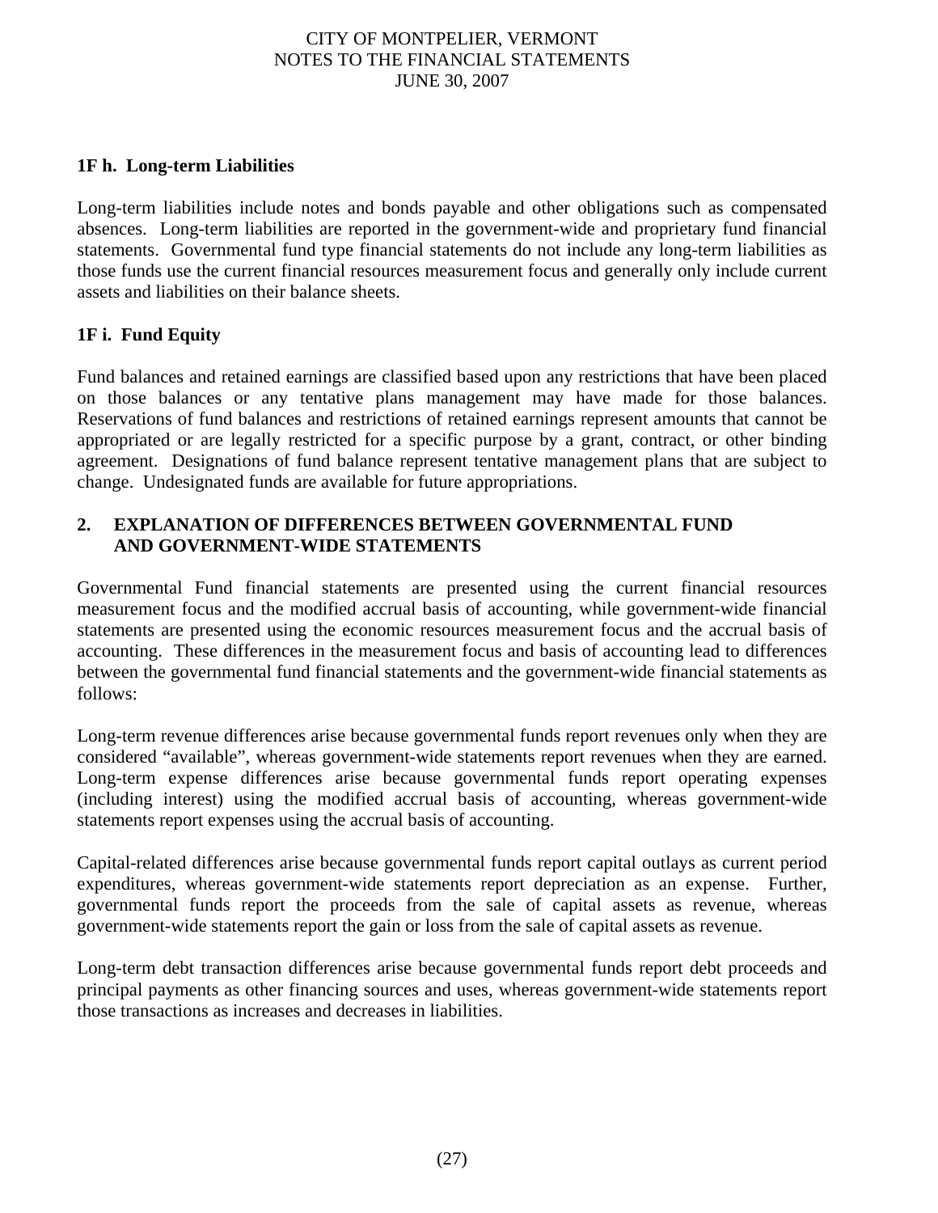### 1F h. Long-term Liabilities

Long-term liabilities include notes and bonds payable and other obligations such as compensated absences. Long-term liabilities are reported in the government-wide and proprietary fund financial statements. Governmental fund type financial statements do not include any long-term liabilities as those funds use the current financial resources measurement focus and generally only include current assets and liabilities on their balance sheets.

### 1F i. Fund Equity

Fund balances and retained earnings are classified based upon any restrictions that have been placed on those balances or any tentative plans management may have made for those balances. Reservations of fund balances and restrictions of retained earnings represent amounts that cannot be appropriated or are legally restricted for a specific purpose by a grant, contract, or other binding agreement. Designations of fund balance represent tentative management plans that are subject to change. Undesignated funds are available for future appropriations.

## 2. EXPLANATION OF DIFFERENCES BETWEEN GOVERNMENTAL FUND AND GOVERNMENT-WIDE STATEMENTS

Governmental Fund financial statements are presented using the current financial resources measurement focus and the modified accrual basis of accounting, while government-wide financial statements are presented using the economic resources measurement focus and the accrual basis of accounting. These differences in the measurement focus and basis of accounting lead to differences between the governmental fund financial statements and the government-wide financial statements as follows:

Long-term revenue differences arise because governmental funds report revenues only when they are considered “available”, whereas government-wide statements report revenues when they are earned. Long-term expense differences arise because governmental funds report operating expenses (including interest) using the modified accrual basis of accounting, whereas government-wide statements report expenses using the accrual basis of accounting.

Capital-related differences arise because governmental funds report capital outlays as current period expenditures, whereas government-wide statements report depreciation as an expense. Further, governmental funds report the proceeds from the sale of capital assets as revenue, whereas government-wide statements report the gain or loss from the sale of capital assets as revenue.

Long-term debt transaction differences arise because governmental funds report debt proceeds and principal payments as other financing sources and uses, whereas government-wide statements report those transactions as increases and decreases in liabilities.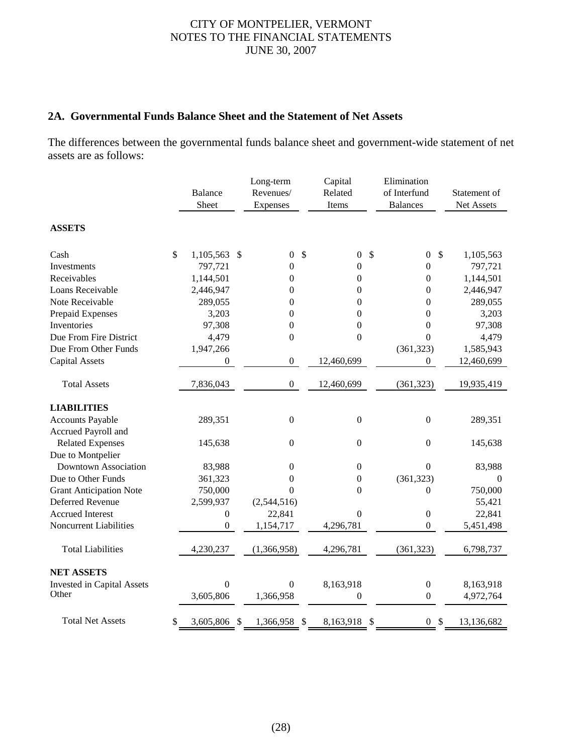## 2A. Governmental Funds Balance Sheet and the Statement of Net Assets

The differences between the governmental funds balance sheet and government-wide statement of net assets are as follows:

| | Balance Sheet | Long-term Revenues/ Expenses | Capital Related Items | Elimination of Interfund Balances | Statement of Net Assets |
|---|---|---|---|---|---|
| **ASSETS** | | | | | |
| Cash | $ 1,105,563 | $ 0 | $ 0 | $ 0 | $ 1,105,563 |
| Investments | 797,721 | 0 | 0 | 0 | 797,721 |
| Receivables | 1,144,501 | 0 | 0 | 0 | 1,144,501 |
| Loans Receivable | 2,446,947 | 0 | 0 | 0 | 2,446,947 |
| Note Receivable | 289,055 | 0 | 0 | 0 | 289,055 |
| Prepaid Expenses | 3,203 | 0 | 0 | 0 | 3,203 |
| Inventories | 97,308 | 0 | 0 | 0 | 97,308 |
| Due From Fire District | 4,479 | 0 | 0 | 0 | 4,479 |
| Due From Other Funds | 1,947,266 | | | (361,323) | 1,585,943 |
| Capital Assets | 0 | 0 | 12,460,699 | 0 | 12,460,699 |
| Total Assets | 7,836,043 | 0 | 12,460,699 | (361,323) | 19,935,419 |
| **LIABILITIES** | | | | | |
| Accounts Payable | 289,351 | 0 | 0 | 0 | 289,351 |
| Accrued Payroll and Related Expenses | 145,638 | 0 | 0 | 0 | 145,638 |
| Due to Montpelier Downtown Association | 83,988 | 0 | 0 | 0 | 83,988 |
| Due to Other Funds | 361,323 | 0 | 0 | (361,323) | 0 |
| Grant Anticipation Note | 750,000 | 0 | 0 | 0 | 750,000 |
| Deferred Revenue | 2,599,937 | (2,544,516) | | | 55,421 |
| Accrued Interest | 0 | 22,841 | 0 | 0 | 22,841 |
| Noncurrent Liabilities | 0 | 1,154,717 | 4,296,781 | 0 | 5,451,498 |
| Total Liabilities | 4,230,237 | (1,366,958) | 4,296,781 | (361,323) | 6,798,737 |
| **NET ASSETS** | | | | | |
| Invested in Capital Assets | 0 | 0 | 8,163,918 | 0 | 8,163,918 |
| Other | 3,605,806 | 1,366,958 | 0 | 0 | 4,972,764 |
| Total Net Assets | $ 3,605,806 | $ 1,366,958 | $ 8,163,918 | $ 0 | $ 13,136,682 |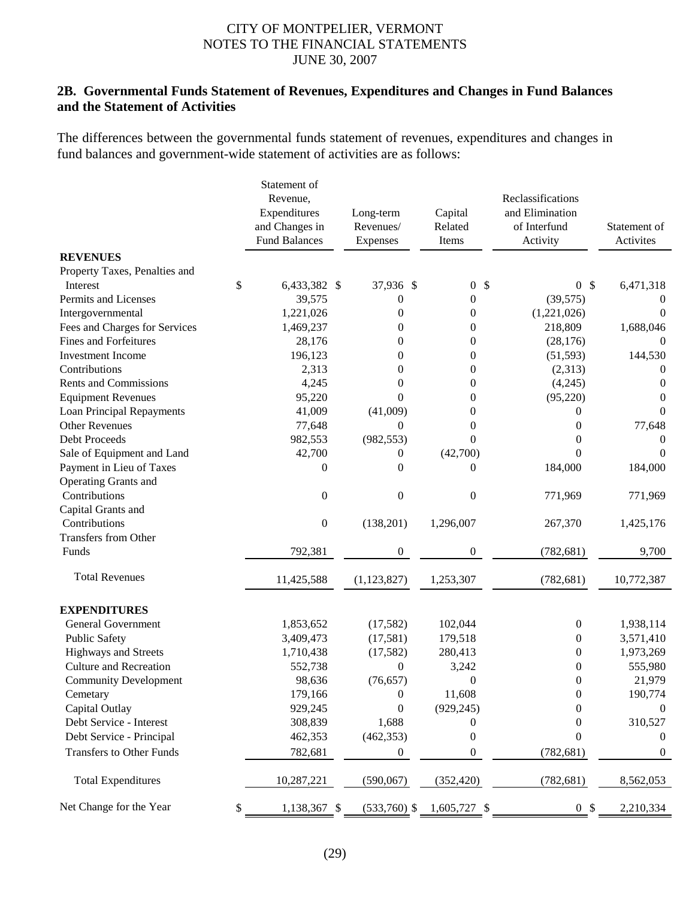CITY OF MONTPELIER, VERMONT
NOTES TO THE FINANCIAL STATEMENTS
JUNE 30, 2007

### 2B. Governmental Funds Statement of Revenues, Expenditures and Changes in Fund Balances and the Statement of Activities

The differences between the governmental funds statement of revenues, expenditures and changes in fund balances and government-wide statement of activities are as follows:

| | Statement of Revenue, Expenditures and Changes in Fund Balances | Long-term Revenues/ Expenses | Capital Related Items | Reclassifications and Elimination of Interfund Activity | Statement of Activites |
|---|---|---|---|---|---|
| **REVENUES** | | | | | |
| Property Taxes, Penalties and Interest | $ 6,433,382 | $ 37,936 | $ 0 | $ 0 | $ 6,471,318 |
| Permits and Licenses | 39,575 | 0 | 0 | (39,575) | 0 |
| Intergovernmental | 1,221,026 | 0 | 0 | (1,221,026) | 0 |
| Fees and Charges for Services | 1,469,237 | 0 | 0 | 218,809 | 1,688,046 |
| Fines and Forfeitures | 28,176 | 0 | 0 | (28,176) | 0 |
| Investment Income | 196,123 | 0 | 0 | (51,593) | 144,530 |
| Contributions | 2,313 | 0 | 0 | (2,313) | 0 |
| Rents and Commissions | 4,245 | 0 | 0 | (4,245) | 0 |
| Equipment Revenues | 95,220 | 0 | 0 | (95,220) | 0 |
| Loan Principal Repayments | 41,009 | (41,009) | 0 | 0 | 0 |
| Other Revenues | 77,648 | 0 | 0 | 0 | 77,648 |
| Debt Proceeds | 982,553 | (982,553) | 0 | 0 | 0 |
| Sale of Equipment and Land | 42,700 | 0 | (42,700) | 0 | 0 |
| Payment in Lieu of Taxes | 0 | 0 | 0 | 184,000 | 184,000 |
| Operating Grants and Contributions | 0 | 0 | 0 | 771,969 | 771,969 |
| Capital Grants and Contributions | 0 | (138,201) | 1,296,007 | 267,370 | 1,425,176 |
| Transfers from Other Funds | 792,381 | 0 | 0 | (782,681) | 9,700 |
| Total Revenues | 11,425,588 | (1,123,827) | 1,253,307 | (782,681) | 10,772,387 |
| **EXPENDITURES** | | | | | |
| General Government | 1,853,652 | (17,582) | 102,044 | 0 | 1,938,114 |
| Public Safety | 3,409,473 | (17,581) | 179,518 | 0 | 3,571,410 |
| Highways and Streets | 1,710,438 | (17,582) | 280,413 | 0 | 1,973,269 |
| Culture and Recreation | 552,738 | 0 | 3,242 | 0 | 555,980 |
| Community Development | 98,636 | (76,657) | 0 | 0 | 21,979 |
| Cemetary | 179,166 | 0 | 11,608 | 0 | 190,774 |
| Capital Outlay | 929,245 | 0 | (929,245) | 0 | 0 |
| Debt Service - Interest | 308,839 | 1,688 | 0 | 0 | 310,527 |
| Debt Service - Principal | 462,353 | (462,353) | 0 | 0 | 0 |
| Transfers to Other Funds | 782,681 | 0 | 0 | (782,681) | 0 |
| Total Expenditures | 10,287,221 | (590,067) | (352,420) | (782,681) | 8,562,053 |
| Net Change for the Year | $ 1,138,367 | $ (533,760) | $ 1,605,727 | $ 0 | $ 2,210,334 |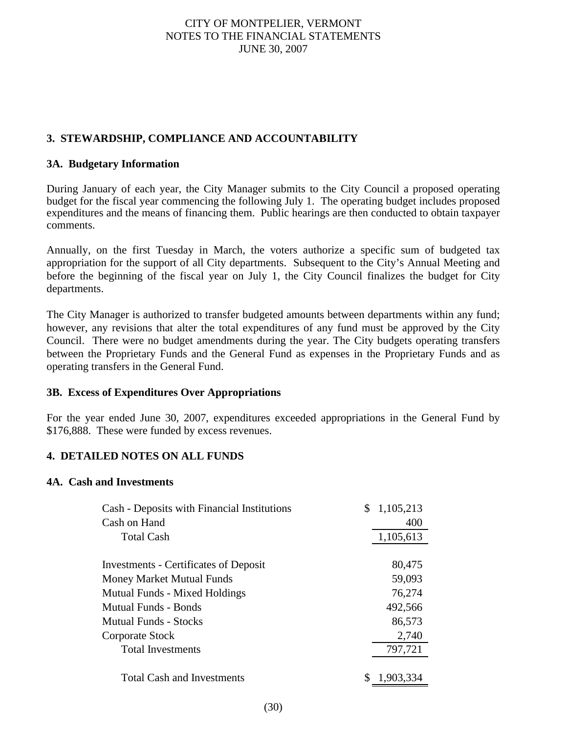## 3. STEWARDSHIP, COMPLIANCE AND ACCOUNTABILITY

### 3A. Budgetary Information

During January of each year, the City Manager submits to the City Council a proposed operating budget for the fiscal year commencing the following July 1. The operating budget includes proposed expenditures and the means of financing them. Public hearings are then conducted to obtain taxpayer comments.

Annually, on the first Tuesday in March, the voters authorize a specific sum of budgeted tax appropriation for the support of all City departments. Subsequent to the City's Annual Meeting and before the beginning of the fiscal year on July 1, the City Council finalizes the budget for City departments.

The City Manager is authorized to transfer budgeted amounts between departments within any fund; however, any revisions that alter the total expenditures of any fund must be approved by the City Council. There were no budget amendments during the year. The City budgets operating transfers between the Proprietary Funds and the General Fund as expenses in the Proprietary Funds and as operating transfers in the General Fund.

### 3B. Excess of Expenditures Over Appropriations

For the year ended June 30, 2007, expenditures exceeded appropriations in the General Fund by $176,888. These were funded by excess revenues.

## 4. DETAILED NOTES ON ALL FUNDS

### 4A. Cash and Investments

| | |
|---|---|
| Cash - Deposits with Financial Institutions | $ 1,105,213 |
| Cash on Hand | 400 |
| Total Cash | 1,105,613 |
| | |
| Investments - Certificates of Deposit | 80,475 |
| Money Market Mutual Funds | 59,093 |
| Mutual Funds - Mixed Holdings | 76,274 |
| Mutual Funds - Bonds | 492,566 |
| Mutual Funds - Stocks | 86,573 |
| Corporate Stock | 2,740 |
| Total Investments | 797,721 |
| | |
| Total Cash and Investments | $ 1,903,334 |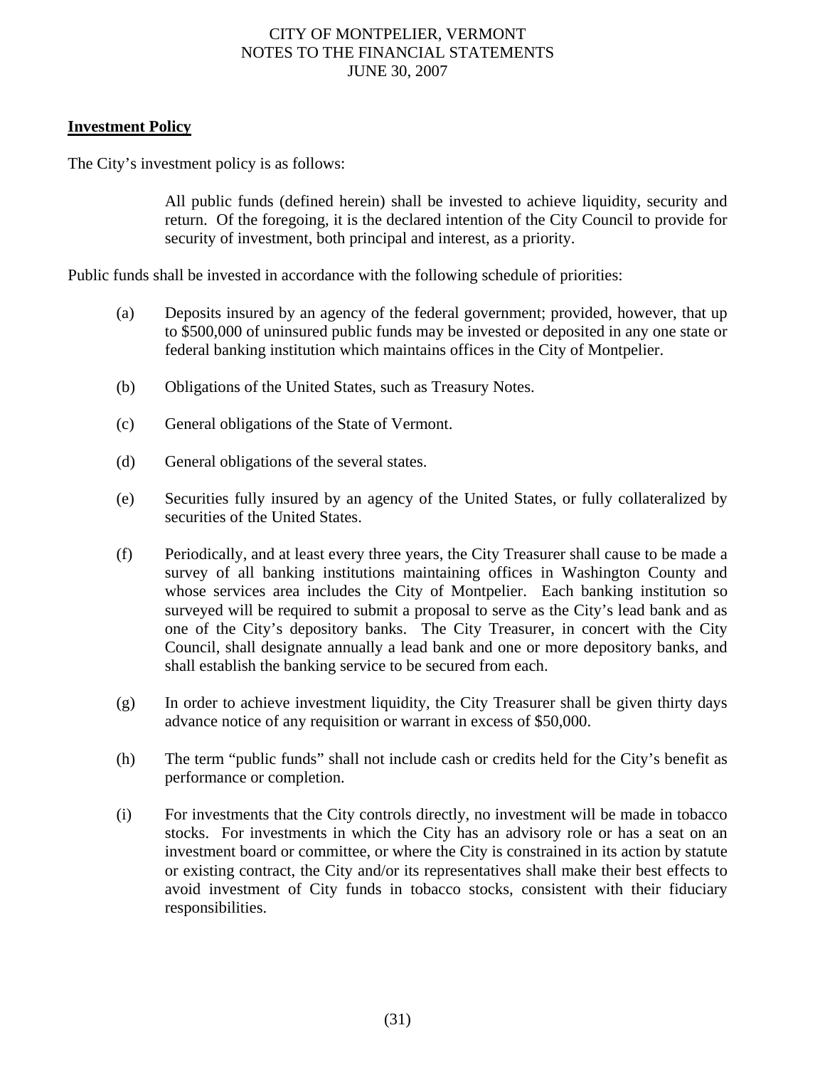## Investment Policy

The City's investment policy is as follows:

> All public funds (defined herein) shall be invested to achieve liquidity, security and return. Of the foregoing, it is the declared intention of the City Council to provide for security of investment, both principal and interest, as a priority.

Public funds shall be invested in accordance with the following schedule of priorities:

(a) Deposits insured by an agency of the federal government; provided, however, that up to $500,000 of uninsured public funds may be invested or deposited in any one state or federal banking institution which maintains offices in the City of Montpelier.

(b) Obligations of the United States, such as Treasury Notes.

(c) General obligations of the State of Vermont.

(d) General obligations of the several states.

(e) Securities fully insured by an agency of the United States, or fully collateralized by securities of the United States.

(f) Periodically, and at least every three years, the City Treasurer shall cause to be made a survey of all banking institutions maintaining offices in Washington County and whose services area includes the City of Montpelier. Each banking institution so surveyed will be required to submit a proposal to serve as the City's lead bank and as one of the City's depository banks. The City Treasurer, in concert with the City Council, shall designate annually a lead bank and one or more depository banks, and shall establish the banking service to be secured from each.

(g) In order to achieve investment liquidity, the City Treasurer shall be given thirty days advance notice of any requisition or warrant in excess of $50,000.

(h) The term "public funds" shall not include cash or credits held for the City's benefit as performance or completion.

(i) For investments that the City controls directly, no investment will be made in tobacco stocks. For investments in which the City has an advisory role or has a seat on an investment board or committee, or where the City is constrained in its action by statute or existing contract, the City and/or its representatives shall make their best effects to avoid investment of City funds in tobacco stocks, consistent with their fiduciary responsibilities.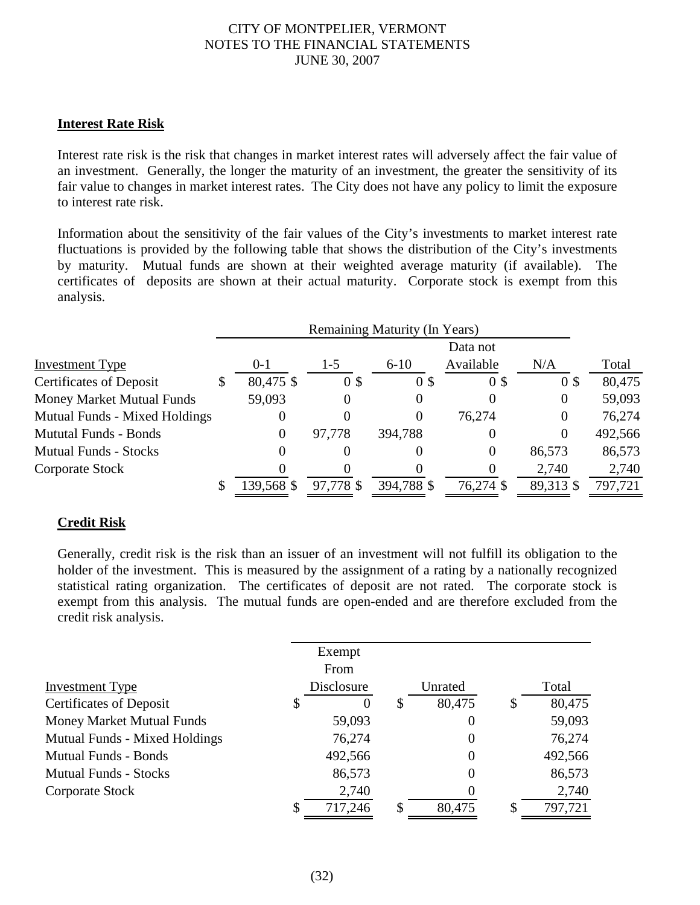## Interest Rate Risk

Interest rate risk is the risk that changes in market interest rates will adversely affect the fair value of an investment. Generally, the longer the maturity of an investment, the greater the sensitivity of its fair value to changes in market interest rates. The City does not have any policy to limit the exposure to interest rate risk.

Information about the sensitivity of the fair values of the City's investments to market interest rate fluctuations is provided by the following table that shows the distribution of the City's investments by maturity. Mutual funds are shown at their weighted average maturity (if available). The certificates of deposits are shown at their actual maturity. Corporate stock is exempt from this analysis.

| | Remaining Maturity (In Years) | | | | | |
|---|---|---|---|---|---|---|
| Investment Type | 0-1 | 1-5 | 6-10 | Data not Available | N/A | Total |
| Certificates of Deposit | $ 80,475 | $ 0 | $ 0 | $ 0 | $ 0 | $ 80,475 |
| Money Market Mutual Funds | 59,093 | 0 | 0 | 0 | 0 | 59,093 |
| Mutual Funds - Mixed Holdings | 0 | 0 | 0 | 76,274 | 0 | 76,274 |
| Mututal Funds - Bonds | 0 | 97,778 | 394,788 | 0 | 0 | 492,566 |
| Mutual Funds - Stocks | 0 | 0 | 0 | 0 | 86,573 | 86,573 |
| Corporate Stock | 0 | 0 | 0 | 0 | 2,740 | 2,740 |
| | $ 139,568 | $ 97,778 | $ 394,788 | $ 76,274 | $ 89,313 | $ 797,721 |

## Credit Risk

Generally, credit risk is the risk than an issuer of an investment will not fulfill its obligation to the holder of the investment. This is measured by the assignment of a rating by a nationally recognized statistical rating organization. The certificates of deposit are not rated. The corporate stock is exempt from this analysis. The mutual funds are open-ended and are therefore excluded from the credit risk analysis.

| Investment Type | Exempt From Disclosure | Unrated | Total |
|---|---|---|---|
| Certificates of Deposit | $ 0 | $ 80,475 | $ 80,475 |
| Money Market Mutual Funds | 59,093 | 0 | 59,093 |
| Mutual Funds - Mixed Holdings | 76,274 | 0 | 76,274 |
| Mutual Funds - Bonds | 492,566 | 0 | 492,566 |
| Mutual Funds - Stocks | 86,573 | 0 | 86,573 |
| Corporate Stock | 2,740 | 0 | 2,740 |
| | $ 717,246 | $ 80,475 | $ 797,721 |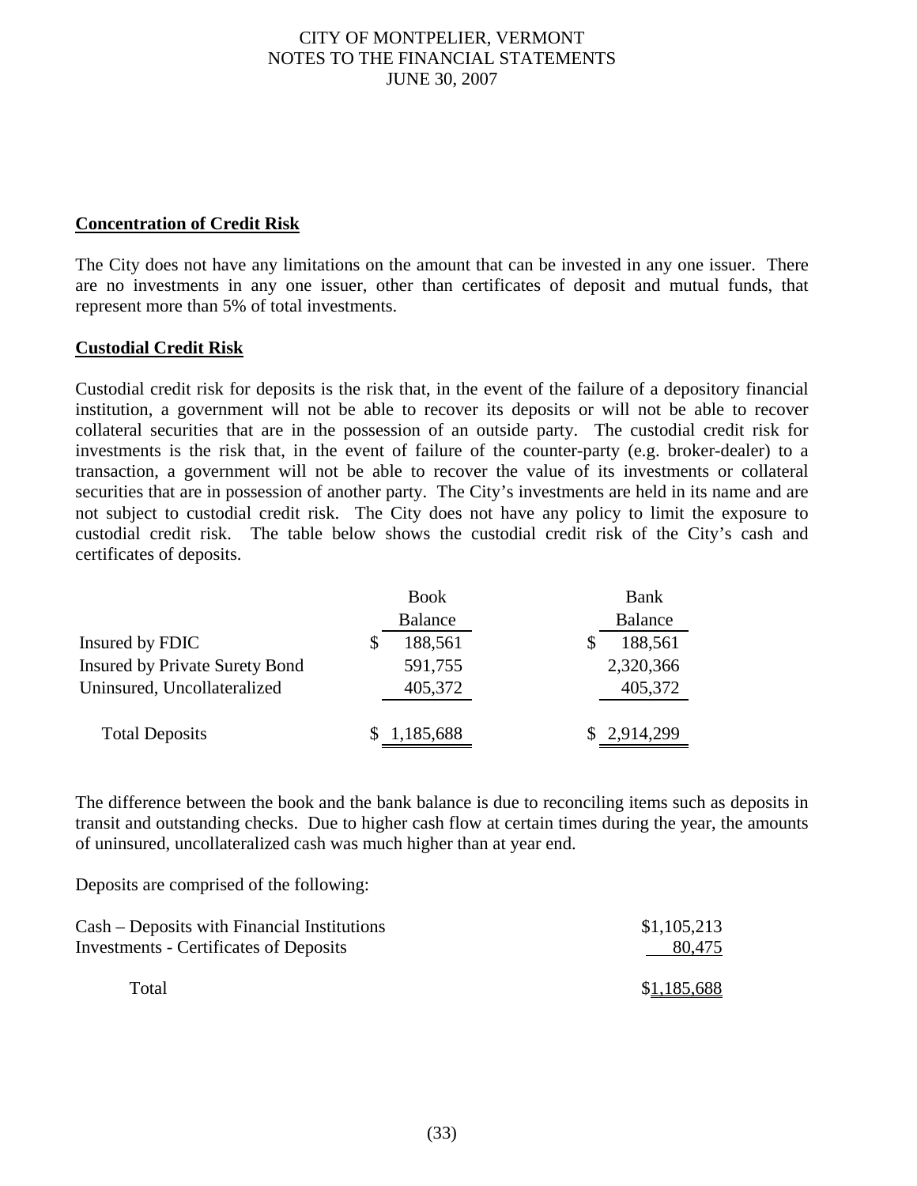**Concentration of Credit Risk**

The City does not have any limitations on the amount that can be invested in any one issuer. There are no investments in any one issuer, other than certificates of deposit and mutual funds, that represent more than 5% of total investments.

**Custodial Credit Risk**

Custodial credit risk for deposits is the risk that, in the event of the failure of a depository financial institution, a government will not be able to recover its deposits or will not be able to recover collateral securities that are in the possession of an outside party. The custodial credit risk for investments is the risk that, in the event of failure of the counter-party (e.g. broker-dealer) to a transaction, a government will not be able to recover the value of its investments or collateral securities that are in possession of another party. The City's investments are held in its name and are not subject to custodial credit risk. The City does not have any policy to limit the exposure to custodial credit risk. The table below shows the custodial credit risk of the City's cash and certificates of deposits.

| | Book Balance | Bank Balance |
|---|---|---|
| Insured by FDIC | $ 188,561 | $ 188,561 |
| Insured by Private Surety Bond | 591,755 | 2,320,366 |
| Uninsured, Uncollateralized | 405,372 | 405,372 |
| Total Deposits | $ 1,185,688 | $ 2,914,299 |

The difference between the book and the bank balance is due to reconciling items such as deposits in transit and outstanding checks. Due to higher cash flow at certain times during the year, the amounts of uninsured, uncollateralized cash was much higher than at year end.

Deposits are comprised of the following:

| | |
|---|---|
| Cash – Deposits with Financial Institutions | $1,105,213 |
| Investments - Certificates of Deposits | 80,475 |
| Total | $1,185,688 |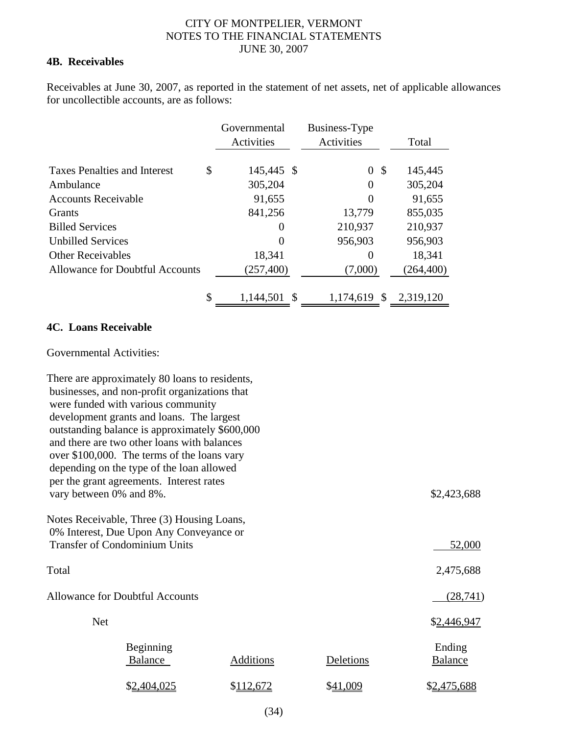CITY OF MONTPELIER, VERMONT
NOTES TO THE FINANCIAL STATEMENTS
JUNE 30, 2007

### 4B. Receivables

Receivables at June 30, 2007, as reported in the statement of net assets, net of applicable allowances for uncollectible accounts, are as follows:

| | Governmental Activities | Business-Type Activities | Total |
|---|---|---|---|
| Taxes Penalties and Interest | $ 145,445 | $ 0 | $ 145,445 |
| Ambulance | 305,204 | 0 | 305,204 |
| Accounts Receivable | 91,655 | 0 | 91,655 |
| Grants | 841,256 | 13,779 | 855,035 |
| Billed Services | 0 | 210,937 | 210,937 |
| Unbilled Services | 0 | 956,903 | 956,903 |
| Other Receivables | 18,341 | 0 | 18,341 |
| Allowance for Doubtful Accounts | (257,400) | (7,000) | (264,400) |
| | $ 1,144,501 | $ 1,174,619 | $ 2,319,120 |

### 4C. Loans Receivable

Governmental Activities:

| | |
|---|---|
| There are approximately 80 loans to residents, businesses, and non-profit organizations that were funded with various community development grants and loans. The largest outstanding balance is approximately $600,000 and there are two other loans with balances over $100,000. The terms of the loans vary depending on the type of the loan allowed per the grant agreements. Interest rates vary between 0% and 8%. | $2,423,688 |
| Notes Receivable, Three (3) Housing Loans, 0% Interest, Due Upon Any Conveyance or Transfer of Condominium Units | 52,000 |
| Total | 2,475,688 |
| Allowance for Doubtful Accounts | (28,741) |
| Net | $2,446,947 |

| Beginning Balance | Additions | Deletions | Ending Balance |
|---|---|---|---|
| $2,404,025 | $112,672 | $41,009 | $2,475,688 |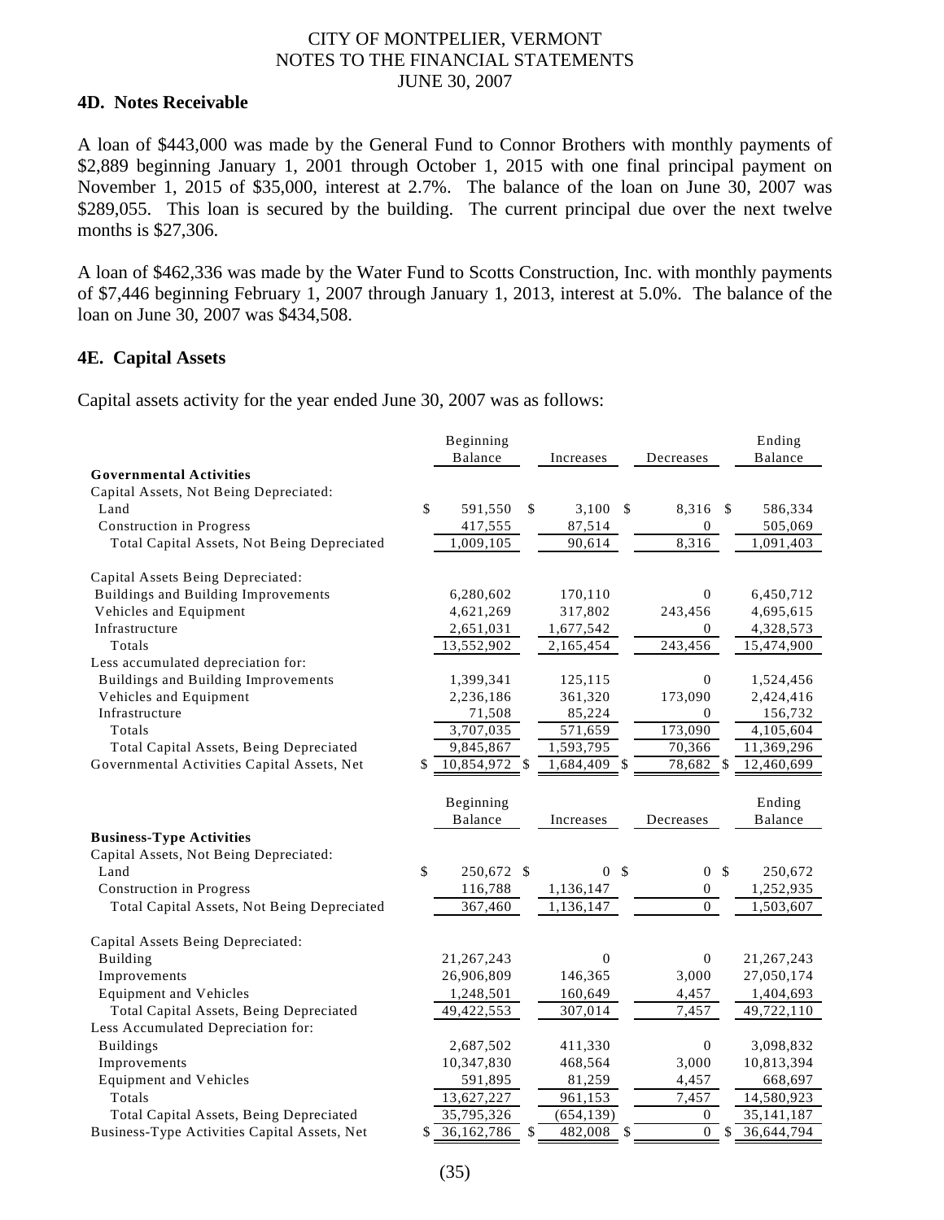CITY OF MONTPELIER, VERMONT
NOTES TO THE FINANCIAL STATEMENTS
JUNE 30, 2007

### 4D. Notes Receivable

A loan of $443,000 was made by the General Fund to Connor Brothers with monthly payments of $2,889 beginning January 1, 2001 through October 1, 2015 with one final principal payment on November 1, 2015 of $35,000, interest at 2.7%. The balance of the loan on June 30, 2007 was $289,055. This loan is secured by the building. The current principal due over the next twelve months is $27,306.

A loan of $462,336 was made by the Water Fund to Scotts Construction, Inc. with monthly payments of $7,446 beginning February 1, 2007 through January 1, 2013, interest at 5.0%. The balance of the loan on June 30, 2007 was $434,508.

### 4E. Capital Assets

Capital assets activity for the year ended June 30, 2007 was as follows:

| | Beginning Balance | Increases | Decreases | Ending Balance |
|---|---|---|---|---|
| **Governmental Activities** | | | | |
| Capital Assets, Not Being Depreciated: | | | | |
| Land | $ 591,550 | $ 3,100 | $ 8,316 | $ 586,334 |
| Construction in Progress | 417,555 | 87,514 | 0 | 505,069 |
| Total Capital Assets, Not Being Depreciated | 1,009,105 | 90,614 | 8,316 | 1,091,403 |
| | | | | |
| Capital Assets Being Depreciated: | | | | |
| Buildings and Building Improvements | 6,280,602 | 170,110 | 0 | 6,450,712 |
| Vehicles and Equipment | 4,621,269 | 317,802 | 243,456 | 4,695,615 |
| Infrastructure | 2,651,031 | 1,677,542 | 0 | 4,328,573 |
| Totals | 13,552,902 | 2,165,454 | 243,456 | 15,474,900 |
| Less accumulated depreciation for: | | | | |
| Buildings and Building Improvements | 1,399,341 | 125,115 | 0 | 1,524,456 |
| Vehicles and Equipment | 2,236,186 | 361,320 | 173,090 | 2,424,416 |
| Infrastructure | 71,508 | 85,224 | 0 | 156,732 |
| Totals | 3,707,035 | 571,659 | 173,090 | 4,105,604 |
| Total Capital Assets, Being Depreciated | 9,845,867 | 1,593,795 | 70,366 | 11,369,296 |
| Governmental Activities Capital Assets, Net | $ 10,854,972 | $ 1,684,409 | $ 78,682 | $ 12,460,699 |

| | Beginning Balance | Increases | Decreases | Ending Balance |
|---|---|---|---|---|
| **Business-Type Activities** | | | | |
| Capital Assets, Not Being Depreciated: | | | | |
| Land | $ 250,672 | $ 0 | $ 0 | $ 250,672 |
| Construction in Progress | 116,788 | 1,136,147 | 0 | 1,252,935 |
| Total Capital Assets, Not Being Depreciated | 367,460 | 1,136,147 | 0 | 1,503,607 |
| | | | | |
| Capital Assets Being Depreciated: | | | | |
| Building | 21,267,243 | 0 | 0 | 21,267,243 |
| Improvements | 26,906,809 | 146,365 | 3,000 | 27,050,174 |
| Equipment and Vehicles | 1,248,501 | 160,649 | 4,457 | 1,404,693 |
| Total Capital Assets, Being Depreciated | 49,422,553 | 307,014 | 7,457 | 49,722,110 |
| Less Accumulated Depreciation for: | | | | |
| Buildings | 2,687,502 | 411,330 | 0 | 3,098,832 |
| Improvements | 10,347,830 | 468,564 | 3,000 | 10,813,394 |
| Equipment and Vehicles | 591,895 | 81,259 | 4,457 | 668,697 |
| Totals | 13,627,227 | 961,153 | 7,457 | 14,580,923 |
| Total Capital Assets, Being Depreciated | 35,795,326 | (654,139) | 0 | 35,141,187 |
| Business-Type Activities Capital Assets, Net | $ 36,162,786 | $ 482,008 | $ 0 | $ 36,644,794 |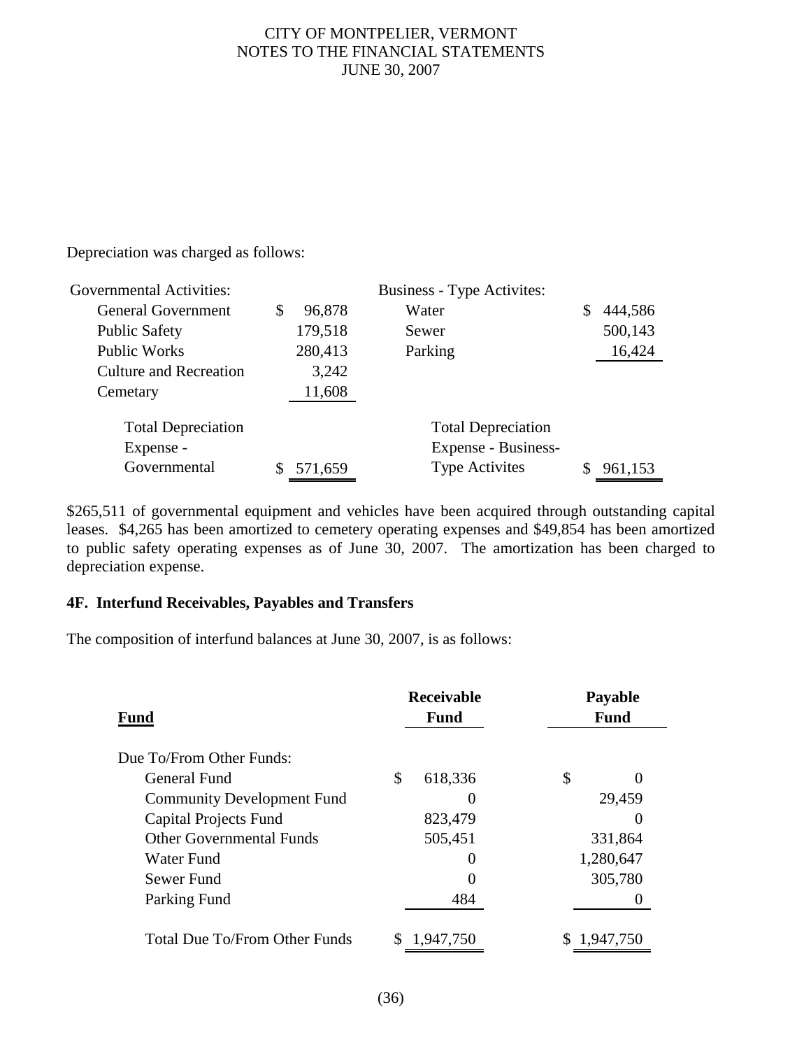Depreciation was charged as follows:

| Governmental Activities: | | Business - Type Activites: | |
|---|---|---|---|
| General Government | $ 96,878 | Water | $ 444,586 |
| Public Safety | 179,518 | Sewer | 500,143 |
| Public Works | 280,413 | Parking | 16,424 |
| Culture and Recreation | 3,242 | | |
| Cemetary | 11,608 | | |
| Total Depreciation Expense - Governmental | $ 571,659 | Total Depreciation Expense - Business-Type Activites | $ 961,153 |

$265,511 of governmental equipment and vehicles have been acquired through outstanding capital leases. $4,265 has been amortized to cemetery operating expenses and $49,854 has been amortized to public safety operating expenses as of June 30, 2007. The amortization has been charged to depreciation expense.

**4F. Interfund Receivables, Payables and Transfers**

The composition of interfund balances at June 30, 2007, is as follows:

| Fund | Receivable Fund | Payable Fund |
|---|---|---|
| Due To/From Other Funds: | | |
| General Fund | $ 618,336 | $ 0 |
| Community Development Fund | 0 | 29,459 |
| Capital Projects Fund | 823,479 | 0 |
| Other Governmental Funds | 505,451 | 331,864 |
| Water Fund | 0 | 1,280,647 |
| Sewer Fund | 0 | 305,780 |
| Parking Fund | 484 | 0 |
| Total Due To/From Other Funds | $ 1,947,750 | $ 1,947,750 |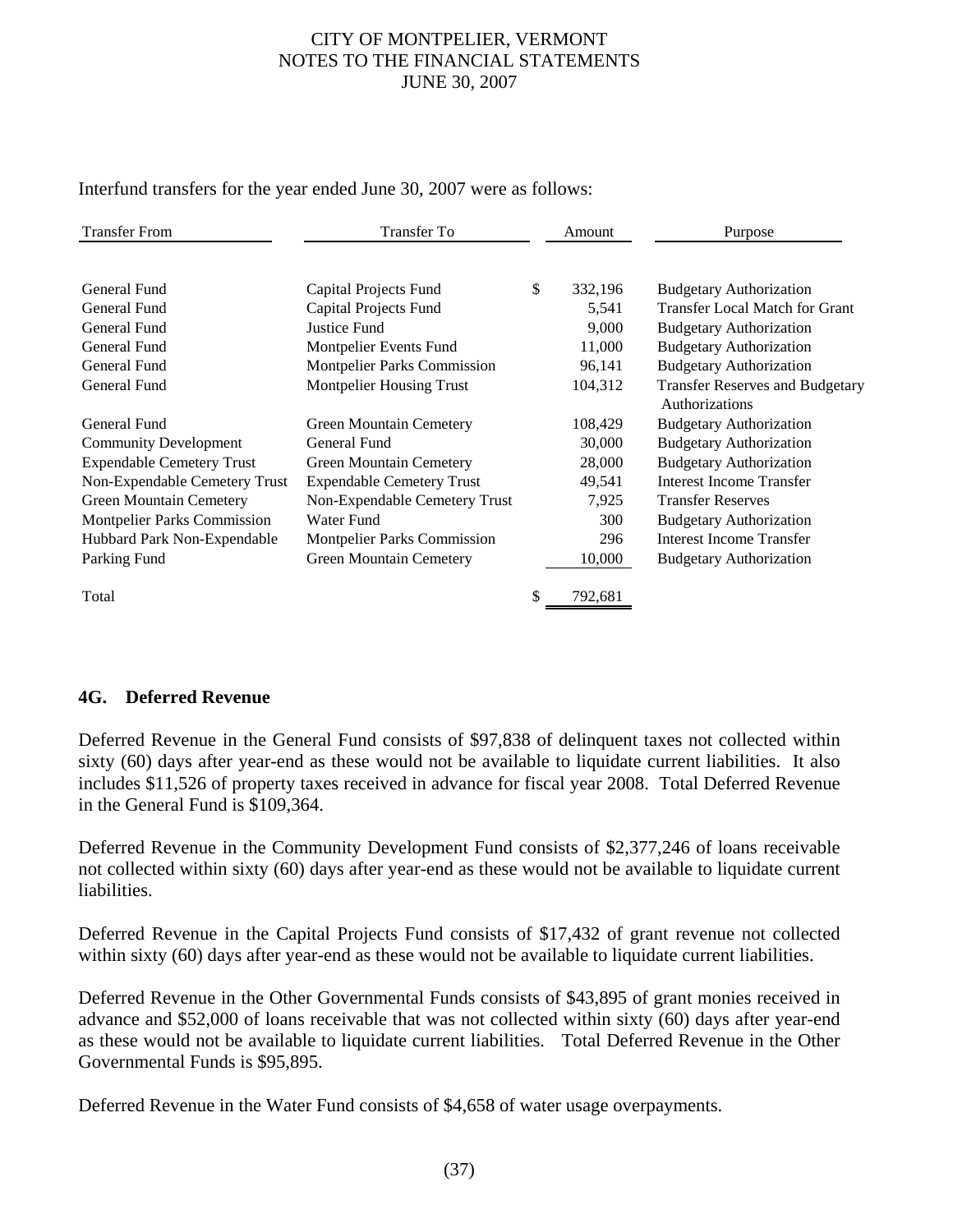Interfund transfers for the year ended June 30, 2007 were as follows:

| Transfer From | Transfer To | Amount | Purpose |
|---|---|---|---|
| General Fund | Capital Projects Fund | $ 332,196 | Budgetary Authorization |
| General Fund | Capital Projects Fund | 5,541 | Transfer Local Match for Grant |
| General Fund | Justice Fund | 9,000 | Budgetary Authorization |
| General Fund | Montpelier Events Fund | 11,000 | Budgetary Authorization |
| General Fund | Montpelier Parks Commission | 96,141 | Budgetary Authorization |
| General Fund | Montpelier Housing Trust | 104,312 | Transfer Reserves and Budgetary Authorizations |
| General Fund | Green Mountain Cemetery | 108,429 | Budgetary Authorization |
| Community Development | General Fund | 30,000 | Budgetary Authorization |
| Expendable Cemetery Trust | Green Mountain Cemetery | 28,000 | Budgetary Authorization |
| Non-Expendable Cemetery Trust | Expendable Cemetery Trust | 49,541 | Interest Income Transfer |
| Green Mountain Cemetery | Non-Expendable Cemetery Trust | 7,925 | Transfer Reserves |
| Montpelier Parks Commission | Water Fund | 300 | Budgetary Authorization |
| Hubbard Park Non-Expendable | Montpelier Parks Commission | 296 | Interest Income Transfer |
| Parking Fund | Green Mountain Cemetery | 10,000 | Budgetary Authorization |
| Total | | $ 792,681 | |

### 4G. Deferred Revenue

Deferred Revenue in the General Fund consists of $97,838 of delinquent taxes not collected within sixty (60) days after year-end as these would not be available to liquidate current liabilities. It also includes $11,526 of property taxes received in advance for fiscal year 2008. Total Deferred Revenue in the General Fund is $109,364.

Deferred Revenue in the Community Development Fund consists of $2,377,246 of loans receivable not collected within sixty (60) days after year-end as these would not be available to liquidate current liabilities.

Deferred Revenue in the Capital Projects Fund consists of $17,432 of grant revenue not collected within sixty (60) days after year-end as these would not be available to liquidate current liabilities.

Deferred Revenue in the Other Governmental Funds consists of $43,895 of grant monies received in advance and $52,000 of loans receivable that was not collected within sixty (60) days after year-end as these would not be available to liquidate current liabilities. Total Deferred Revenue in the Other Governmental Funds is $95,895.

Deferred Revenue in the Water Fund consists of $4,658 of water usage overpayments.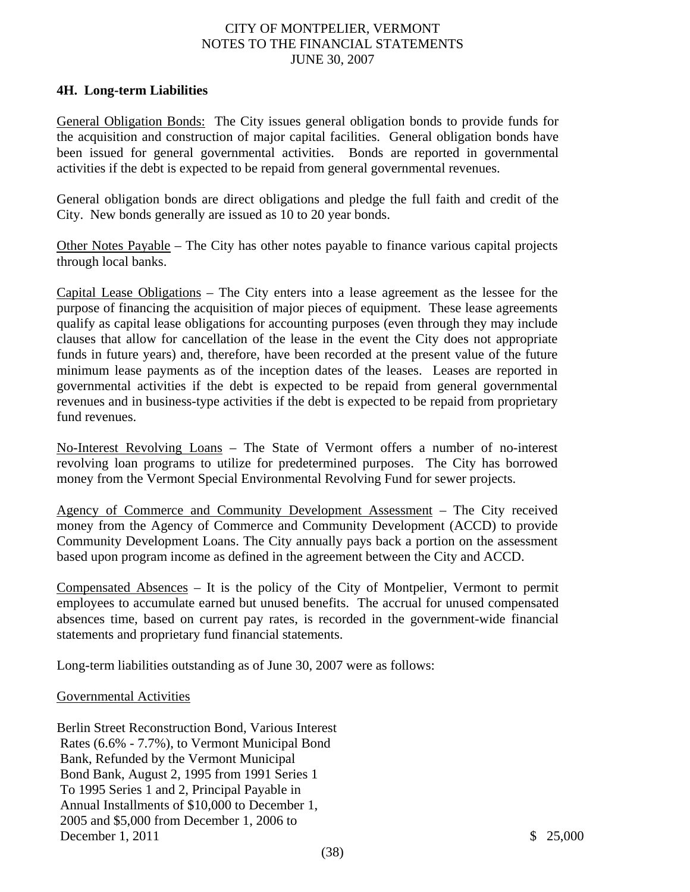### 4H. Long-term Liabilities

General Obligation Bonds: The City issues general obligation bonds to provide funds for the acquisition and construction of major capital facilities. General obligation bonds have been issued for general governmental activities. Bonds are reported in governmental activities if the debt is expected to be repaid from general governmental revenues.

General obligation bonds are direct obligations and pledge the full faith and credit of the City. New bonds generally are issued as 10 to 20 year bonds.

Other Notes Payable – The City has other notes payable to finance various capital projects through local banks.

Capital Lease Obligations – The City enters into a lease agreement as the lessee for the purpose of financing the acquisition of major pieces of equipment. These lease agreements qualify as capital lease obligations for accounting purposes (even through they may include clauses that allow for cancellation of the lease in the event the City does not appropriate funds in future years) and, therefore, have been recorded at the present value of the future minimum lease payments as of the inception dates of the leases. Leases are reported in governmental activities if the debt is expected to be repaid from general governmental revenues and in business-type activities if the debt is expected to be repaid from proprietary fund revenues.

No-Interest Revolving Loans – The State of Vermont offers a number of no-interest revolving loan programs to utilize for predetermined purposes. The City has borrowed money from the Vermont Special Environmental Revolving Fund for sewer projects.

Agency of Commerce and Community Development Assessment – The City received money from the Agency of Commerce and Community Development (ACCD) to provide Community Development Loans. The City annually pays back a portion on the assessment based upon program income as defined in the agreement between the City and ACCD.

Compensated Absences – It is the policy of the City of Montpelier, Vermont to permit employees to accumulate earned but unused benefits. The accrual for unused compensated absences time, based on current pay rates, is recorded in the government-wide financial statements and proprietary fund financial statements.

Long-term liabilities outstanding as of June 30, 2007 were as follows:

Governmental Activities

| | |
|---|---|
| Berlin Street Reconstruction Bond, Various Interest Rates (6.6% - 7.7%), to Vermont Municipal Bond Bank, Refunded by the Vermont Municipal Bond Bank, August 2, 1995 from 1991 Series 1 To 1995 Series 1 and 2, Principal Payable in Annual Installments of $10,000 to December 1, 2005 and $5,000 from December 1, 2006 to December 1, 2011 | $ 25,000 |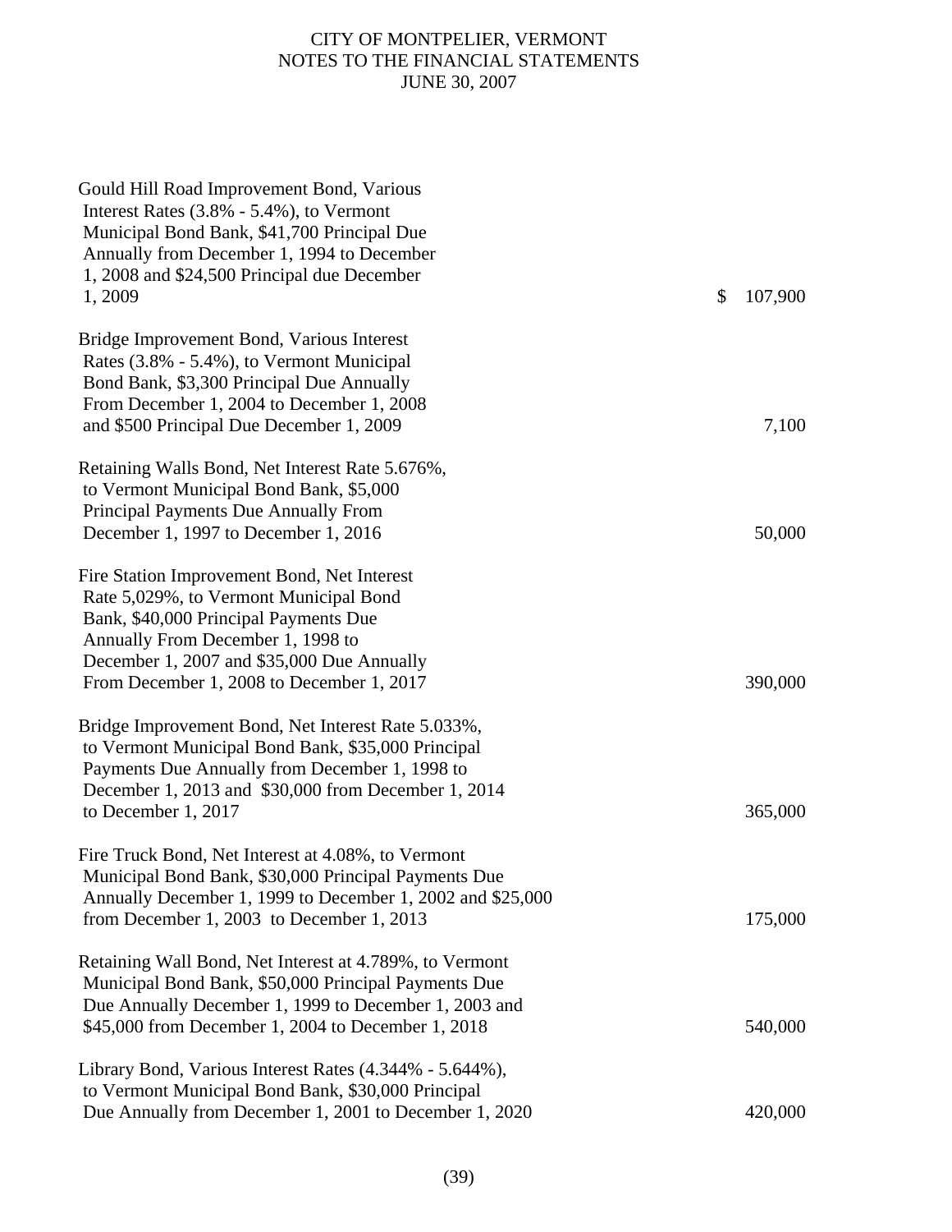| Description | Amount |
|---|---|
| Gould Hill Road Improvement Bond, Various Interest Rates (3.8% - 5.4%), to Vermont Municipal Bond Bank, $41,700 Principal Due Annually from December 1, 1994 to December 1, 2008 and $24,500 Principal due December 1, 2009 | $ 107,900 |
| Bridge Improvement Bond, Various Interest Rates (3.8% - 5.4%), to Vermont Municipal Bond Bank, $3,300 Principal Due Annually From December 1, 2004 to December 1, 2008 and $500 Principal Due December 1, 2009 | 7,100 |
| Retaining Walls Bond, Net Interest Rate 5.676%, to Vermont Municipal Bond Bank, $5,000 Principal Payments Due Annually From December 1, 1997 to December 1, 2016 | 50,000 |
| Fire Station Improvement Bond, Net Interest Rate 5,029%, to Vermont Municipal Bond Bank, $40,000 Principal Payments Due Annually From December 1, 1998 to December 1, 2007 and $35,000 Due Annually From December 1, 2008 to December 1, 2017 | 390,000 |
| Bridge Improvement Bond, Net Interest Rate 5.033%, to Vermont Municipal Bond Bank, $35,000 Principal Payments Due Annually from December 1, 1998 to December 1, 2013 and $30,000 from December 1, 2014 to December 1, 2017 | 365,000 |
| Fire Truck Bond, Net Interest at 4.08%, to Vermont Municipal Bond Bank, $30,000 Principal Payments Due Annually December 1, 1999 to December 1, 2002 and $25,000 from December 1, 2003 to December 1, 2013 | 175,000 |
| Retaining Wall Bond, Net Interest at 4.789%, to Vermont Municipal Bond Bank, $50,000 Principal Payments Due Due Annually December 1, 1999 to December 1, 2003 and $45,000 from December 1, 2004 to December 1, 2018 | 540,000 |
| Library Bond, Various Interest Rates (4.344% - 5.644%), to Vermont Municipal Bond Bank, $30,000 Principal Due Annually from December 1, 2001 to December 1, 2020 | 420,000 |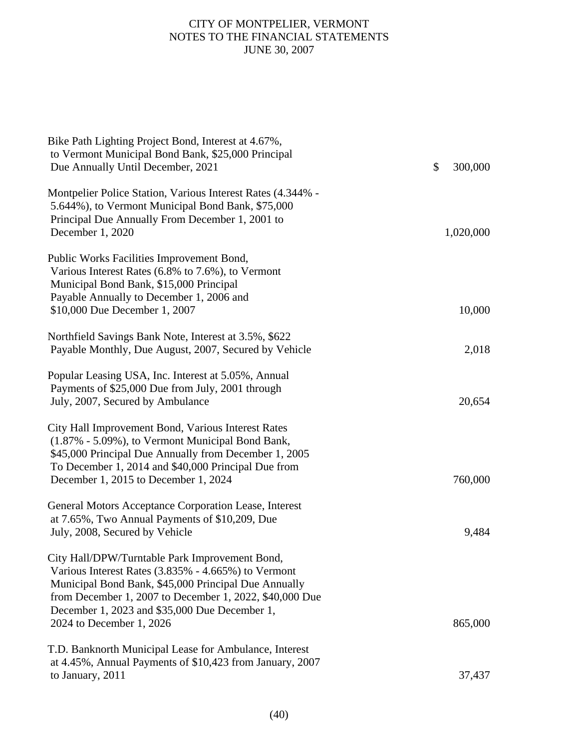| Description | Amount |
|---|---|
| Bike Path Lighting Project Bond, Interest at 4.67%, to Vermont Municipal Bond Bank, $25,000 Principal Due Annually Until December, 2021 | $ 300,000 |
| Montpelier Police Station, Various Interest Rates (4.344% - 5.644%), to Vermont Municipal Bond Bank, $75,000 Principal Due Annually From December 1, 2001 to December 1, 2020 | 1,020,000 |
| Public Works Facilities Improvement Bond, Various Interest Rates (6.8% to 7.6%), to Vermont Municipal Bond Bank, $15,000 Principal Payable Annually to December 1, 2006 and $10,000 Due December 1, 2007 | 10,000 |
| Northfield Savings Bank Note, Interest at 3.5%, $622 Payable Monthly, Due August, 2007, Secured by Vehicle | 2,018 |
| Popular Leasing USA, Inc. Interest at 5.05%, Annual Payments of $25,000 Due from July, 2001 through July, 2007, Secured by Ambulance | 20,654 |
| City Hall Improvement Bond, Various Interest Rates (1.87% - 5.09%), to Vermont Municipal Bond Bank, $45,000 Principal Due Annually from December 1, 2005 To December 1, 2014 and $40,000 Principal Due from December 1, 2015 to December 1, 2024 | 760,000 |
| General Motors Acceptance Corporation Lease, Interest at 7.65%, Two Annual Payments of $10,209, Due July, 2008, Secured by Vehicle | 9,484 |
| City Hall/DPW/Turntable Park Improvement Bond, Various Interest Rates (3.835% - 4.665%) to Vermont Municipal Bond Bank, $45,000 Principal Due Annually from December 1, 2007 to December 1, 2022, $40,000 Due December 1, 2023 and $35,000 Due December 1, 2024 to December 1, 2026 | 865,000 |
| T.D. Banknorth Municipal Lease for Ambulance, Interest at 4.45%, Annual Payments of $10,423 from January, 2007 to January, 2011 | 37,437 |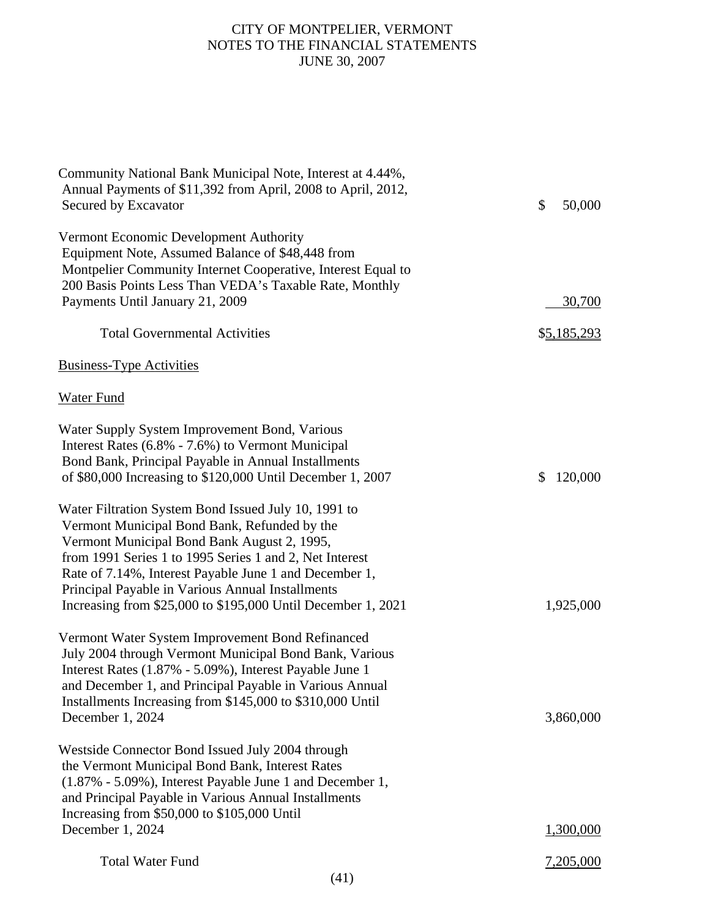| | |
|---|---|
| Community National Bank Municipal Note, Interest at 4.44%, Annual Payments of $11,392 from April, 2008 to April, 2012, Secured by Excavator | $ 50,000 |
| Vermont Economic Development Authority Equipment Note, Assumed Balance of $48,448 from Montpelier Community Internet Cooperative, Interest Equal to 200 Basis Points Less Than VEDA's Taxable Rate, Monthly Payments Until January 21, 2009 | 30,700 |
| Total Governmental Activities | $5,185,293 |

Business-Type Activities

Water Fund

| | |
|---|---|
| Water Supply System Improvement Bond, Various Interest Rates (6.8% - 7.6%) to Vermont Municipal Bond Bank, Principal Payable in Annual Installments of $80,000 Increasing to $120,000 Until December 1, 2007 | $ 120,000 |
| Water Filtration System Bond Issued July 10, 1991 to Vermont Municipal Bond Bank, Refunded by the Vermont Municipal Bond Bank August 2, 1995, from 1991 Series 1 to 1995 Series 1 and 2, Net Interest Rate of 7.14%, Interest Payable June 1 and December 1, Principal Payable in Various Annual Installments Increasing from $25,000 to $195,000 Until December 1, 2021 | 1,925,000 |
| Vermont Water System Improvement Bond Refinanced July 2004 through Vermont Municipal Bond Bank, Various Interest Rates (1.87% - 5.09%), Interest Payable June 1 and December 1, and Principal Payable in Various Annual Installments Increasing from $145,000 to $310,000 Until December 1, 2024 | 3,860,000 |
| Westside Connector Bond Issued July 2004 through the Vermont Municipal Bond Bank, Interest Rates (1.87% - 5.09%), Interest Payable June 1 and December 1, and Principal Payable in Various Annual Installments Increasing from $50,000 to $105,000 Until December 1, 2024 | 1,300,000 |
| Total Water Fund | 7,205,000 |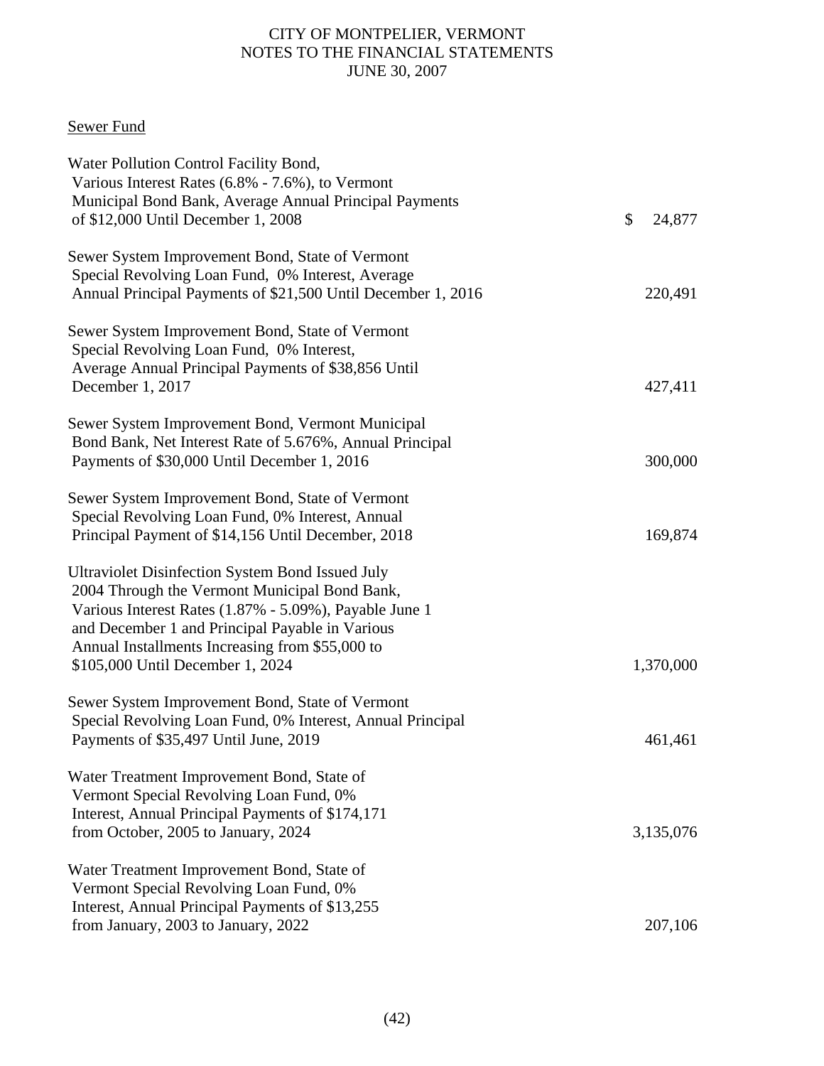Sewer Fund

| | |
|---|---|
| Water Pollution Control Facility Bond, Various Interest Rates (6.8% - 7.6%), to Vermont Municipal Bond Bank, Average Annual Principal Payments of $12,000 Until December 1, 2008 | $ 24,877 |
| Sewer System Improvement Bond, State of Vermont Special Revolving Loan Fund, 0% Interest, Average Annual Principal Payments of $21,500 Until December 1, 2016 | 220,491 |
| Sewer System Improvement Bond, State of Vermont Special Revolving Loan Fund, 0% Interest, Average Annual Principal Payments of $38,856 Until December 1, 2017 | 427,411 |
| Sewer System Improvement Bond, Vermont Municipal Bond Bank, Net Interest Rate of 5.676%, Annual Principal Payments of $30,000 Until December 1, 2016 | 300,000 |
| Sewer System Improvement Bond, State of Vermont Special Revolving Loan Fund, 0% Interest, Annual Principal Payment of $14,156 Until December, 2018 | 169,874 |
| Ultraviolet Disinfection System Bond Issued July 2004 Through the Vermont Municipal Bond Bank, Various Interest Rates (1.87% - 5.09%), Payable June 1 and December 1 and Principal Payable in Various Annual Installments Increasing from $55,000 to $105,000 Until December 1, 2024 | 1,370,000 |
| Sewer System Improvement Bond, State of Vermont Special Revolving Loan Fund, 0% Interest, Annual Principal Payments of $35,497 Until June, 2019 | 461,461 |
| Water Treatment Improvement Bond, State of Vermont Special Revolving Loan Fund, 0% Interest, Annual Principal Payments of $174,171 from October, 2005 to January, 2024 | 3,135,076 |
| Water Treatment Improvement Bond, State of Vermont Special Revolving Loan Fund, 0% Interest, Annual Principal Payments of $13,255 from January, 2003 to January, 2022 | 207,106 |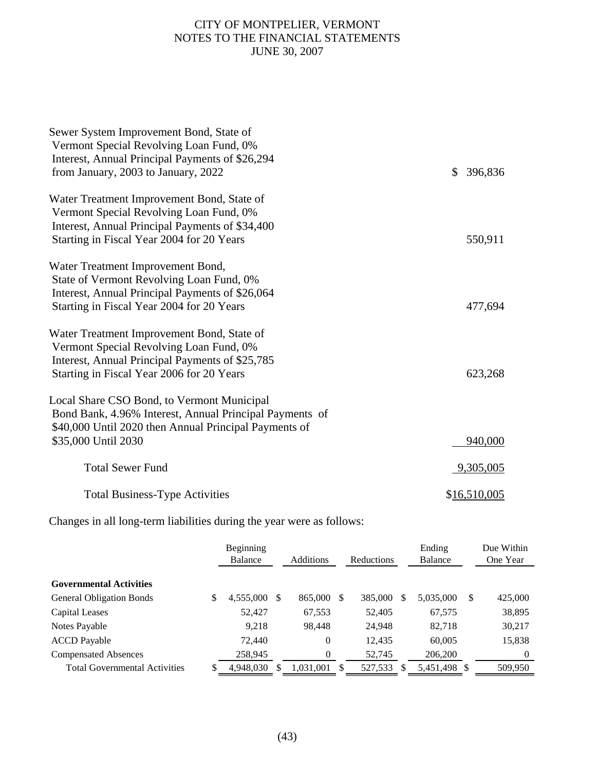| | |
|---|---|
| Sewer System Improvement Bond, State of Vermont Special Revolving Loan Fund, 0% Interest, Annual Principal Payments of $26,294 from January, 2003 to January, 2022 | $ 396,836 |
| Water Treatment Improvement Bond, State of Vermont Special Revolving Loan Fund, 0% Interest, Annual Principal Payments of $34,400 Starting in Fiscal Year 2004 for 20 Years | 550,911 |
| Water Treatment Improvement Bond, State of Vermont Revolving Loan Fund, 0% Interest, Annual Principal Payments of $26,064 Starting in Fiscal Year 2004 for 20 Years | 477,694 |
| Water Treatment Improvement Bond, State of Vermont Special Revolving Loan Fund, 0% Interest, Annual Principal Payments of $25,785 Starting in Fiscal Year 2006 for 20 Years | 623,268 |
| Local Share CSO Bond, to Vermont Municipal Bond Bank, 4.96% Interest, Annual Principal Payments of $40,000 Until 2020 then Annual Principal Payments of $35,000 Until 2030 | 940,000 |
| Total Sewer Fund | 9,305,005 |
| Total Business-Type Activities | $16,510,005 |

Changes in all long-term liabilities during the year were as follows:

| | Beginning Balance | Additions | Reductions | Ending Balance | Due Within One Year |
|---|---|---|---|---|---|
| **Governmental Activities** | | | | | |
| General Obligation Bonds | $ 4,555,000 | $ 865,000 | $ 385,000 | $ 5,035,000 | $ 425,000 |
| Capital Leases | 52,427 | 67,553 | 52,405 | 67,575 | 38,895 |
| Notes Payable | 9,218 | 98,448 | 24,948 | 82,718 | 30,217 |
| ACCD Payable | 72,440 | 0 | 12,435 | 60,005 | 15,838 |
| Compensated Absences | 258,945 | 0 | 52,745 | 206,200 | 0 |
| Total Governmental Activities | $ 4,948,030 | $ 1,031,001 | $ 527,533 | $ 5,451,498 | $ 509,950 |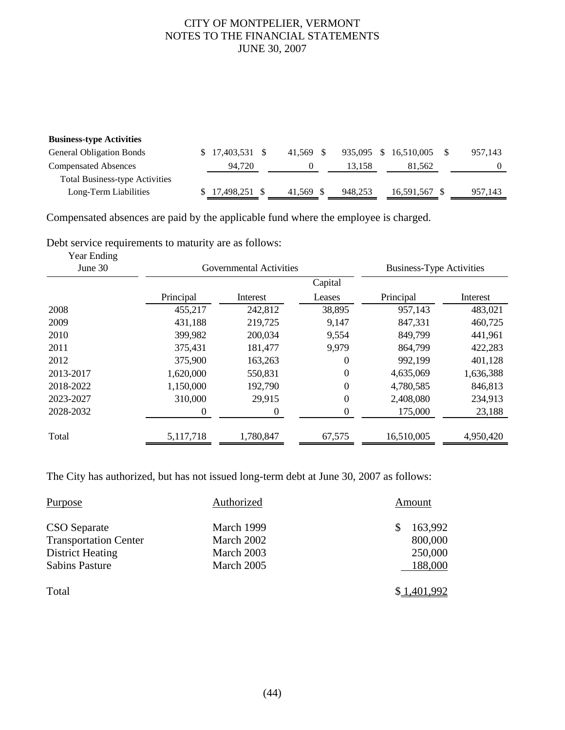**Business-type Activities**

| | | | | | |
|---|---|---|---|---|---|
| General Obligation Bonds | $ 17,403,531 | $ 41,569 | $ 935,095 | $ 16,510,005 | $ 957,143 |
| Compensated Absences | 94,720 | 0 | 13,158 | 81,562 | 0 |
| Total Business-type Activities Long-Term Liabilities | $ 17,498,251 | $ 41,569 | $ 948,253 | 16,591,567 | $ 957,143 |

Compensated absences are paid by the applicable fund where the employee is charged.

Debt service requirements to maturity are as follows:

| Year Ending June 30 | Governmental Activities | | | Business-Type Activities | |
|---|---|---|---|---|---|
| | Principal | Interest | Capital Leases | Principal | Interest |
| 2008 | 455,217 | 242,812 | 38,895 | 957,143 | 483,021 |
| 2009 | 431,188 | 219,725 | 9,147 | 847,331 | 460,725 |
| 2010 | 399,982 | 200,034 | 9,554 | 849,799 | 441,961 |
| 2011 | 375,431 | 181,477 | 9,979 | 864,799 | 422,283 |
| 2012 | 375,900 | 163,263 | 0 | 992,199 | 401,128 |
| 2013-2017 | 1,620,000 | 550,831 | 0 | 4,635,069 | 1,636,388 |
| 2018-2022 | 1,150,000 | 192,790 | 0 | 4,780,585 | 846,813 |
| 2023-2027 | 310,000 | 29,915 | 0 | 2,408,080 | 234,913 |
| 2028-2032 | 0 | 0 | 0 | 175,000 | 23,188 |
| Total | 5,117,718 | 1,780,847 | 67,575 | 16,510,005 | 4,950,420 |

The City has authorized, but has not issued long-term debt at June 30, 2007 as follows:

| Purpose | Authorized | Amount |
|---|---|---|
| CSO Separate | March 1999 | $ 163,992 |
| Transportation Center | March 2002 | 800,000 |
| District Heating | March 2003 | 250,000 |
| Sabins Pasture | March 2005 | 188,000 |
| Total | | $ 1,401,992 |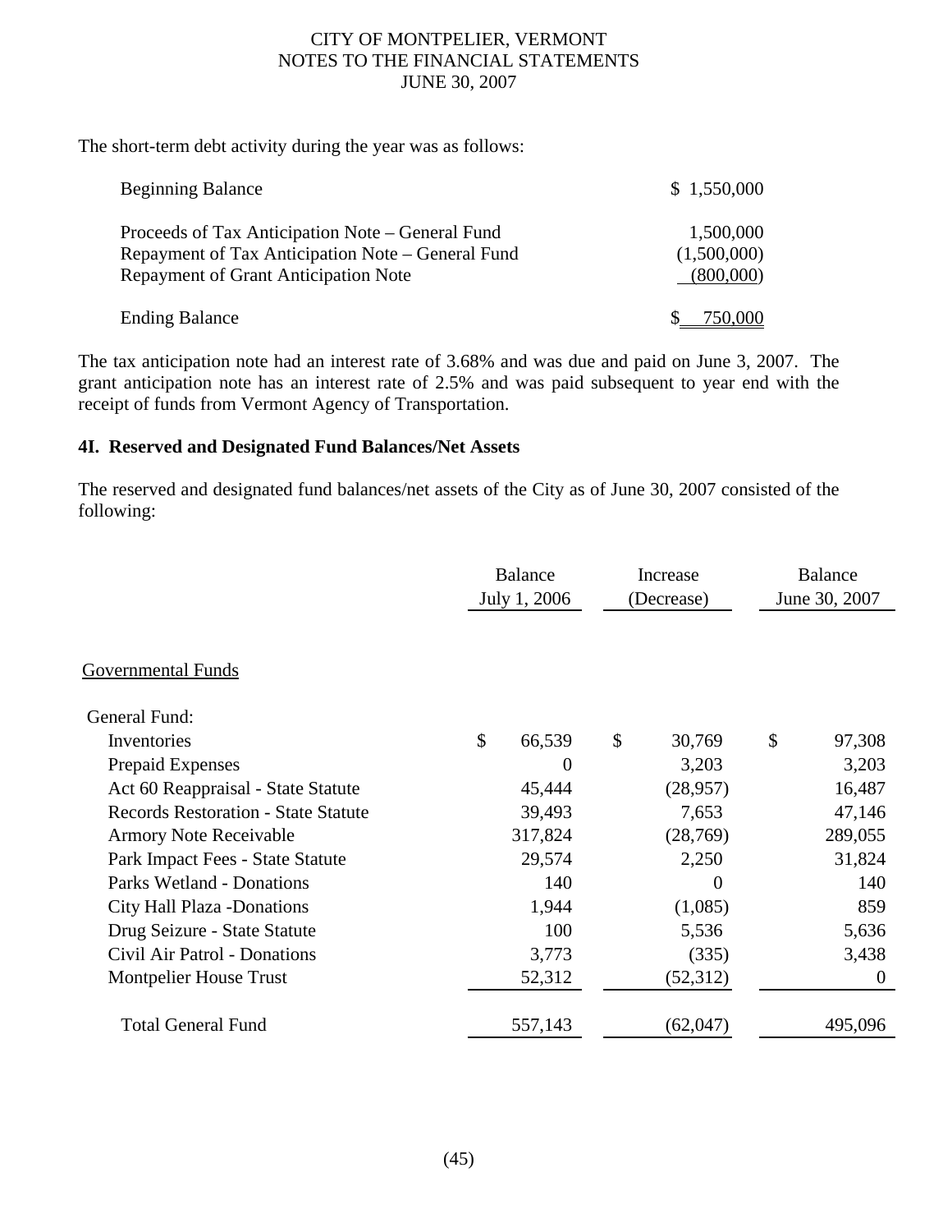The short-term debt activity during the year was as follows:

| | |
|---|---|
| Beginning Balance | $ 1,550,000 |
| Proceeds of Tax Anticipation Note – General Fund | 1,500,000 |
| Repayment of Tax Anticipation Note – General Fund | (1,500,000) |
| Repayment of Grant Anticipation Note | (800,000) |
| Ending Balance | $ 750,000 |

The tax anticipation note had an interest rate of 3.68% and was due and paid on June 3, 2007. The grant anticipation note has an interest rate of 2.5% and was paid subsequent to year end with the receipt of funds from Vermont Agency of Transportation.

**4I. Reserved and Designated Fund Balances/Net Assets**

The reserved and designated fund balances/net assets of the City as of June 30, 2007 consisted of the following:

| | Balance July 1, 2006 | Increase (Decrease) | Balance June 30, 2007 |
|---|---|---|---|
| Governmental Funds | | | |
| General Fund: | | | |
| Inventories | $ 66,539 | $ 30,769 | $ 97,308 |
| Prepaid Expenses | 0 | 3,203 | 3,203 |
| Act 60 Reappraisal - State Statute | 45,444 | (28,957) | 16,487 |
| Records Restoration - State Statute | 39,493 | 7,653 | 47,146 |
| Armory Note Receivable | 317,824 | (28,769) | 289,055 |
| Park Impact Fees - State Statute | 29,574 | 2,250 | 31,824 |
| Parks Wetland - Donations | 140 | 0 | 140 |
| City Hall Plaza -Donations | 1,944 | (1,085) | 859 |
| Drug Seizure - State Statute | 100 | 5,536 | 5,636 |
| Civil Air Patrol - Donations | 3,773 | (335) | 3,438 |
| Montpelier House Trust | 52,312 | (52,312) | 0 |
| Total General Fund | 557,143 | (62,047) | 495,096 |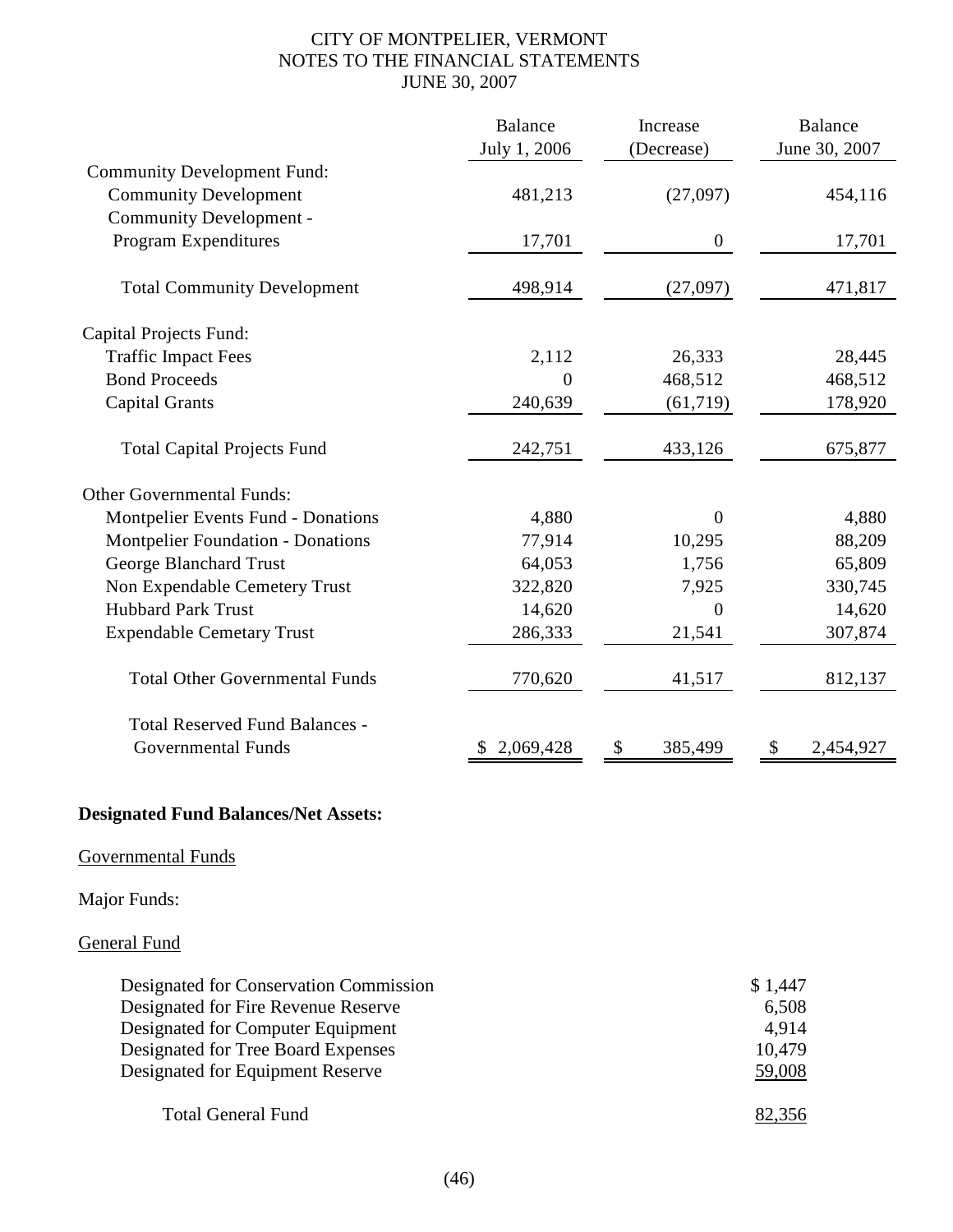CITY OF MONTPELIER, VERMONT
NOTES TO THE FINANCIAL STATEMENTS
JUNE 30, 2007

| | Balance July 1, 2006 | Increase (Decrease) | Balance June 30, 2007 |
|---|---|---|---|
| Community Development Fund: | | | |
| Community Development | 481,213 | (27,097) | 454,116 |
| Community Development - Program Expenditures | 17,701 | 0 | 17,701 |
| Total Community Development | 498,914 | (27,097) | 471,817 |
| Capital Projects Fund: | | | |
| Traffic Impact Fees | 2,112 | 26,333 | 28,445 |
| Bond Proceeds | 0 | 468,512 | 468,512 |
| Capital Grants | 240,639 | (61,719) | 178,920 |
| Total Capital Projects Fund | 242,751 | 433,126 | 675,877 |
| Other Governmental Funds: | | | |
| Montpelier Events Fund - Donations | 4,880 | 0 | 4,880 |
| Montpelier Foundation - Donations | 77,914 | 10,295 | 88,209 |
| George Blanchard Trust | 64,053 | 1,756 | 65,809 |
| Non Expendable Cemetery Trust | 322,820 | 7,925 | 330,745 |
| Hubbard Park Trust | 14,620 | 0 | 14,620 |
| Expendable Cemetary Trust | 286,333 | 21,541 | 307,874 |
| Total Other Governmental Funds | 770,620 | 41,517 | 812,137 |
| Total Reserved Fund Balances - Governmental Funds | $ 2,069,428 | $ 385,499 | $ 2,454,927 |

**Designated Fund Balances/Net Assets:**

Governmental Funds

Major Funds:

General Fund

| | |
|---|---|
| Designated for Conservation Commission | $ 1,447 |
| Designated for Fire Revenue Reserve | 6,508 |
| Designated for Computer Equipment | 4,914 |
| Designated for Tree Board Expenses | 10,479 |
| Designated for Equipment Reserve | 59,008 |
| Total General Fund | 82,356 |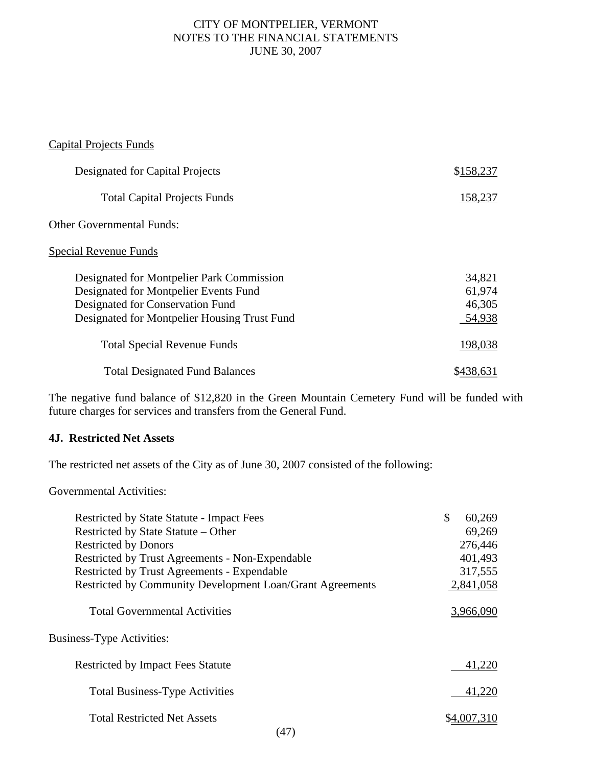Capital Projects Funds

| | |
|---|---|
| Designated for Capital Projects | $158,237 |
| Total Capital Projects Funds | 158,237 |

Other Governmental Funds:

Special Revenue Funds

| | |
|---|---|
| Designated for Montpelier Park Commission | 34,821 |
| Designated for Montpelier Events Fund | 61,974 |
| Designated for Conservation Fund | 46,305 |
| Designated for Montpelier Housing Trust Fund | 54,938 |
| Total Special Revenue Funds | 198,038 |
| Total Designated Fund Balances | $438,631 |

The negative fund balance of $12,820 in the Green Mountain Cemetery Fund will be funded with future charges for services and transfers from the General Fund.

### 4J. Restricted Net Assets

The restricted net assets of the City as of June 30, 2007 consisted of the following:

Governmental Activities:

| | |
|---|---|
| Restricted by State Statute - Impact Fees | $ 60,269 |
| Restricted by State Statute – Other | 69,269 |
| Restricted by Donors | 276,446 |
| Restricted by Trust Agreements - Non-Expendable | 401,493 |
| Restricted by Trust Agreements - Expendable | 317,555 |
| Restricted by Community Development Loan/Grant Agreements | 2,841,058 |
| Total Governmental Activities | 3,966,090 |

Business-Type Activities:

| | |
|---|---|
| Restricted by Impact Fees Statute | 41,220 |
| Total Business-Type Activities | 41,220 |
| Total Restricted Net Assets | $4,007,310 |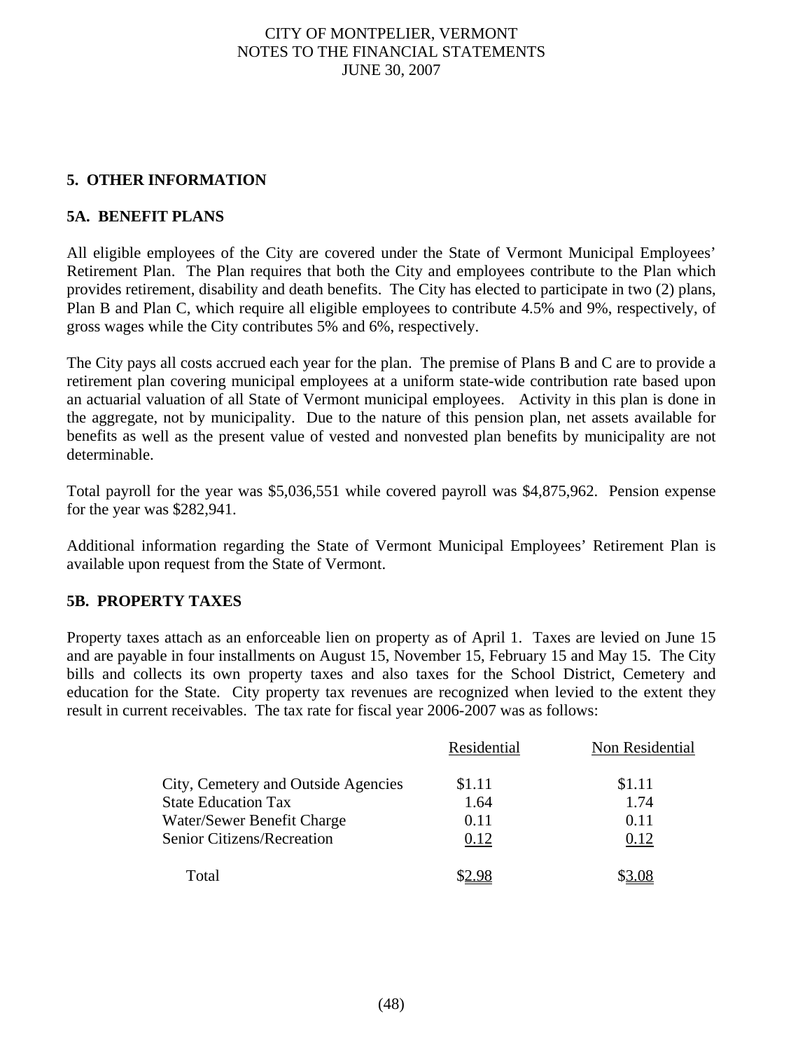## 5. OTHER INFORMATION

### 5A. BENEFIT PLANS

All eligible employees of the City are covered under the State of Vermont Municipal Employees' Retirement Plan. The Plan requires that both the City and employees contribute to the Plan which provides retirement, disability and death benefits. The City has elected to participate in two (2) plans, Plan B and Plan C, which require all eligible employees to contribute 4.5% and 9%, respectively, of gross wages while the City contributes 5% and 6%, respectively.

The City pays all costs accrued each year for the plan. The premise of Plans B and C are to provide a retirement plan covering municipal employees at a uniform state-wide contribution rate based upon an actuarial valuation of all State of Vermont municipal employees. Activity in this plan is done in the aggregate, not by municipality. Due to the nature of this pension plan, net assets available for benefits as well as the present value of vested and nonvested plan benefits by municipality are not determinable.

Total payroll for the year was $5,036,551 while covered payroll was $4,875,962. Pension expense for the year was $282,941.

Additional information regarding the State of Vermont Municipal Employees' Retirement Plan is available upon request from the State of Vermont.

### 5B. PROPERTY TAXES

Property taxes attach as an enforceable lien on property as of April 1. Taxes are levied on June 15 and are payable in four installments on August 15, November 15, February 15 and May 15. The City bills and collects its own property taxes and also taxes for the School District, Cemetery and education for the State. City property tax revenues are recognized when levied to the extent they result in current receivables. The tax rate for fiscal year 2006-2007 was as follows:

| | Residential | Non Residential |
|---|---|---|
| City, Cemetery and Outside Agencies | $1.11 | $1.11 |
| State Education Tax | 1.64 | 1.74 |
| Water/Sewer Benefit Charge | 0.11 | 0.11 |
| Senior Citizens/Recreation | 0.12 | 0.12 |
| Total | $2.98 | $3.08 |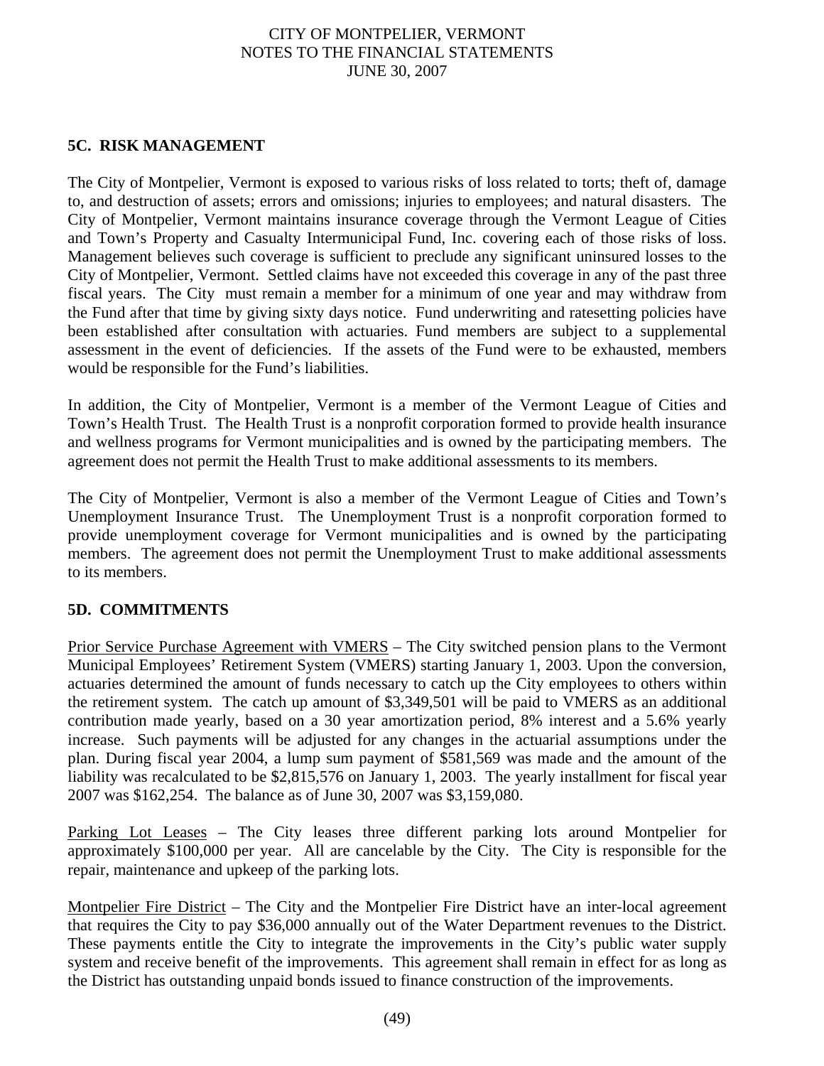## 5C. RISK MANAGEMENT

The City of Montpelier, Vermont is exposed to various risks of loss related to torts; theft of, damage to, and destruction of assets; errors and omissions; injuries to employees; and natural disasters. The City of Montpelier, Vermont maintains insurance coverage through the Vermont League of Cities and Town's Property and Casualty Intermunicipal Fund, Inc. covering each of those risks of loss. Management believes such coverage is sufficient to preclude any significant uninsured losses to the City of Montpelier, Vermont. Settled claims have not exceeded this coverage in any of the past three fiscal years. The City must remain a member for a minimum of one year and may withdraw from the Fund after that time by giving sixty days notice. Fund underwriting and ratesetting policies have been established after consultation with actuaries. Fund members are subject to a supplemental assessment in the event of deficiencies. If the assets of the Fund were to be exhausted, members would be responsible for the Fund's liabilities.

In addition, the City of Montpelier, Vermont is a member of the Vermont League of Cities and Town's Health Trust. The Health Trust is a nonprofit corporation formed to provide health insurance and wellness programs for Vermont municipalities and is owned by the participating members. The agreement does not permit the Health Trust to make additional assessments to its members.

The City of Montpelier, Vermont is also a member of the Vermont League of Cities and Town's Unemployment Insurance Trust. The Unemployment Trust is a nonprofit corporation formed to provide unemployment coverage for Vermont municipalities and is owned by the participating members. The agreement does not permit the Unemployment Trust to make additional assessments to its members.

## 5D. COMMITMENTS

Prior Service Purchase Agreement with VMERS – The City switched pension plans to the Vermont Municipal Employees' Retirement System (VMERS) starting January 1, 2003. Upon the conversion, actuaries determined the amount of funds necessary to catch up the City employees to others within the retirement system. The catch up amount of $3,349,501 will be paid to VMERS as an additional contribution made yearly, based on a 30 year amortization period, 8% interest and a 5.6% yearly increase. Such payments will be adjusted for any changes in the actuarial assumptions under the plan. During fiscal year 2004, a lump sum payment of $581,569 was made and the amount of the liability was recalculated to be $2,815,576 on January 1, 2003. The yearly installment for fiscal year 2007 was $162,254. The balance as of June 30, 2007 was $3,159,080.

Parking Lot Leases – The City leases three different parking lots around Montpelier for approximately $100,000 per year. All are cancelable by the City. The City is responsible for the repair, maintenance and upkeep of the parking lots.

Montpelier Fire District – The City and the Montpelier Fire District have an inter-local agreement that requires the City to pay $36,000 annually out of the Water Department revenues to the District. These payments entitle the City to integrate the improvements in the City's public water supply system and receive benefit of the improvements. This agreement shall remain in effect for as long as the District has outstanding unpaid bonds issued to finance construction of the improvements.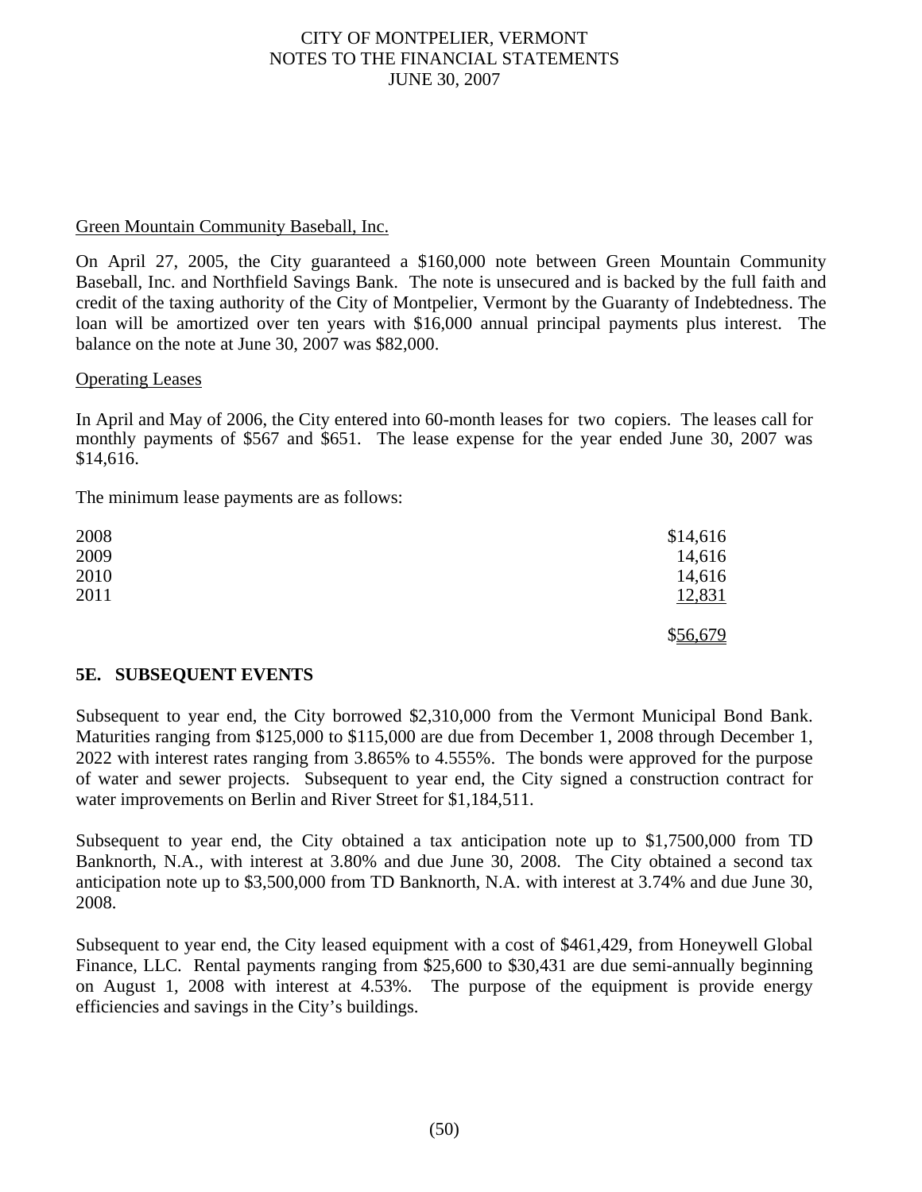Green Mountain Community Baseball, Inc.

On April 27, 2005, the City guaranteed a $160,000 note between Green Mountain Community Baseball, Inc. and Northfield Savings Bank. The note is unsecured and is backed by the full faith and credit of the taxing authority of the City of Montpelier, Vermont by the Guaranty of Indebtedness. The loan will be amortized over ten years with $16,000 annual principal payments plus interest. The balance on the note at June 30, 2007 was $82,000.

Operating Leases

In April and May of 2006, the City entered into 60-month leases for two copiers. The leases call for monthly payments of $567 and $651. The lease expense for the year ended June 30, 2007 was $14,616.

The minimum lease payments are as follows:

| | |
|---|---:|
| 2008 | $14,616 |
| 2009 | 14,616 |
| 2010 | 14,616 |
| 2011 | 12,831 |
| | $56,679 |

## 5E. SUBSEQUENT EVENTS

Subsequent to year end, the City borrowed $2,310,000 from the Vermont Municipal Bond Bank. Maturities ranging from $125,000 to $115,000 are due from December 1, 2008 through December 1, 2022 with interest rates ranging from 3.865% to 4.555%. The bonds were approved for the purpose of water and sewer projects. Subsequent to year end, the City signed a construction contract for water improvements on Berlin and River Street for $1,184,511.

Subsequent to year end, the City obtained a tax anticipation note up to $1,7500,000 from TD Banknorth, N.A., with interest at 3.80% and due June 30, 2008. The City obtained a second tax anticipation note up to $3,500,000 from TD Banknorth, N.A. with interest at 3.74% and due June 30, 2008.

Subsequent to year end, the City leased equipment with a cost of $461,429, from Honeywell Global Finance, LLC. Rental payments ranging from $25,600 to $30,431 are due semi-annually beginning on August 1, 2008 with interest at 4.53%. The purpose of the equipment is provide energy efficiencies and savings in the City's buildings.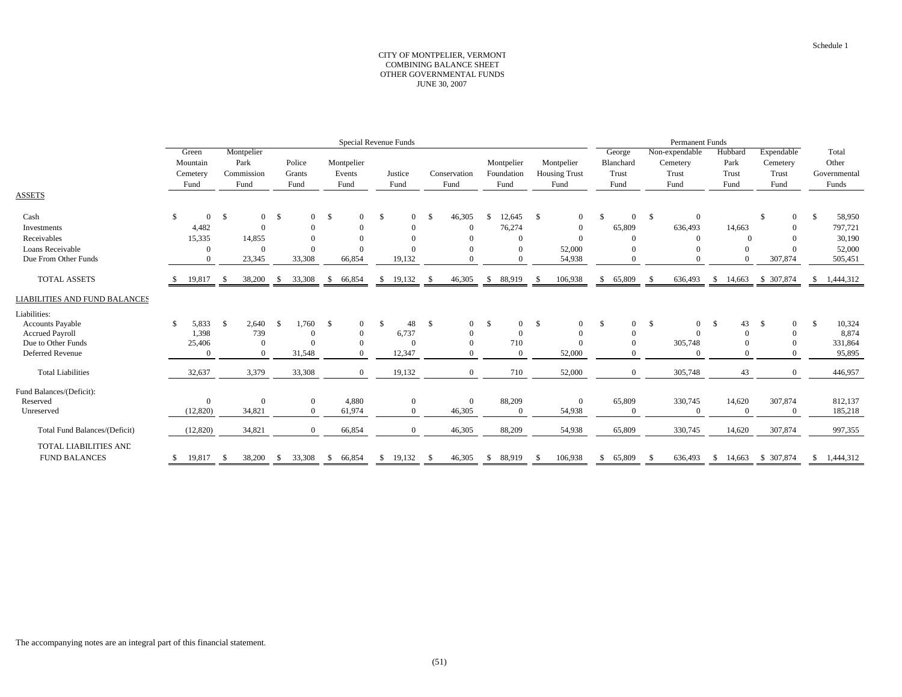Schedule 1

# CITY OF MONTPELIER, VERMONT
## COMBINING BALANCE SHEET
## OTHER GOVERNMENTAL FUNDS
## JUNE 30, 2007

| | Special Revenue Funds | | | | | | | | Permanent Funds | | | | |
|---|---|---|---|---|---|---|---|---|---|---|---|---|---|
| | Green Mountain Cemetery Fund | Montpelier Park Commission Fund | Police Grants Fund | Montpelier Events Fund | Justice Fund | Conservation Fund | Montpelier Foundation Fund | Montpelier Housing Trust Fund | George Blanchard Trust Fund | Non-expendable Cemetery Trust Fund | Hubbard Park Trust Fund | Expendable Cemetery Trust Fund | Total Other Governmental Funds |
| ASSETS | | | | | | | | | | | | | |
| Cash | $ 0 | $ 0 | $ 0 | $ 0 | $ 0 | $ 46,305 | $ 12,645 | $ 0 | $ 0 | $ 0 | | $ 0 | $ 58,950 |
| Investments | 4,482 | 0 | 0 | 0 | 0 | 0 | 76,274 | 0 | 65,809 | 636,493 | 14,663 | 0 | 797,721 |
| Receivables | 15,335 | 14,855 | 0 | 0 | 0 | 0 | 0 | 0 | 0 | 0 | 0 | 0 | 30,190 |
| Loans Receivable | 0 | 0 | 0 | 0 | 0 | 0 | 0 | 52,000 | 0 | 0 | 0 | 0 | 52,000 |
| Due From Other Funds | 0 | 23,345 | 33,308 | 66,854 | 19,132 | 0 | 0 | 54,938 | 0 | 0 | 0 | 307,874 | 505,451 |
| TOTAL ASSETS | $ 19,817 | $ 38,200 | $ 33,308 | $ 66,854 | $ 19,132 | $ 46,305 | $ 88,919 | $ 106,938 | $ 65,809 | $ 636,493 | $ 14,663 | $ 307,874 | $ 1,444,312 |
| LIABILITIES AND FUND BALANCES | | | | | | | | | | | | | |
| Liabilities: | | | | | | | | | | | | | |
| Accounts Payable | $ 5,833 | $ 2,640 | $ 1,760 | $ 0 | $ 48 | $ 0 | $ 0 | $ 0 | $ 0 | $ 0 | $ 43 | $ 0 | $ 10,324 |
| Accrued Payroll | 1,398 | 739 | 0 | 0 | 6,737 | 0 | 0 | 0 | 0 | 0 | 0 | 0 | 8,874 |
| Due to Other Funds | 25,406 | 0 | 0 | 0 | 0 | 0 | 710 | 0 | 0 | 305,748 | 0 | 0 | 331,864 |
| Deferred Revenue | 0 | 0 | 31,548 | 0 | 12,347 | 0 | 0 | 52,000 | 0 | 0 | 0 | 0 | 95,895 |
| Total Liabilities | 32,637 | 3,379 | 33,308 | 0 | 19,132 | 0 | 710 | 52,000 | 0 | 305,748 | 43 | 0 | 446,957 |
| Fund Balances/(Deficit): | | | | | | | | | | | | | |
| Reserved | 0 | 0 | 0 | 4,880 | 0 | 0 | 88,209 | 0 | 65,809 | 330,745 | 14,620 | 307,874 | 812,137 |
| Unreserved | (12,820) | 34,821 | 0 | 61,974 | 0 | 46,305 | 0 | 54,938 | 0 | 0 | 0 | 0 | 185,218 |
| Total Fund Balances/(Deficit) | (12,820) | 34,821 | 0 | 66,854 | 0 | 46,305 | 88,209 | 54,938 | 65,809 | 330,745 | 14,620 | 307,874 | 997,355 |
| TOTAL LIABILITIES AND FUND BALANCES | $ 19,817 | $ 38,200 | $ 33,308 | $ 66,854 | $ 19,132 | $ 46,305 | $ 88,919 | $ 106,938 | $ 65,809 | $ 636,493 | $ 14,663 | $ 307,874 | $ 1,444,312 |

The accompanying notes are an integral part of this financial statement.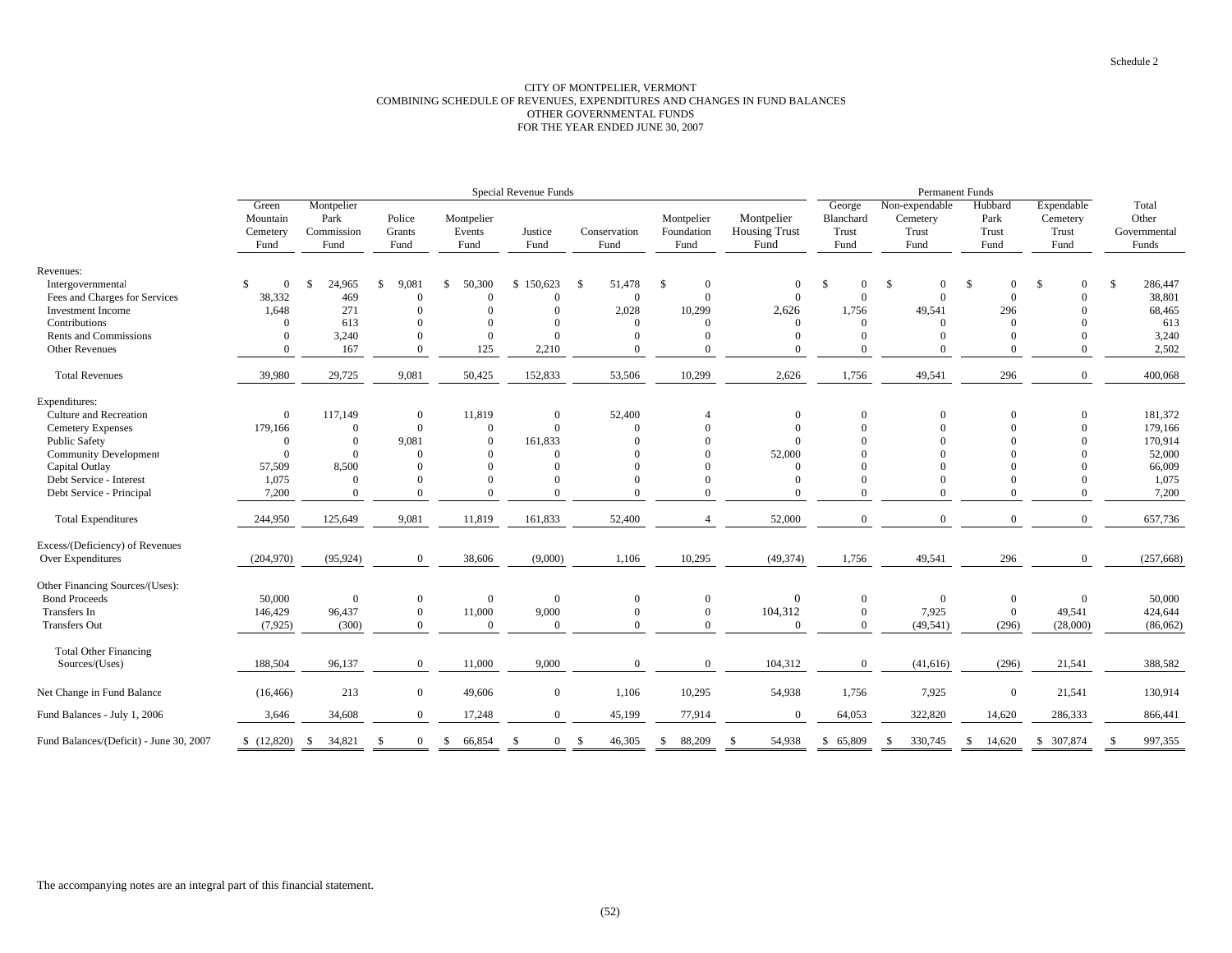Schedule 2

CITY OF MONTPELIER, VERMONT
COMBINING SCHEDULE OF REVENUES, EXPENDITURES AND CHANGES IN FUND BALANCES
OTHER GOVERNMENTAL FUNDS
FOR THE YEAR ENDED JUNE 30, 2007

| | Special Revenue Funds | | | | | | | | Permanent Funds | | | | |
|---|---|---|---|---|---|---|---|---|---|---|---|---|---|
| | Green Mountain Cemetery Fund | Montpelier Park Commission Fund | Police Grants Fund | Montpelier Events Fund | Justice Fund | Conservation Fund | Montpelier Foundation Fund | Montpelier Housing Trust Fund | George Blanchard Trust Fund | Non-expendable Cemetery Trust Fund | Hubbard Park Trust Fund | Expendable Cemetery Trust Fund | Total Other Governmental Funds |
| **Revenues:** | | | | | | | | | | | | | |
| Intergovernmental | $ 0 | $ 24,965 | $ 9,081 | $ 50,300 | $ 150,623 | $ 51,478 | $ 0 | 0 | $ 0 | $ 0 | $ 0 | $ 0 | $ 286,447 |
| Fees and Charges for Services | 38,332 | 469 | 0 | 0 | 0 | 0 | 0 | 0 | 0 | 0 | 0 | 0 | 38,801 |
| Investment Income | 1,648 | 271 | 0 | 0 | 0 | 2,028 | 10,299 | 2,626 | 1,756 | 49,541 | 296 | 0 | 68,465 |
| Contributions | 0 | 613 | 0 | 0 | 0 | 0 | 0 | 0 | 0 | 0 | 0 | 0 | 613 |
| Rents and Commissions | 0 | 3,240 | 0 | 0 | 0 | 0 | 0 | 0 | 0 | 0 | 0 | 0 | 3,240 |
| Other Revenues | 0 | 167 | 0 | 125 | 2,210 | 0 | 0 | 0 | 0 | 0 | 0 | 0 | 2,502 |
| Total Revenues | 39,980 | 29,725 | 9,081 | 50,425 | 152,833 | 53,506 | 10,299 | 2,626 | 1,756 | 49,541 | 296 | 0 | 400,068 |
| **Expenditures:** | | | | | | | | | | | | | |
| Culture and Recreation | 0 | 117,149 | 0 | 11,819 | 0 | 52,400 | 4 | 0 | 0 | 0 | 0 | 0 | 181,372 |
| Cemetery Expenses | 179,166 | 0 | 0 | 0 | 0 | 0 | 0 | 0 | 0 | 0 | 0 | 0 | 179,166 |
| Public Safety | 0 | 0 | 9,081 | 0 | 161,833 | 0 | 0 | 0 | 0 | 0 | 0 | 0 | 170,914 |
| Community Development | 0 | 0 | 0 | 0 | 0 | 0 | 0 | 52,000 | 0 | 0 | 0 | 0 | 52,000 |
| Capital Outlay | 57,509 | 8,500 | 0 | 0 | 0 | 0 | 0 | 0 | 0 | 0 | 0 | 0 | 66,009 |
| Debt Service - Interest | 1,075 | 0 | 0 | 0 | 0 | 0 | 0 | 0 | 0 | 0 | 0 | 0 | 1,075 |
| Debt Service - Principal | 7,200 | 0 | 0 | 0 | 0 | 0 | 0 | 0 | 0 | 0 | 0 | 0 | 7,200 |
| Total Expenditures | 244,950 | 125,649 | 9,081 | 11,819 | 161,833 | 52,400 | 4 | 52,000 | 0 | 0 | 0 | 0 | 657,736 |
| Excess/(Deficiency) of Revenues Over Expenditures | (204,970) | (95,924) | 0 | 38,606 | (9,000) | 1,106 | 10,295 | (49,374) | 1,756 | 49,541 | 296 | 0 | (257,668) |
| **Other Financing Sources/(Uses):** | | | | | | | | | | | | | |
| Bond Proceeds | 50,000 | 0 | 0 | 0 | 0 | 0 | 0 | 0 | 0 | 0 | 0 | 0 | 50,000 |
| Transfers In | 146,429 | 96,437 | 0 | 11,000 | 9,000 | 0 | 0 | 104,312 | 0 | 7,925 | 0 | 49,541 | 424,644 |
| Transfers Out | (7,925) | (300) | 0 | 0 | 0 | 0 | 0 | 0 | 0 | (49,541) | (296) | (28,000) | (86,062) |
| Total Other Financing Sources/(Uses) | 188,504 | 96,137 | 0 | 11,000 | 9,000 | 0 | 0 | 104,312 | 0 | (41,616) | (296) | 21,541 | 388,582 |
| Net Change in Fund Balance | (16,466) | 213 | 0 | 49,606 | 0 | 1,106 | 10,295 | 54,938 | 1,756 | 7,925 | 0 | 21,541 | 130,914 |
| Fund Balances - July 1, 2006 | 3,646 | 34,608 | 0 | 17,248 | 0 | 45,199 | 77,914 | 0 | 64,053 | 322,820 | 14,620 | 286,333 | 866,441 |
| Fund Balances/(Deficit) - June 30, 2007 | $ (12,820) | $ 34,821 | $ 0 | $ 66,854 | $ 0 | $ 46,305 | $ 88,209 | $ 54,938 | $ 65,809 | $ 330,745 | $ 14,620 | $ 307,874 | $ 997,355 |

The accompanying notes are an integral part of this financial statement.